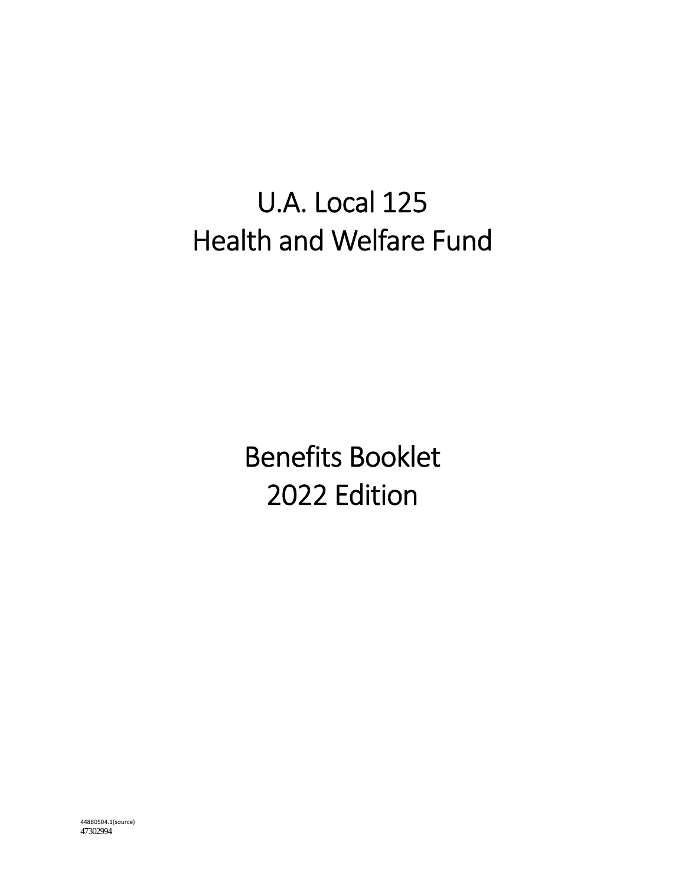# U.A. Local 125
# Health and Welfare Fund

# Benefits Booklet
# 2022 Edition

44880504.1(source)
47302994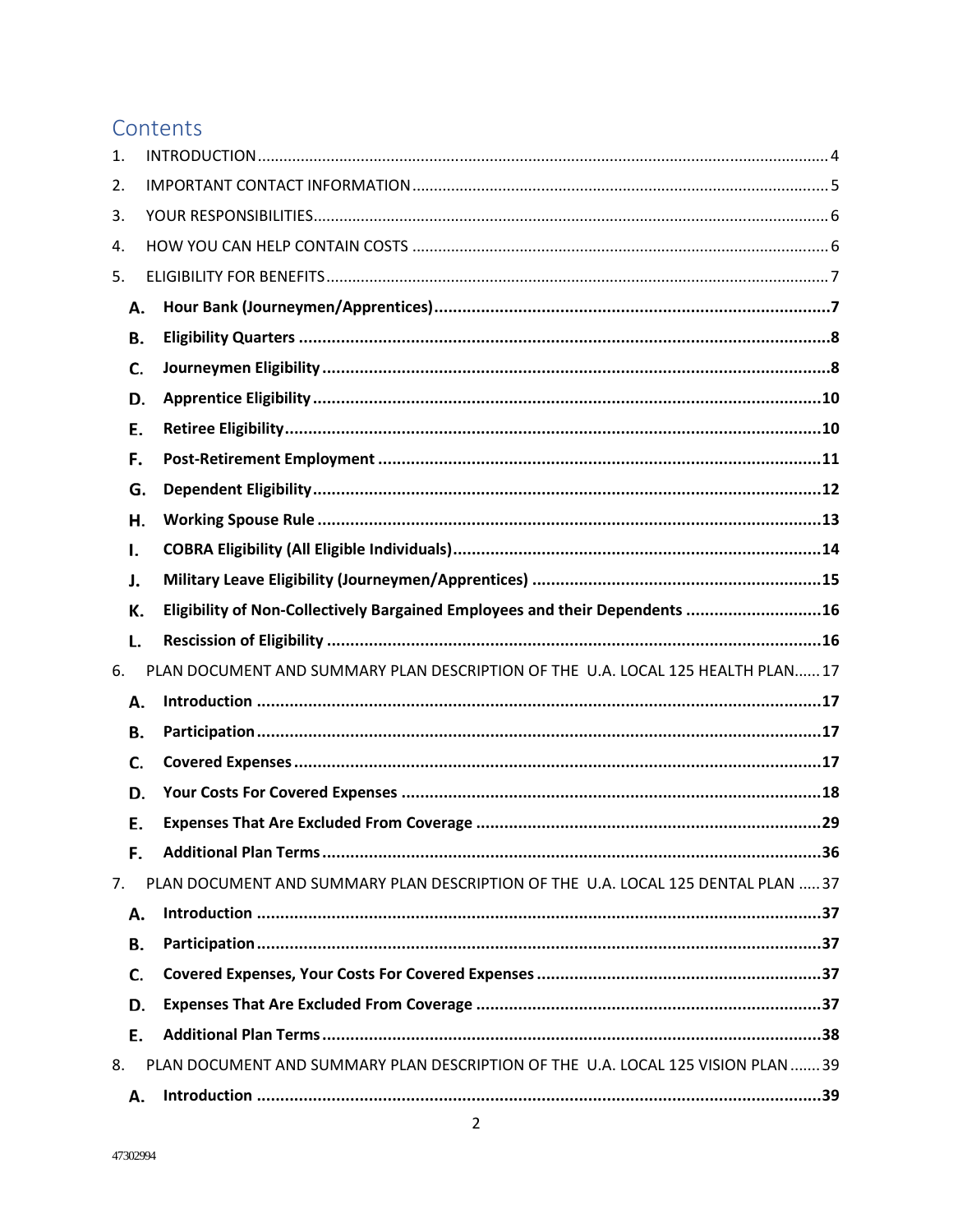# Contents

1. INTRODUCTION .................................................................... 4
2. IMPORTANT CONTACT INFORMATION .................................................................... 5
3. YOUR RESPONSIBILITIES .................................................................... 6
4. HOW YOU CAN HELP CONTAIN COSTS .................................................................... 6
5. ELIGIBILITY FOR BENEFITS .................................................................... 7
   - **A. Hour Bank (Journeymen/Apprentices) .................................................................... 7**
   - **B. Eligibility Quarters .................................................................... 8**
   - **C. Journeymen Eligibility .................................................................... 8**
   - **D. Apprentice Eligibility .................................................................... 10**
   - **E. Retiree Eligibility .................................................................... 10**
   - **F. Post-Retirement Employment .................................................................... 11**
   - **G. Dependent Eligibility .................................................................... 12**
   - **H. Working Spouse Rule .................................................................... 13**
   - **I. COBRA Eligibility (All Eligible Individuals) .................................................................... 14**
   - **J. Military Leave Eligibility (Journeymen/Apprentices) .................................................................... 15**
   - **K. Eligibility of Non-Collectively Bargained Employees and their Dependents .................................................................... 16**
   - **L. Rescission of Eligibility .................................................................... 16**
6. PLAN DOCUMENT AND SUMMARY PLAN DESCRIPTION OF THE U.A. LOCAL 125 HEALTH PLAN ...... 17
   - **A. Introduction .................................................................... 17**
   - **B. Participation .................................................................... 17**
   - **C. Covered Expenses .................................................................... 17**
   - **D. Your Costs For Covered Expenses .................................................................... 18**
   - **E. Expenses That Are Excluded From Coverage .................................................................... 29**
   - **F. Additional Plan Terms .................................................................... 36**
7. PLAN DOCUMENT AND SUMMARY PLAN DESCRIPTION OF THE U.A. LOCAL 125 DENTAL PLAN ..... 37
   - **A. Introduction .................................................................... 37**
   - **B. Participation .................................................................... 37**
   - **C. Covered Expenses, Your Costs For Covered Expenses .................................................................... 37**
   - **D. Expenses That Are Excluded From Coverage .................................................................... 37**
   - **E. Additional Plan Terms .................................................................... 38**
8. PLAN DOCUMENT AND SUMMARY PLAN DESCRIPTION OF THE U.A. LOCAL 125 VISION PLAN ....... 39
   - **A. Introduction .................................................................... 39**

47302994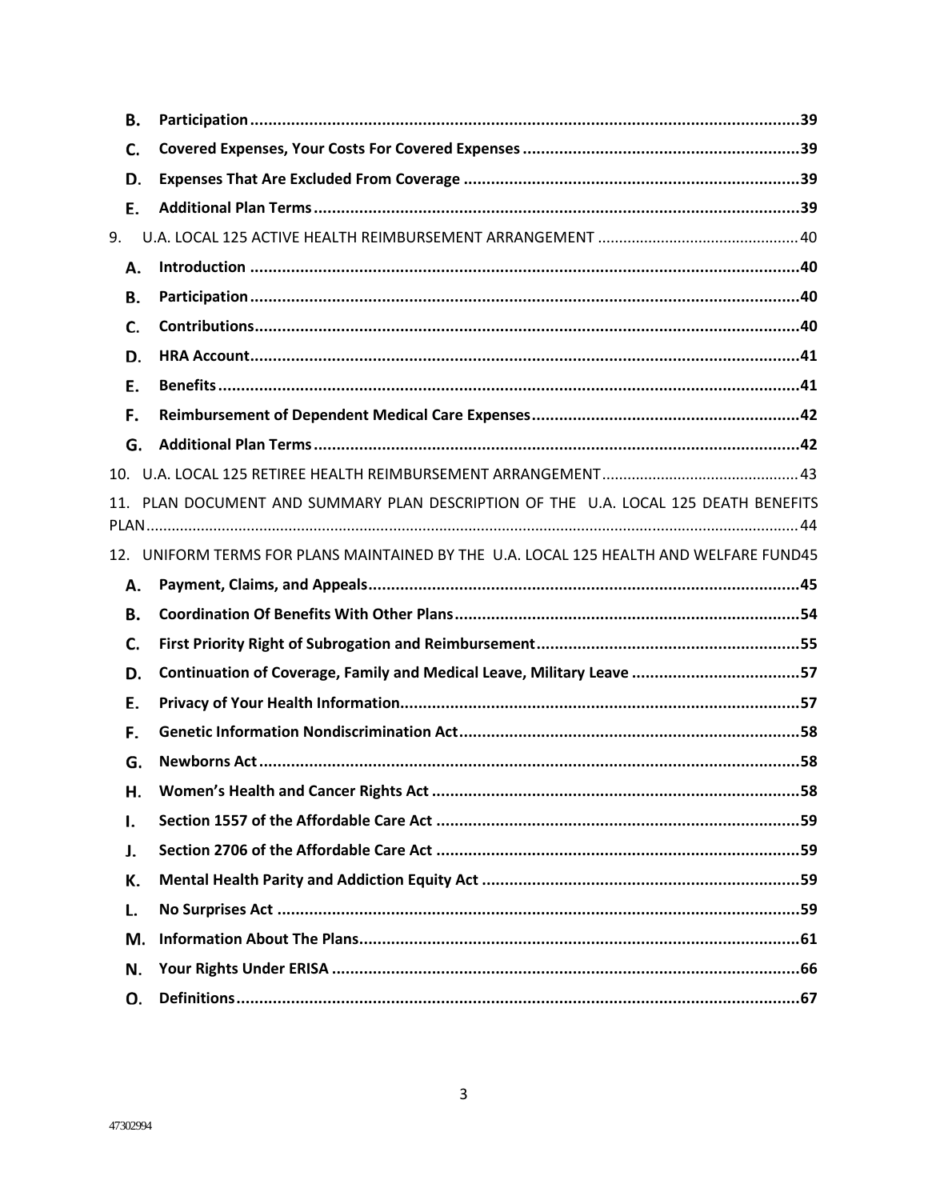**B. Participation** .......... **39**

**C. Covered Expenses, Your Costs For Covered Expenses** .......... **39**

**D. Expenses That Are Excluded From Coverage** .......... **39**

**E. Additional Plan Terms** .......... **39**

9. U.A. LOCAL 125 ACTIVE HEALTH REIMBURSEMENT ARRANGEMENT .......... 40

**A. Introduction** .......... **40**

**B. Participation** .......... **40**

**C. Contributions** .......... **40**

**D. HRA Account** .......... **41**

**E. Benefits** .......... **41**

**F. Reimbursement of Dependent Medical Care Expenses** .......... **42**

**G. Additional Plan Terms** .......... **42**

10. U.A. LOCAL 125 RETIREE HEALTH REIMBURSEMENT ARRANGEMENT .......... 43

11. PLAN DOCUMENT AND SUMMARY PLAN DESCRIPTION OF THE U.A. LOCAL 125 DEATH BENEFITS PLAN .......... 44

12. UNIFORM TERMS FOR PLANS MAINTAINED BY THE U.A. LOCAL 125 HEALTH AND WELFARE FUND 45

**A. Payment, Claims, and Appeals** .......... **45**

**B. Coordination Of Benefits With Other Plans** .......... **54**

**C. First Priority Right of Subrogation and Reimbursement** .......... **55**

**D. Continuation of Coverage, Family and Medical Leave, Military Leave** .......... **57**

**E. Privacy of Your Health Information** .......... **57**

**F. Genetic Information Nondiscrimination Act** .......... **58**

**G. Newborns Act** .......... **58**

**H. Women's Health and Cancer Rights Act** .......... **58**

**I. Section 1557 of the Affordable Care Act** .......... **59**

**J. Section 2706 of the Affordable Care Act** .......... **59**

**K. Mental Health Parity and Addiction Equity Act** .......... **59**

**L. No Surprises Act** .......... **59**

**M. Information About The Plans** .......... **61**

**N. Your Rights Under ERISA** .......... **66**

**O. Definitions** .......... **67**

47302994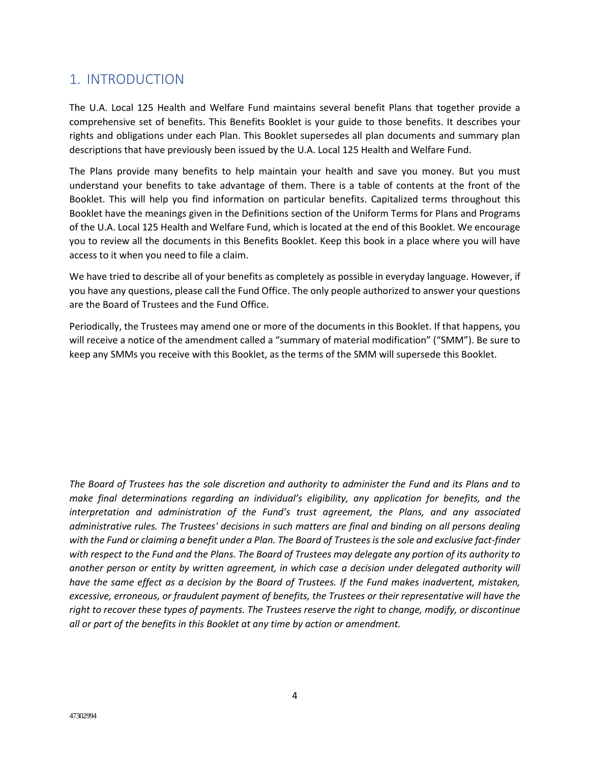## 1. INTRODUCTION

The U.A. Local 125 Health and Welfare Fund maintains several benefit Plans that together provide a comprehensive set of benefits. This Benefits Booklet is your guide to those benefits. It describes your rights and obligations under each Plan. This Booklet supersedes all plan documents and summary plan descriptions that have previously been issued by the U.A. Local 125 Health and Welfare Fund.

The Plans provide many benefits to help maintain your health and save you money. But you must understand your benefits to take advantage of them. There is a table of contents at the front of the Booklet. This will help you find information on particular benefits. Capitalized terms throughout this Booklet have the meanings given in the Definitions section of the Uniform Terms for Plans and Programs of the U.A. Local 125 Health and Welfare Fund, which is located at the end of this Booklet. We encourage you to review all the documents in this Benefits Booklet. Keep this book in a place where you will have access to it when you need to file a claim.

We have tried to describe all of your benefits as completely as possible in everyday language. However, if you have any questions, please call the Fund Office. The only people authorized to answer your questions are the Board of Trustees and the Fund Office.

Periodically, the Trustees may amend one or more of the documents in this Booklet. If that happens, you will receive a notice of the amendment called a "summary of material modification" ("SMM"). Be sure to keep any SMMs you receive with this Booklet, as the terms of the SMM will supersede this Booklet.

*The Board of Trustees has the sole discretion and authority to administer the Fund and its Plans and to make final determinations regarding an individual's eligibility, any application for benefits, and the interpretation and administration of the Fund's trust agreement, the Plans, and any associated administrative rules. The Trustees' decisions in such matters are final and binding on all persons dealing with the Fund or claiming a benefit under a Plan. The Board of Trustees is the sole and exclusive fact-finder with respect to the Fund and the Plans. The Board of Trustees may delegate any portion of its authority to another person or entity by written agreement, in which case a decision under delegated authority will have the same effect as a decision by the Board of Trustees. If the Fund makes inadvertent, mistaken, excessive, erroneous, or fraudulent payment of benefits, the Trustees or their representative will have the right to recover these types of payments. The Trustees reserve the right to change, modify, or discontinue all or part of the benefits in this Booklet at any time by action or amendment.*

47302994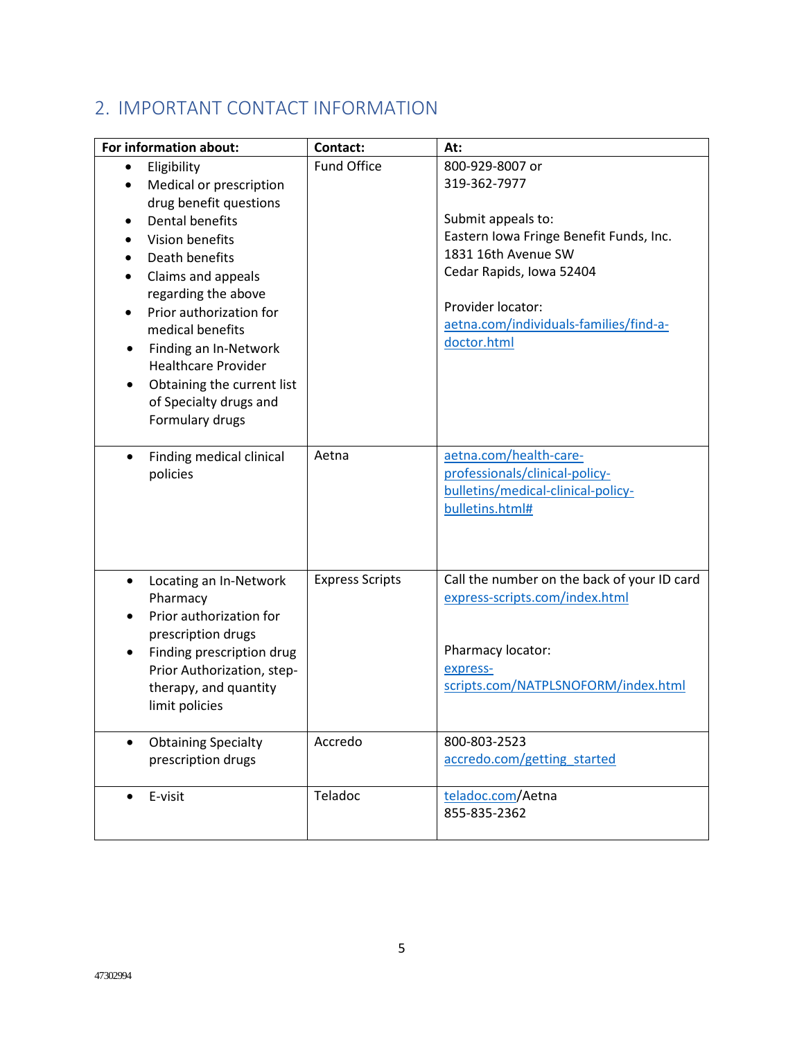## 2. IMPORTANT CONTACT INFORMATION

| For information about: | Contact: | At: |
|---|---|---|
| • Eligibility<br>• Medical or prescription drug benefit questions<br>• Dental benefits<br>• Vision benefits<br>• Death benefits<br>• Claims and appeals regarding the above<br>• Prior authorization for medical benefits<br>• Finding an In-Network Healthcare Provider<br>• Obtaining the current list of Specialty drugs and Formulary drugs | Fund Office | 800-929-8007 or<br>319-362-7977<br><br>Submit appeals to:<br>Eastern Iowa Fringe Benefit Funds, Inc.<br>1831 16th Avenue SW<br>Cedar Rapids, Iowa 52404<br><br>Provider locator:<br>aetna.com/individuals-families/find-a-doctor.html |
| • Finding medical clinical policies | Aetna | aetna.com/health-care-professionals/clinical-policy-bulletins/medical-clinical-policy-bulletins.html# |
| • Locating an In-Network Pharmacy<br>• Prior authorization for prescription drugs<br>• Finding prescription drug Prior Authorization, step-therapy, and quantity limit policies | Express Scripts | Call the number on the back of your ID card<br>express-scripts.com/index.html<br><br>Pharmacy locator:<br>express-scripts.com/NATPLSNOFORM/index.html |
| • Obtaining Specialty prescription drugs | Accredo | 800-803-2523<br>accredo.com/getting_started |
| • E-visit | Teladoc | teladoc.com/Aetna<br>855-835-2362 |

47302994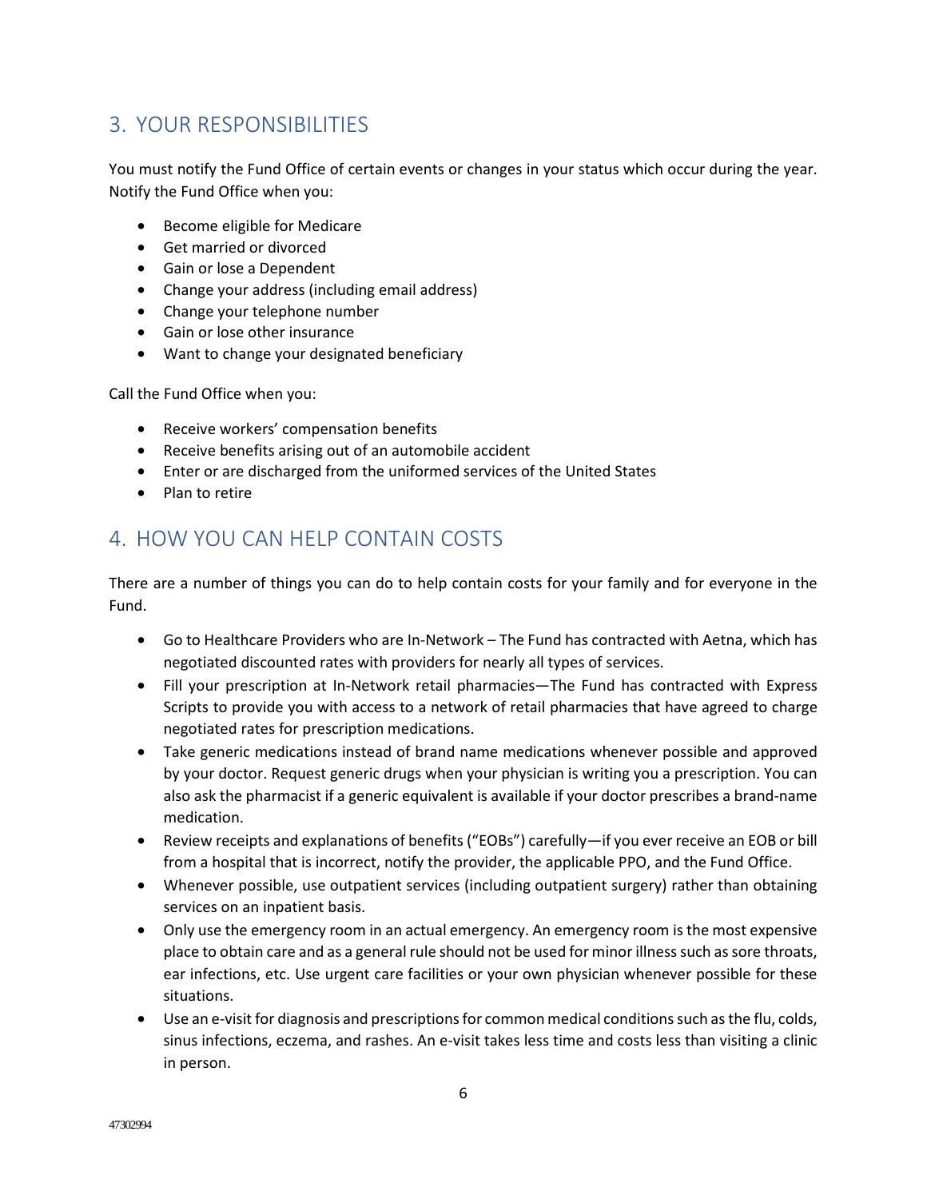## 3. YOUR RESPONSIBILITIES

You must notify the Fund Office of certain events or changes in your status which occur during the year. Notify the Fund Office when you:

- Become eligible for Medicare
- Get married or divorced
- Gain or lose a Dependent
- Change your address (including email address)
- Change your telephone number
- Gain or lose other insurance
- Want to change your designated beneficiary

Call the Fund Office when you:

- Receive workers' compensation benefits
- Receive benefits arising out of an automobile accident
- Enter or are discharged from the uniformed services of the United States
- Plan to retire

## 4. HOW YOU CAN HELP CONTAIN COSTS

There are a number of things you can do to help contain costs for your family and for everyone in the Fund.

- Go to Healthcare Providers who are In-Network – The Fund has contracted with Aetna, which has negotiated discounted rates with providers for nearly all types of services.
- Fill your prescription at In-Network retail pharmacies—The Fund has contracted with Express Scripts to provide you with access to a network of retail pharmacies that have agreed to charge negotiated rates for prescription medications.
- Take generic medications instead of brand name medications whenever possible and approved by your doctor. Request generic drugs when your physician is writing you a prescription. You can also ask the pharmacist if a generic equivalent is available if your doctor prescribes a brand-name medication.
- Review receipts and explanations of benefits ("EOBs") carefully—if you ever receive an EOB or bill from a hospital that is incorrect, notify the provider, the applicable PPO, and the Fund Office.
- Whenever possible, use outpatient services (including outpatient surgery) rather than obtaining services on an inpatient basis.
- Only use the emergency room in an actual emergency. An emergency room is the most expensive place to obtain care and as a general rule should not be used for minor illness such as sore throats, ear infections, etc. Use urgent care facilities or your own physician whenever possible for these situations.
- Use an e-visit for diagnosis and prescriptions for common medical conditions such as the flu, colds, sinus infections, eczema, and rashes. An e-visit takes less time and costs less than visiting a clinic in person.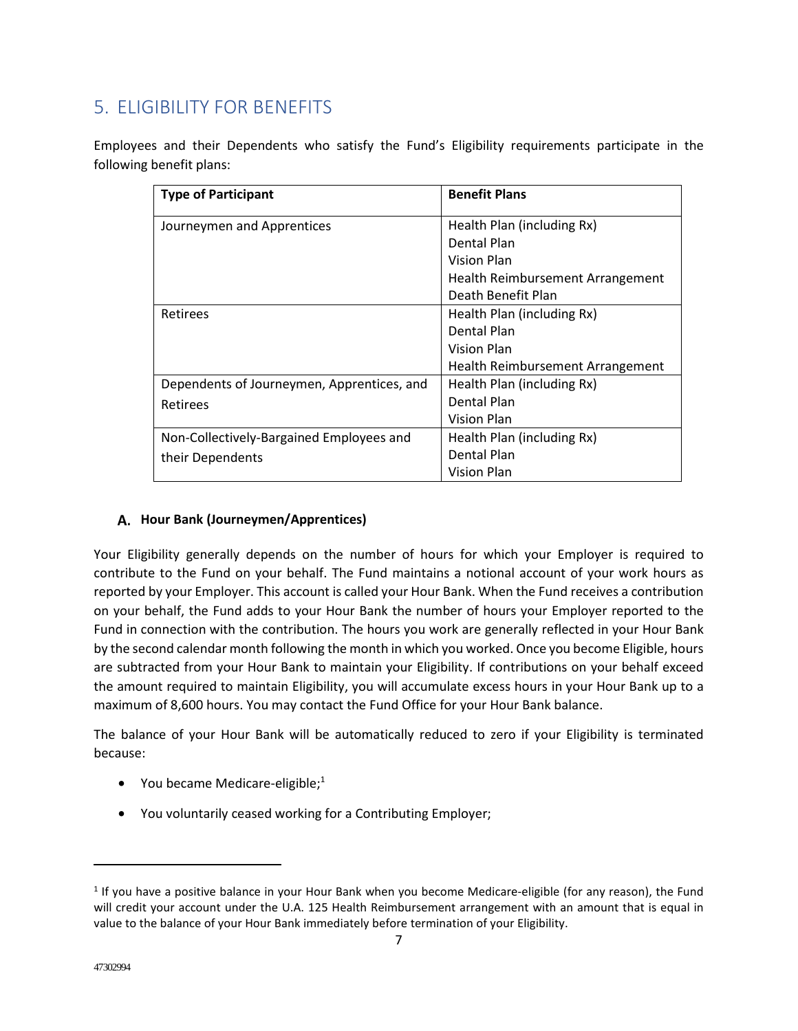## 5. ELIGIBILITY FOR BENEFITS

Employees and their Dependents who satisfy the Fund's Eligibility requirements participate in the following benefit plans:

| Type of Participant | Benefit Plans |
|---|---|
| Journeymen and Apprentices | Health Plan (including Rx)<br>Dental Plan<br>Vision Plan<br>Health Reimbursement Arrangement<br>Death Benefit Plan |
| Retirees | Health Plan (including Rx)<br>Dental Plan<br>Vision Plan<br>Health Reimbursement Arrangement |
| Dependents of Journeymen, Apprentices, and Retirees | Health Plan (including Rx)<br>Dental Plan<br>Vision Plan |
| Non-Collectively-Bargained Employees and their Dependents | Health Plan (including Rx)<br>Dental Plan<br>Vision Plan |

### A. Hour Bank (Journeymen/Apprentices)

Your Eligibility generally depends on the number of hours for which your Employer is required to contribute to the Fund on your behalf. The Fund maintains a notional account of your work hours as reported by your Employer. This account is called your Hour Bank. When the Fund receives a contribution on your behalf, the Fund adds to your Hour Bank the number of hours your Employer reported to the Fund in connection with the contribution. The hours you work are generally reflected in your Hour Bank by the second calendar month following the month in which you worked. Once you become Eligible, hours are subtracted from your Hour Bank to maintain your Eligibility. If contributions on your behalf exceed the amount required to maintain Eligibility, you will accumulate excess hours in your Hour Bank up to a maximum of 8,600 hours. You may contact the Fund Office for your Hour Bank balance.

The balance of your Hour Bank will be automatically reduced to zero if your Eligibility is terminated because:

- You became Medicare-eligible;[1]
- You voluntarily ceased working for a Contributing Employer;

[1] If you have a positive balance in your Hour Bank when you become Medicare-eligible (for any reason), the Fund will credit your account under the U.A. 125 Health Reimbursement arrangement with an amount that is equal in value to the balance of your Hour Bank immediately before termination of your Eligibility.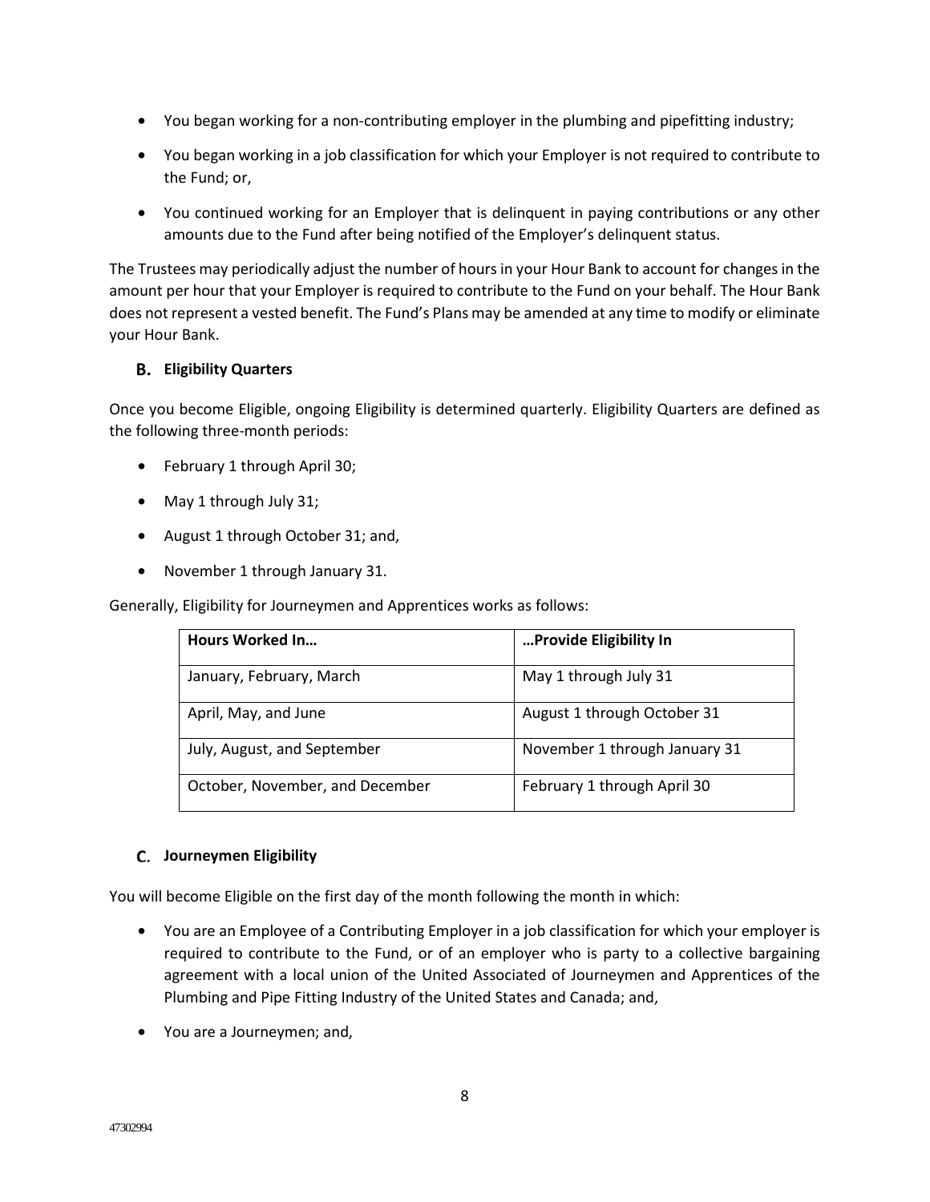- You began working for a non-contributing employer in the plumbing and pipefitting industry;
- You began working in a job classification for which your Employer is not required to contribute to the Fund; or,
- You continued working for an Employer that is delinquent in paying contributions or any other amounts due to the Fund after being notified of the Employer's delinquent status.

The Trustees may periodically adjust the number of hours in your Hour Bank to account for changes in the amount per hour that your Employer is required to contribute to the Fund on your behalf. The Hour Bank does not represent a vested benefit. The Fund's Plans may be amended at any time to modify or eliminate your Hour Bank.

### B. Eligibility Quarters

Once you become Eligible, ongoing Eligibility is determined quarterly. Eligibility Quarters are defined as the following three-month periods:

- February 1 through April 30;
- May 1 through July 31;
- August 1 through October 31; and,
- November 1 through January 31.

Generally, Eligibility for Journeymen and Apprentices works as follows:

| Hours Worked In… | …Provide Eligibility In |
|---|---|
| January, February, March | May 1 through July 31 |
| April, May, and June | August 1 through October 31 |
| July, August, and September | November 1 through January 31 |
| October, November, and December | February 1 through April 30 |

### C. Journeymen Eligibility

You will become Eligible on the first day of the month following the month in which:

- You are an Employee of a Contributing Employer in a job classification for which your employer is required to contribute to the Fund, or of an employer who is party to a collective bargaining agreement with a local union of the United Associated of Journeymen and Apprentices of the Plumbing and Pipe Fitting Industry of the United States and Canada; and,
- You are a Journeymen; and,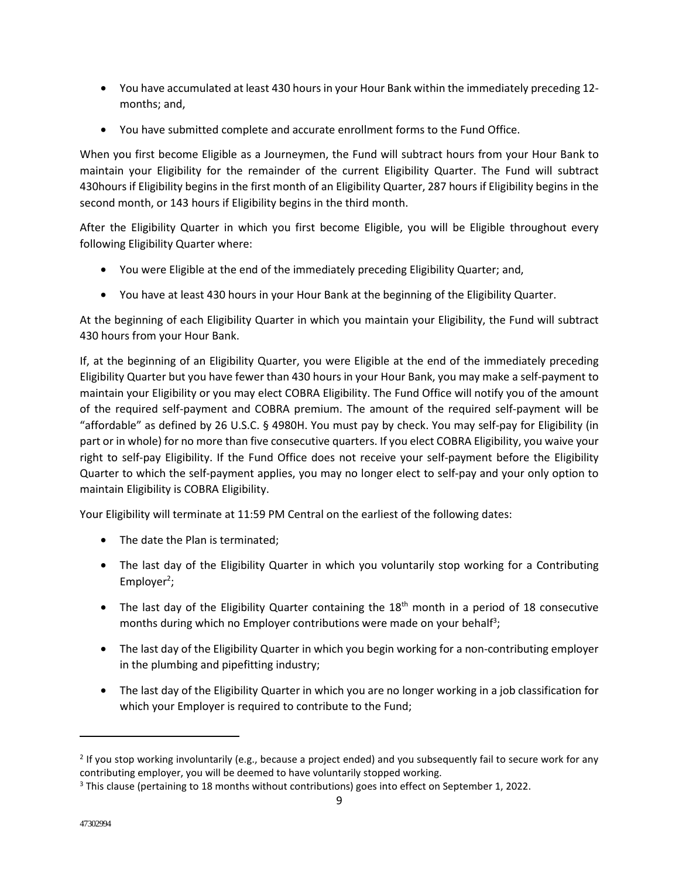- You have accumulated at least 430 hours in your Hour Bank within the immediately preceding 12-months; and,
- You have submitted complete and accurate enrollment forms to the Fund Office.

When you first become Eligible as a Journeymen, the Fund will subtract hours from your Hour Bank to maintain your Eligibility for the remainder of the current Eligibility Quarter. The Fund will subtract 430hours if Eligibility begins in the first month of an Eligibility Quarter, 287 hours if Eligibility begins in the second month, or 143 hours if Eligibility begins in the third month.

After the Eligibility Quarter in which you first become Eligible, you will be Eligible throughout every following Eligibility Quarter where:

- You were Eligible at the end of the immediately preceding Eligibility Quarter; and,
- You have at least 430 hours in your Hour Bank at the beginning of the Eligibility Quarter.

At the beginning of each Eligibility Quarter in which you maintain your Eligibility, the Fund will subtract 430 hours from your Hour Bank.

If, at the beginning of an Eligibility Quarter, you were Eligible at the end of the immediately preceding Eligibility Quarter but you have fewer than 430 hours in your Hour Bank, you may make a self-payment to maintain your Eligibility or you may elect COBRA Eligibility. The Fund Office will notify you of the amount of the required self-payment and COBRA premium. The amount of the required self-payment will be "affordable" as defined by 26 U.S.C. § 4980H. You must pay by check. You may self-pay for Eligibility (in part or in whole) for no more than five consecutive quarters. If you elect COBRA Eligibility, you waive your right to self-pay Eligibility. If the Fund Office does not receive your self-payment before the Eligibility Quarter to which the self-payment applies, you may no longer elect to self-pay and your only option to maintain Eligibility is COBRA Eligibility.

Your Eligibility will terminate at 11:59 PM Central on the earliest of the following dates:

- The date the Plan is terminated;
- The last day of the Eligibility Quarter in which you voluntarily stop working for a Contributing Employer[2];
- The last day of the Eligibility Quarter containing the 18th month in a period of 18 consecutive months during which no Employer contributions were made on your behalf[3];
- The last day of the Eligibility Quarter in which you begin working for a non-contributing employer in the plumbing and pipefitting industry;
- The last day of the Eligibility Quarter in which you are no longer working in a job classification for which your Employer is required to contribute to the Fund;

---

[2] If you stop working involuntarily (e.g., because a project ended) and you subsequently fail to secure work for any contributing employer, you will be deemed to have voluntarily stopped working.

[3] This clause (pertaining to 18 months without contributions) goes into effect on September 1, 2022.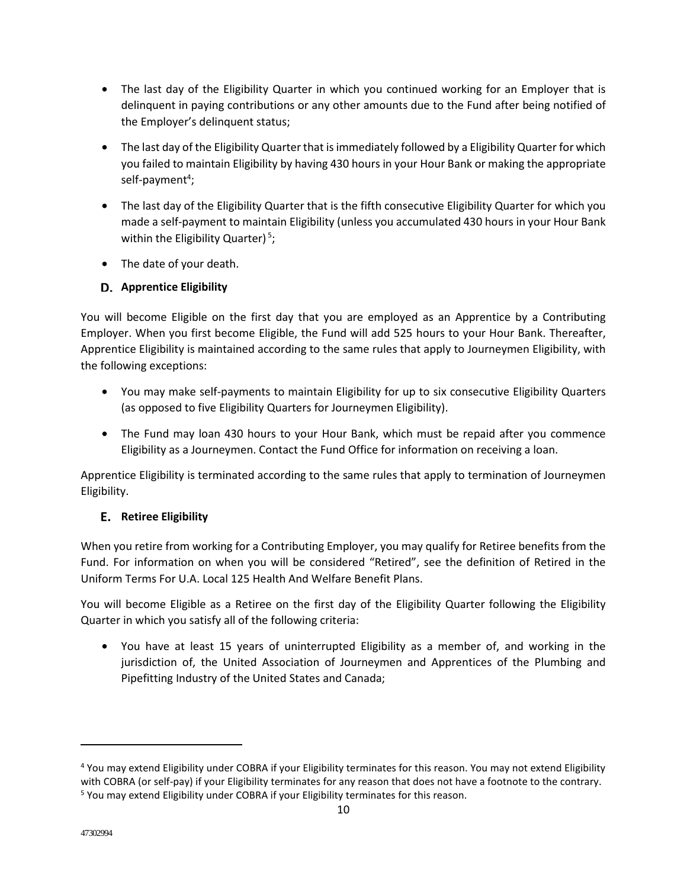- The last day of the Eligibility Quarter in which you continued working for an Employer that is delinquent in paying contributions or any other amounts due to the Fund after being notified of the Employer's delinquent status;
- The last day of the Eligibility Quarter that is immediately followed by a Eligibility Quarter for which you failed to maintain Eligibility by having 430 hours in your Hour Bank or making the appropriate self-payment[4];
- The last day of the Eligibility Quarter that is the fifth consecutive Eligibility Quarter for which you made a self-payment to maintain Eligibility (unless you accumulated 430 hours in your Hour Bank within the Eligibility Quarter)[5];
- The date of your death.

### D. Apprentice Eligibility

You will become Eligible on the first day that you are employed as an Apprentice by a Contributing Employer. When you first become Eligible, the Fund will add 525 hours to your Hour Bank. Thereafter, Apprentice Eligibility is maintained according to the same rules that apply to Journeymen Eligibility, with the following exceptions:

- You may make self-payments to maintain Eligibility for up to six consecutive Eligibility Quarters (as opposed to five Eligibility Quarters for Journeymen Eligibility).
- The Fund may loan 430 hours to your Hour Bank, which must be repaid after you commence Eligibility as a Journeymen. Contact the Fund Office for information on receiving a loan.

Apprentice Eligibility is terminated according to the same rules that apply to termination of Journeymen Eligibility.

### E. Retiree Eligibility

When you retire from working for a Contributing Employer, you may qualify for Retiree benefits from the Fund. For information on when you will be considered "Retired", see the definition of Retired in the Uniform Terms For U.A. Local 125 Health And Welfare Benefit Plans.

You will become Eligible as a Retiree on the first day of the Eligibility Quarter following the Eligibility Quarter in which you satisfy all of the following criteria:

- You have at least 15 years of uninterrupted Eligibility as a member of, and working in the jurisdiction of, the United Association of Journeymen and Apprentices of the Plumbing and Pipefitting Industry of the United States and Canada;

---

[4] You may extend Eligibility under COBRA if your Eligibility terminates for this reason. You may not extend Eligibility with COBRA (or self-pay) if your Eligibility terminates for any reason that does not have a footnote to the contrary.

[5] You may extend Eligibility under COBRA if your Eligibility terminates for this reason.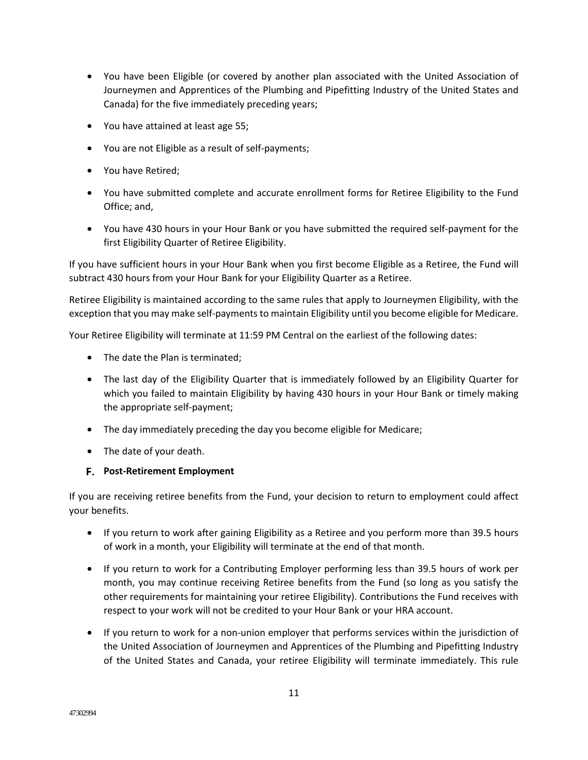- You have been Eligible (or covered by another plan associated with the United Association of Journeymen and Apprentices of the Plumbing and Pipefitting Industry of the United States and Canada) for the five immediately preceding years;
- You have attained at least age 55;
- You are not Eligible as a result of self-payments;
- You have Retired;
- You have submitted complete and accurate enrollment forms for Retiree Eligibility to the Fund Office; and,
- You have 430 hours in your Hour Bank or you have submitted the required self-payment for the first Eligibility Quarter of Retiree Eligibility.

If you have sufficient hours in your Hour Bank when you first become Eligible as a Retiree, the Fund will subtract 430 hours from your Hour Bank for your Eligibility Quarter as a Retiree.

Retiree Eligibility is maintained according to the same rules that apply to Journeymen Eligibility, with the exception that you may make self-payments to maintain Eligibility until you become eligible for Medicare.

Your Retiree Eligibility will terminate at 11:59 PM Central on the earliest of the following dates:

- The date the Plan is terminated;
- The last day of the Eligibility Quarter that is immediately followed by an Eligibility Quarter for which you failed to maintain Eligibility by having 430 hours in your Hour Bank or timely making the appropriate self-payment;
- The day immediately preceding the day you become eligible for Medicare;
- The date of your death.

### F. Post-Retirement Employment

If you are receiving retiree benefits from the Fund, your decision to return to employment could affect your benefits.

- If you return to work after gaining Eligibility as a Retiree and you perform more than 39.5 hours of work in a month, your Eligibility will terminate at the end of that month.
- If you return to work for a Contributing Employer performing less than 39.5 hours of work per month, you may continue receiving Retiree benefits from the Fund (so long as you satisfy the other requirements for maintaining your retiree Eligibility). Contributions the Fund receives with respect to your work will not be credited to your Hour Bank or your HRA account.
- If you return to work for a non-union employer that performs services within the jurisdiction of the United Association of Journeymen and Apprentices of the Plumbing and Pipefitting Industry of the United States and Canada, your retiree Eligibility will terminate immediately. This rule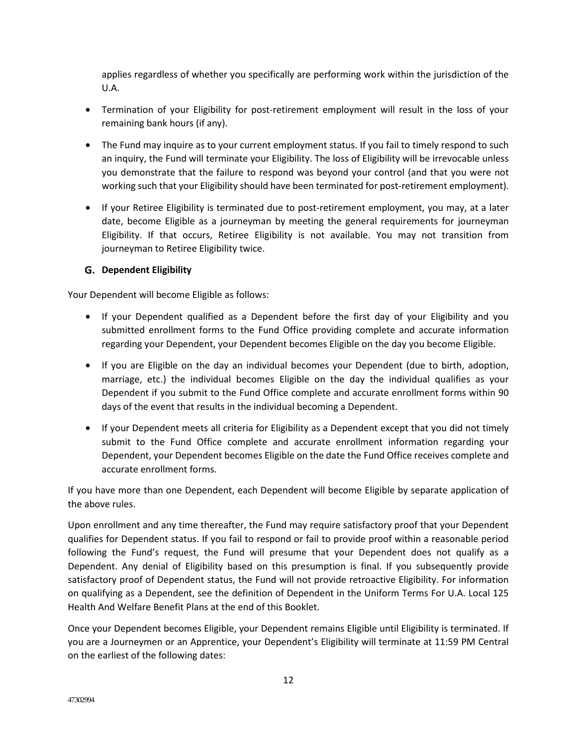applies regardless of whether you specifically are performing work within the jurisdiction of the U.A.

- Termination of your Eligibility for post-retirement employment will result in the loss of your remaining bank hours (if any).
- The Fund may inquire as to your current employment status. If you fail to timely respond to such an inquiry, the Fund will terminate your Eligibility. The loss of Eligibility will be irrevocable unless you demonstrate that the failure to respond was beyond your control (and that you were not working such that your Eligibility should have been terminated for post-retirement employment).
- If your Retiree Eligibility is terminated due to post-retirement employment, you may, at a later date, become Eligible as a journeyman by meeting the general requirements for journeyman Eligibility. If that occurs, Retiree Eligibility is not available. You may not transition from journeyman to Retiree Eligibility twice.

### G. Dependent Eligibility

Your Dependent will become Eligible as follows:

- If your Dependent qualified as a Dependent before the first day of your Eligibility and you submitted enrollment forms to the Fund Office providing complete and accurate information regarding your Dependent, your Dependent becomes Eligible on the day you become Eligible.
- If you are Eligible on the day an individual becomes your Dependent (due to birth, adoption, marriage, etc.) the individual becomes Eligible on the day the individual qualifies as your Dependent if you submit to the Fund Office complete and accurate enrollment forms within 90 days of the event that results in the individual becoming a Dependent.
- If your Dependent meets all criteria for Eligibility as a Dependent except that you did not timely submit to the Fund Office complete and accurate enrollment information regarding your Dependent, your Dependent becomes Eligible on the date the Fund Office receives complete and accurate enrollment forms.

If you have more than one Dependent, each Dependent will become Eligible by separate application of the above rules.

Upon enrollment and any time thereafter, the Fund may require satisfactory proof that your Dependent qualifies for Dependent status. If you fail to respond or fail to provide proof within a reasonable period following the Fund's request, the Fund will presume that your Dependent does not qualify as a Dependent. Any denial of Eligibility based on this presumption is final. If you subsequently provide satisfactory proof of Dependent status, the Fund will not provide retroactive Eligibility. For information on qualifying as a Dependent, see the definition of Dependent in the Uniform Terms For U.A. Local 125 Health And Welfare Benefit Plans at the end of this Booklet.

Once your Dependent becomes Eligible, your Dependent remains Eligible until Eligibility is terminated. If you are a Journeymen or an Apprentice, your Dependent's Eligibility will terminate at 11:59 PM Central on the earliest of the following dates: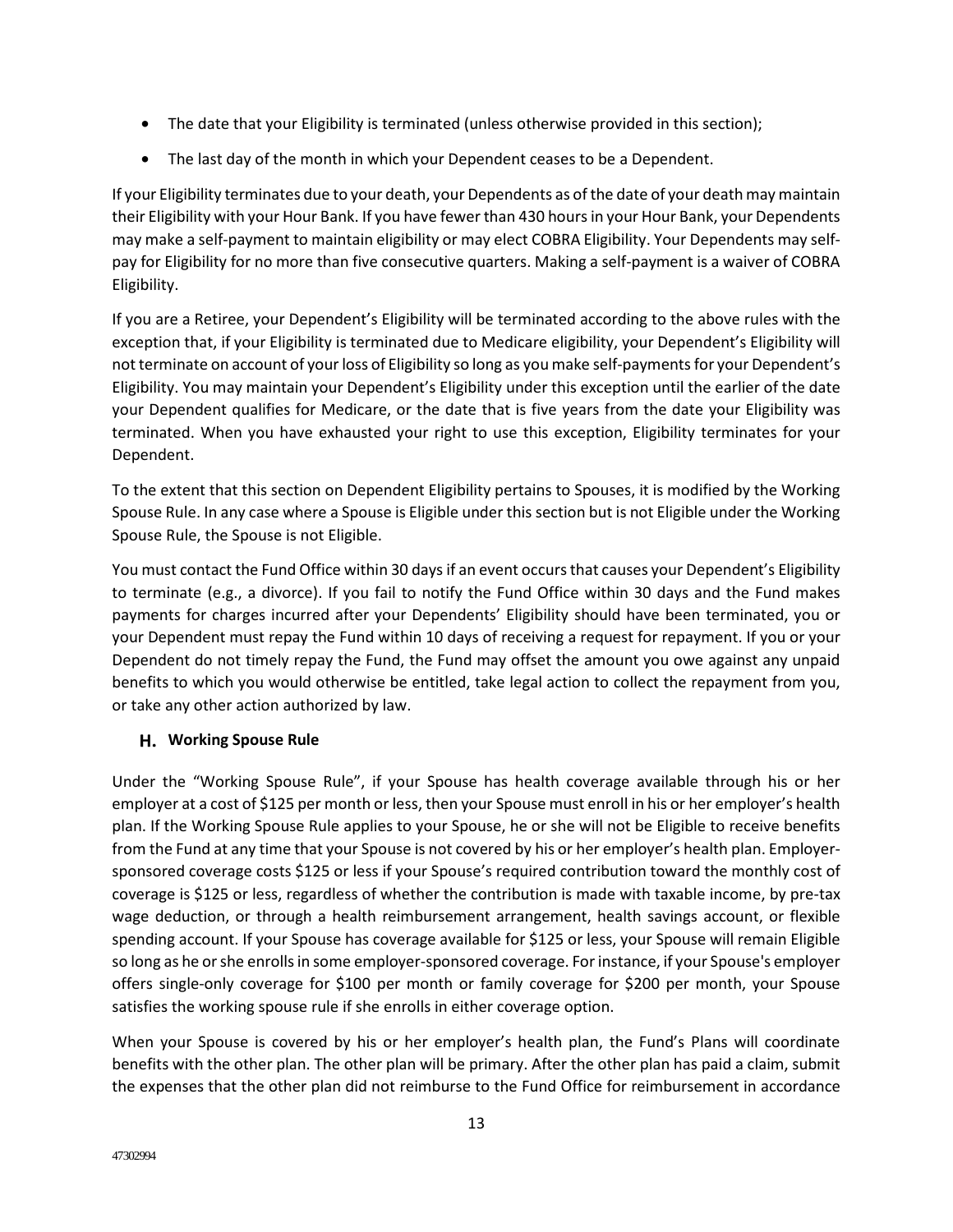- The date that your Eligibility is terminated (unless otherwise provided in this section);
- The last day of the month in which your Dependent ceases to be a Dependent.

If your Eligibility terminates due to your death, your Dependents as of the date of your death may maintain their Eligibility with your Hour Bank. If you have fewer than 430 hours in your Hour Bank, your Dependents may make a self-payment to maintain eligibility or may elect COBRA Eligibility. Your Dependents may self-pay for Eligibility for no more than five consecutive quarters. Making a self-payment is a waiver of COBRA Eligibility.

If you are a Retiree, your Dependent's Eligibility will be terminated according to the above rules with the exception that, if your Eligibility is terminated due to Medicare eligibility, your Dependent's Eligibility will not terminate on account of your loss of Eligibility so long as you make self-payments for your Dependent's Eligibility. You may maintain your Dependent's Eligibility under this exception until the earlier of the date your Dependent qualifies for Medicare, or the date that is five years from the date your Eligibility was terminated. When you have exhausted your right to use this exception, Eligibility terminates for your Dependent.

To the extent that this section on Dependent Eligibility pertains to Spouses, it is modified by the Working Spouse Rule. In any case where a Spouse is Eligible under this section but is not Eligible under the Working Spouse Rule, the Spouse is not Eligible.

You must contact the Fund Office within 30 days if an event occurs that causes your Dependent's Eligibility to terminate (e.g., a divorce). If you fail to notify the Fund Office within 30 days and the Fund makes payments for charges incurred after your Dependents' Eligibility should have been terminated, you or your Dependent must repay the Fund within 10 days of receiving a request for repayment. If you or your Dependent do not timely repay the Fund, the Fund may offset the amount you owe against any unpaid benefits to which you would otherwise be entitled, take legal action to collect the repayment from you, or take any other action authorized by law.

### H. Working Spouse Rule

Under the "Working Spouse Rule", if your Spouse has health coverage available through his or her employer at a cost of $125 per month or less, then your Spouse must enroll in his or her employer's health plan. If the Working Spouse Rule applies to your Spouse, he or she will not be Eligible to receive benefits from the Fund at any time that your Spouse is not covered by his or her employer's health plan. Employer-sponsored coverage costs $125 or less if your Spouse's required contribution toward the monthly cost of coverage is $125 or less, regardless of whether the contribution is made with taxable income, by pre-tax wage deduction, or through a health reimbursement arrangement, health savings account, or flexible spending account. If your Spouse has coverage available for $125 or less, your Spouse will remain Eligible so long as he or she enrolls in some employer-sponsored coverage. For instance, if your Spouse's employer offers single-only coverage for $100 per month or family coverage for $200 per month, your Spouse satisfies the working spouse rule if she enrolls in either coverage option.

When your Spouse is covered by his or her employer's health plan, the Fund's Plans will coordinate benefits with the other plan. The other plan will be primary. After the other plan has paid a claim, submit the expenses that the other plan did not reimburse to the Fund Office for reimbursement in accordance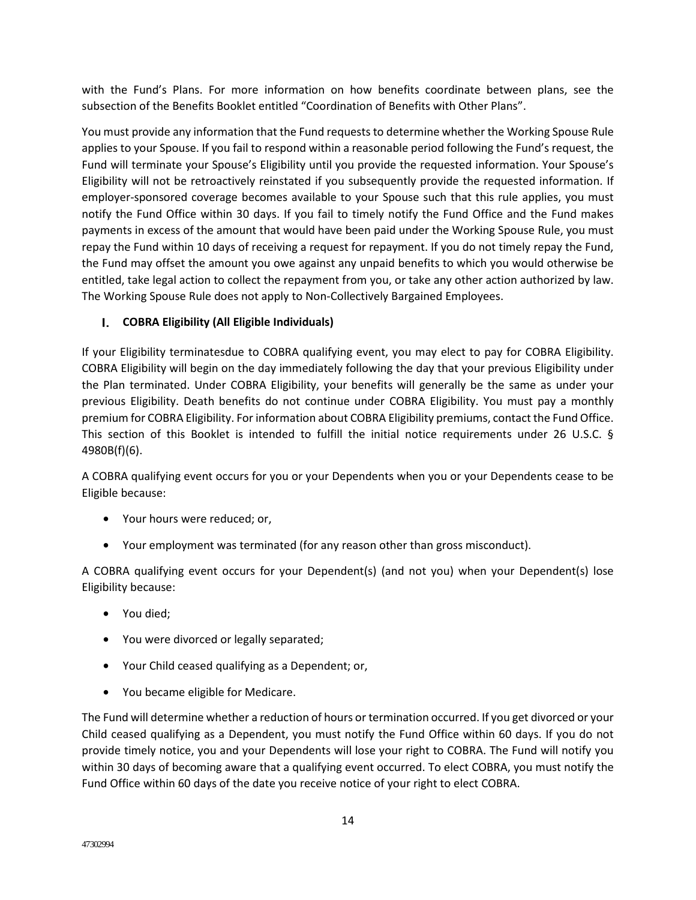with the Fund's Plans. For more information on how benefits coordinate between plans, see the subsection of the Benefits Booklet entitled "Coordination of Benefits with Other Plans".

You must provide any information that the Fund requests to determine whether the Working Spouse Rule applies to your Spouse. If you fail to respond within a reasonable period following the Fund's request, the Fund will terminate your Spouse's Eligibility until you provide the requested information. Your Spouse's Eligibility will not be retroactively reinstated if you subsequently provide the requested information. If employer-sponsored coverage becomes available to your Spouse such that this rule applies, you must notify the Fund Office within 30 days. If you fail to timely notify the Fund Office and the Fund makes payments in excess of the amount that would have been paid under the Working Spouse Rule, you must repay the Fund within 10 days of receiving a request for repayment. If you do not timely repay the Fund, the Fund may offset the amount you owe against any unpaid benefits to which you would otherwise be entitled, take legal action to collect the repayment from you, or take any other action authorized by law. The Working Spouse Rule does not apply to Non-Collectively Bargained Employees.

### I. COBRA Eligibility (All Eligible Individuals)

If your Eligibility terminatesdue to COBRA qualifying event, you may elect to pay for COBRA Eligibility. COBRA Eligibility will begin on the day immediately following the day that your previous Eligibility under the Plan terminated. Under COBRA Eligibility, your benefits will generally be the same as under your previous Eligibility. Death benefits do not continue under COBRA Eligibility. You must pay a monthly premium for COBRA Eligibility. For information about COBRA Eligibility premiums, contact the Fund Office. This section of this Booklet is intended to fulfill the initial notice requirements under 26 U.S.C. § 4980B(f)(6).

A COBRA qualifying event occurs for you or your Dependents when you or your Dependents cease to be Eligible because:

- Your hours were reduced; or,
- Your employment was terminated (for any reason other than gross misconduct).

A COBRA qualifying event occurs for your Dependent(s) (and not you) when your Dependent(s) lose Eligibility because:

- You died;
- You were divorced or legally separated;
- Your Child ceased qualifying as a Dependent; or,
- You became eligible for Medicare.

The Fund will determine whether a reduction of hours or termination occurred. If you get divorced or your Child ceased qualifying as a Dependent, you must notify the Fund Office within 60 days. If you do not provide timely notice, you and your Dependents will lose your right to COBRA. The Fund will notify you within 30 days of becoming aware that a qualifying event occurred. To elect COBRA, you must notify the Fund Office within 60 days of the date you receive notice of your right to elect COBRA.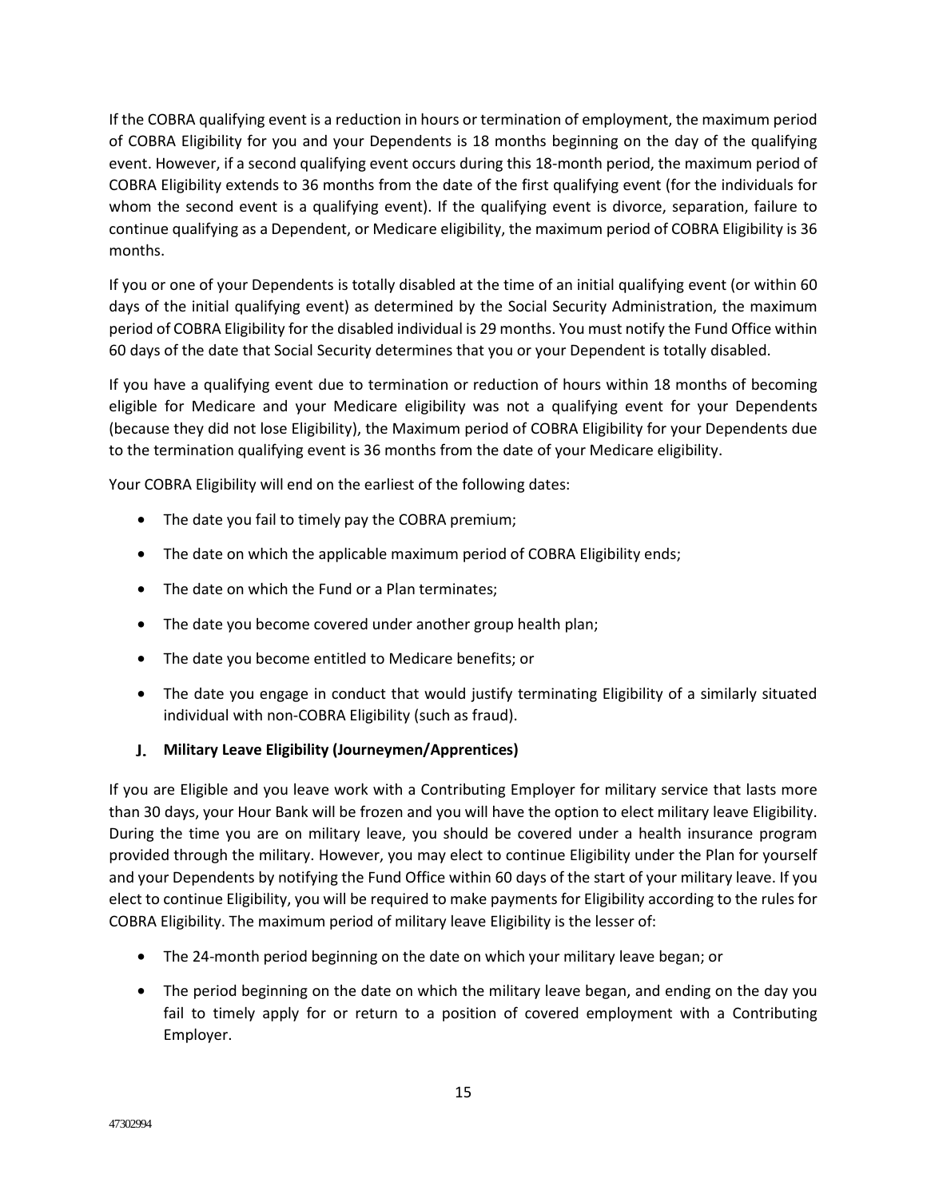If the COBRA qualifying event is a reduction in hours or termination of employment, the maximum period of COBRA Eligibility for you and your Dependents is 18 months beginning on the day of the qualifying event. However, if a second qualifying event occurs during this 18-month period, the maximum period of COBRA Eligibility extends to 36 months from the date of the first qualifying event (for the individuals for whom the second event is a qualifying event). If the qualifying event is divorce, separation, failure to continue qualifying as a Dependent, or Medicare eligibility, the maximum period of COBRA Eligibility is 36 months.

If you or one of your Dependents is totally disabled at the time of an initial qualifying event (or within 60 days of the initial qualifying event) as determined by the Social Security Administration, the maximum period of COBRA Eligibility for the disabled individual is 29 months. You must notify the Fund Office within 60 days of the date that Social Security determines that you or your Dependent is totally disabled.

If you have a qualifying event due to termination or reduction of hours within 18 months of becoming eligible for Medicare and your Medicare eligibility was not a qualifying event for your Dependents (because they did not lose Eligibility), the Maximum period of COBRA Eligibility for your Dependents due to the termination qualifying event is 36 months from the date of your Medicare eligibility.

Your COBRA Eligibility will end on the earliest of the following dates:

- The date you fail to timely pay the COBRA premium;
- The date on which the applicable maximum period of COBRA Eligibility ends;
- The date on which the Fund or a Plan terminates;
- The date you become covered under another group health plan;
- The date you become entitled to Medicare benefits; or
- The date you engage in conduct that would justify terminating Eligibility of a similarly situated individual with non-COBRA Eligibility (such as fraud).

### J. Military Leave Eligibility (Journeymen/Apprentices)

If you are Eligible and you leave work with a Contributing Employer for military service that lasts more than 30 days, your Hour Bank will be frozen and you will have the option to elect military leave Eligibility. During the time you are on military leave, you should be covered under a health insurance program provided through the military. However, you may elect to continue Eligibility under the Plan for yourself and your Dependents by notifying the Fund Office within 60 days of the start of your military leave. If you elect to continue Eligibility, you will be required to make payments for Eligibility according to the rules for COBRA Eligibility. The maximum period of military leave Eligibility is the lesser of:

- The 24-month period beginning on the date on which your military leave began; or
- The period beginning on the date on which the military leave began, and ending on the day you fail to timely apply for or return to a position of covered employment with a Contributing Employer.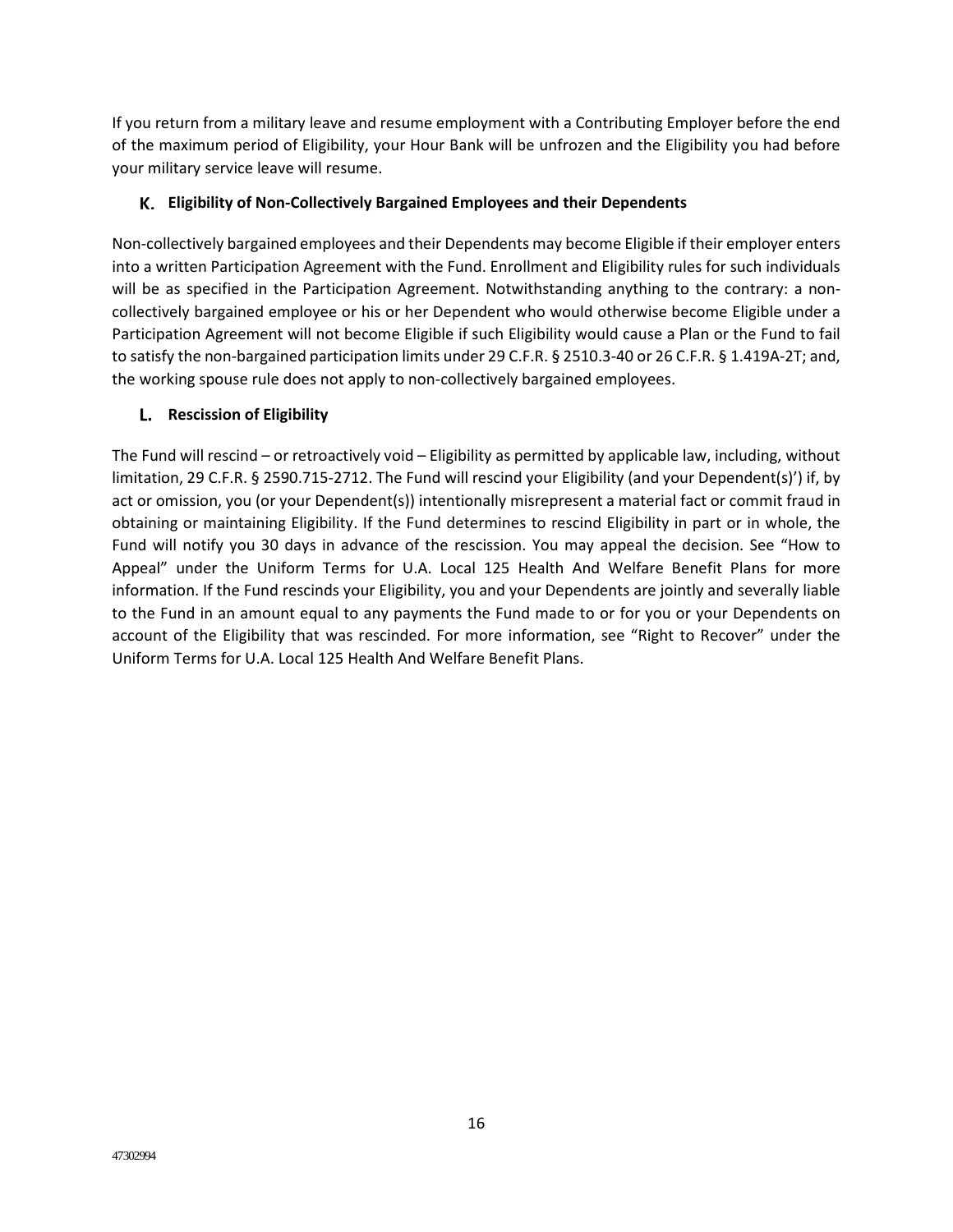If you return from a military leave and resume employment with a Contributing Employer before the end of the maximum period of Eligibility, your Hour Bank will be unfrozen and the Eligibility you had before your military service leave will resume.

### K. Eligibility of Non-Collectively Bargained Employees and their Dependents

Non-collectively bargained employees and their Dependents may become Eligible if their employer enters into a written Participation Agreement with the Fund. Enrollment and Eligibility rules for such individuals will be as specified in the Participation Agreement. Notwithstanding anything to the contrary: a non-collectively bargained employee or his or her Dependent who would otherwise become Eligible under a Participation Agreement will not become Eligible if such Eligibility would cause a Plan or the Fund to fail to satisfy the non-bargained participation limits under 29 C.F.R. § 2510.3-40 or 26 C.F.R. § 1.419A-2T; and, the working spouse rule does not apply to non-collectively bargained employees.

### L. Rescission of Eligibility

The Fund will rescind – or retroactively void – Eligibility as permitted by applicable law, including, without limitation, 29 C.F.R. § 2590.715-2712. The Fund will rescind your Eligibility (and your Dependent(s)') if, by act or omission, you (or your Dependent(s)) intentionally misrepresent a material fact or commit fraud in obtaining or maintaining Eligibility. If the Fund determines to rescind Eligibility in part or in whole, the Fund will notify you 30 days in advance of the rescission. You may appeal the decision. See "How to Appeal" under the Uniform Terms for U.A. Local 125 Health And Welfare Benefit Plans for more information. If the Fund rescinds your Eligibility, you and your Dependents are jointly and severally liable to the Fund in an amount equal to any payments the Fund made to or for you or your Dependents on account of the Eligibility that was rescinded. For more information, see "Right to Recover" under the Uniform Terms for U.A. Local 125 Health And Welfare Benefit Plans.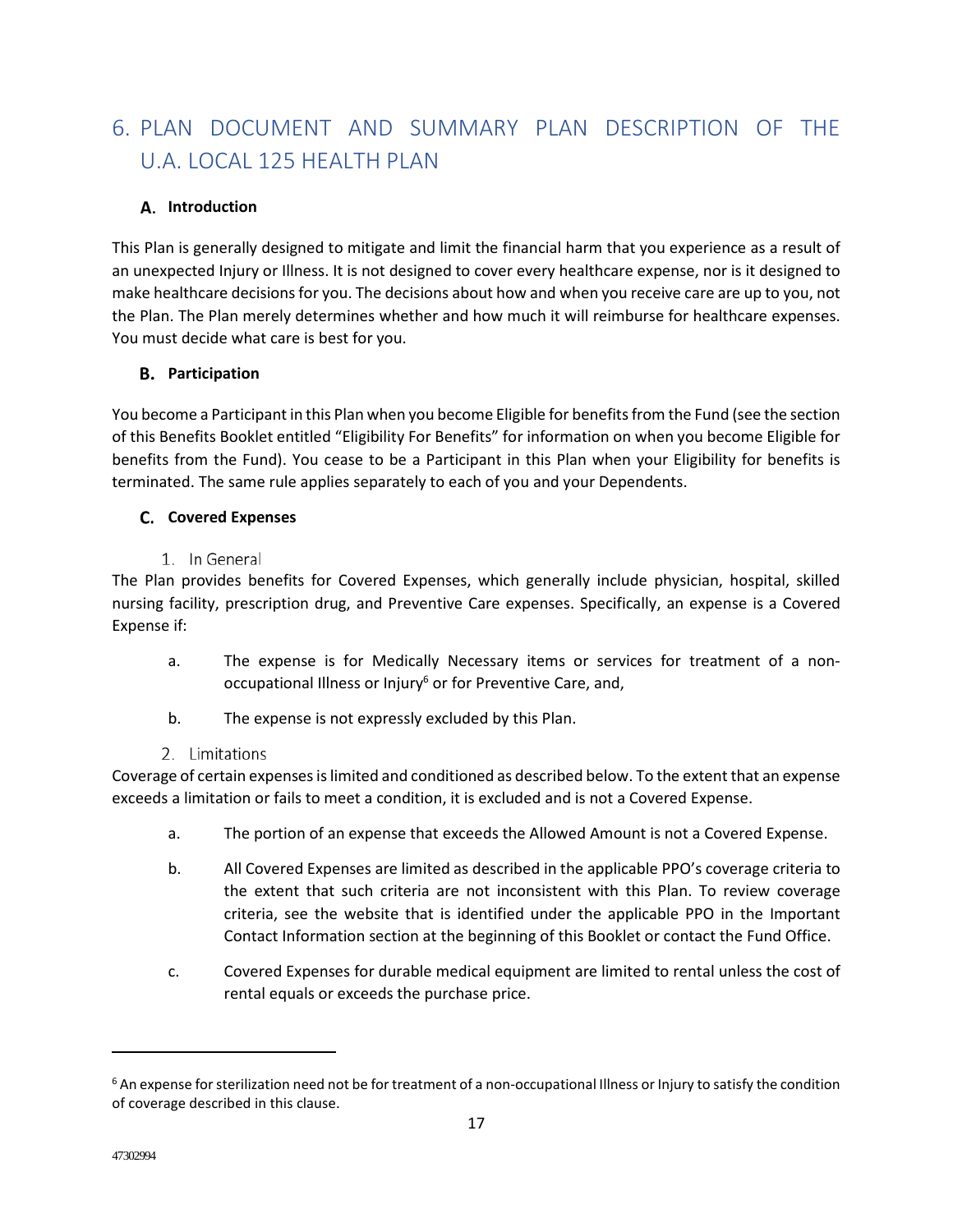# 6. PLAN DOCUMENT AND SUMMARY PLAN DESCRIPTION OF THE U.A. LOCAL 125 HEALTH PLAN

## A. Introduction

This Plan is generally designed to mitigate and limit the financial harm that you experience as a result of an unexpected Injury or Illness. It is not designed to cover every healthcare expense, nor is it designed to make healthcare decisions for you. The decisions about how and when you receive care are up to you, not the Plan. The Plan merely determines whether and how much it will reimburse for healthcare expenses. You must decide what care is best for you.

## B. Participation

You become a Participant in this Plan when you become Eligible for benefits from the Fund (see the section of this Benefits Booklet entitled "Eligibility For Benefits" for information on when you become Eligible for benefits from the Fund). You cease to be a Participant in this Plan when your Eligibility for benefits is terminated. The same rule applies separately to each of you and your Dependents.

## C. Covered Expenses

### 1. In General

The Plan provides benefits for Covered Expenses, which generally include physician, hospital, skilled nursing facility, prescription drug, and Preventive Care expenses. Specifically, an expense is a Covered Expense if:

a. The expense is for Medically Necessary items or services for treatment of a non-occupational Illness or Injury[6] or for Preventive Care, and,

b. The expense is not expressly excluded by this Plan.

### 2. Limitations

Coverage of certain expenses is limited and conditioned as described below. To the extent that an expense exceeds a limitation or fails to meet a condition, it is excluded and is not a Covered Expense.

a. The portion of an expense that exceeds the Allowed Amount is not a Covered Expense.

b. All Covered Expenses are limited as described in the applicable PPO's coverage criteria to the extent that such criteria are not inconsistent with this Plan. To review coverage criteria, see the website that is identified under the applicable PPO in the Important Contact Information section at the beginning of this Booklet or contact the Fund Office.

c. Covered Expenses for durable medical equipment are limited to rental unless the cost of rental equals or exceeds the purchase price.

---

[6] An expense for sterilization need not be for treatment of a non-occupational Illness or Injury to satisfy the condition of coverage described in this clause.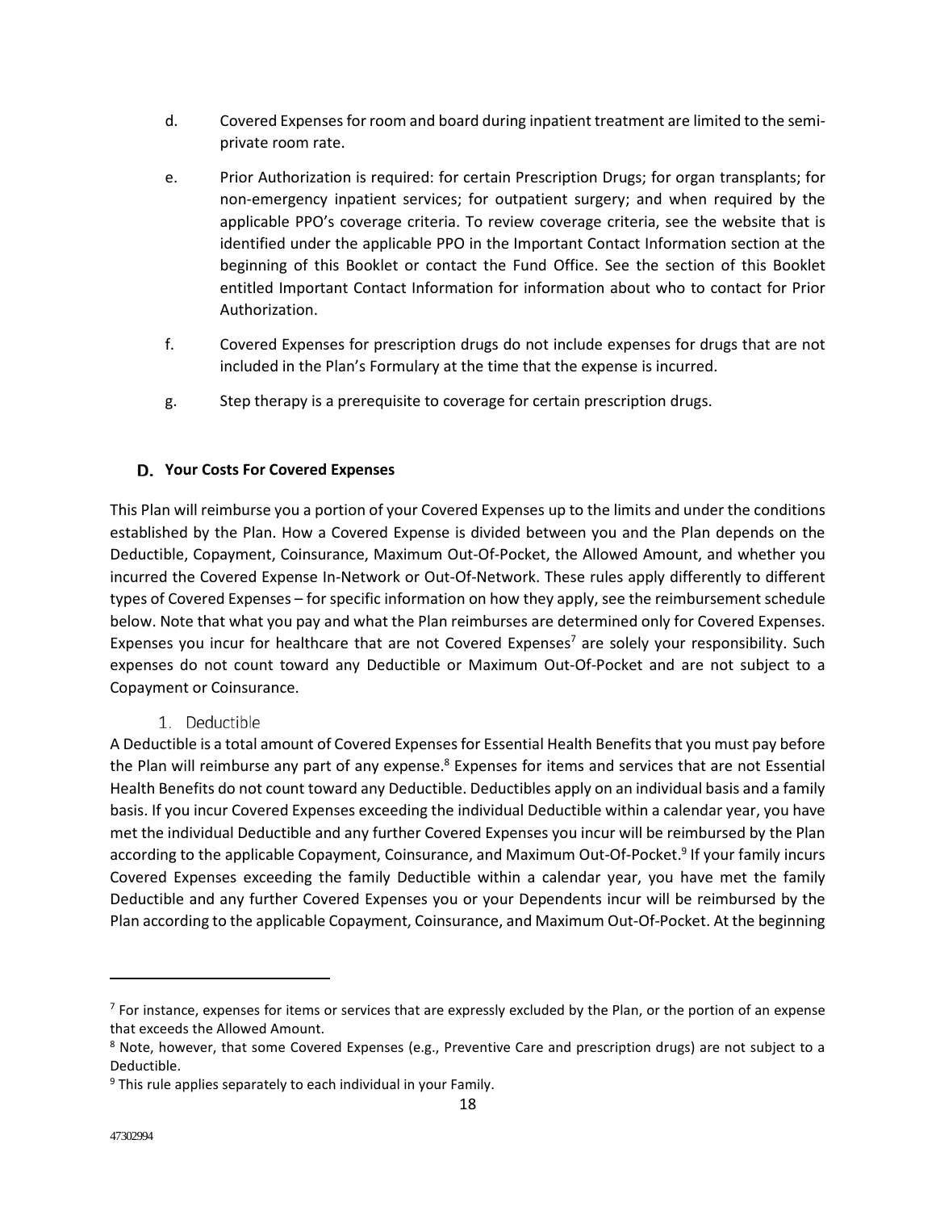d. Covered Expenses for room and board during inpatient treatment are limited to the semi-private room rate.

e. Prior Authorization is required: for certain Prescription Drugs; for organ transplants; for non-emergency inpatient services; for outpatient surgery; and when required by the applicable PPO's coverage criteria. To review coverage criteria, see the website that is identified under the applicable PPO in the Important Contact Information section at the beginning of this Booklet or contact the Fund Office. See the section of this Booklet entitled Important Contact Information for information about who to contact for Prior Authorization.

f. Covered Expenses for prescription drugs do not include expenses for drugs that are not included in the Plan's Formulary at the time that the expense is incurred.

g. Step therapy is a prerequisite to coverage for certain prescription drugs.

### D. Your Costs For Covered Expenses

This Plan will reimburse you a portion of your Covered Expenses up to the limits and under the conditions established by the Plan. How a Covered Expense is divided between you and the Plan depends on the Deductible, Copayment, Coinsurance, Maximum Out-Of-Pocket, the Allowed Amount, and whether you incurred the Covered Expense In-Network or Out-Of-Network. These rules apply differently to different types of Covered Expenses – for specific information on how they apply, see the reimbursement schedule below. Note that what you pay and what the Plan reimburses are determined only for Covered Expenses. Expenses you incur for healthcare that are not Covered Expenses[7] are solely your responsibility. Such expenses do not count toward any Deductible or Maximum Out-Of-Pocket and are not subject to a Copayment or Coinsurance.

#### 1. Deductible

A Deductible is a total amount of Covered Expenses for Essential Health Benefits that you must pay before the Plan will reimburse any part of any expense.[8] Expenses for items and services that are not Essential Health Benefits do not count toward any Deductible. Deductibles apply on an individual basis and a family basis. If you incur Covered Expenses exceeding the individual Deductible within a calendar year, you have met the individual Deductible and any further Covered Expenses you incur will be reimbursed by the Plan according to the applicable Copayment, Coinsurance, and Maximum Out-Of-Pocket.[9] If your family incurs Covered Expenses exceeding the family Deductible within a calendar year, you have met the family Deductible and any further Covered Expenses you or your Dependents incur will be reimbursed by the Plan according to the applicable Copayment, Coinsurance, and Maximum Out-Of-Pocket. At the beginning

---

[7] For instance, expenses for items or services that are expressly excluded by the Plan, or the portion of an expense that exceeds the Allowed Amount.

[8] Note, however, that some Covered Expenses (e.g., Preventive Care and prescription drugs) are not subject to a Deductible.

[9] This rule applies separately to each individual in your Family.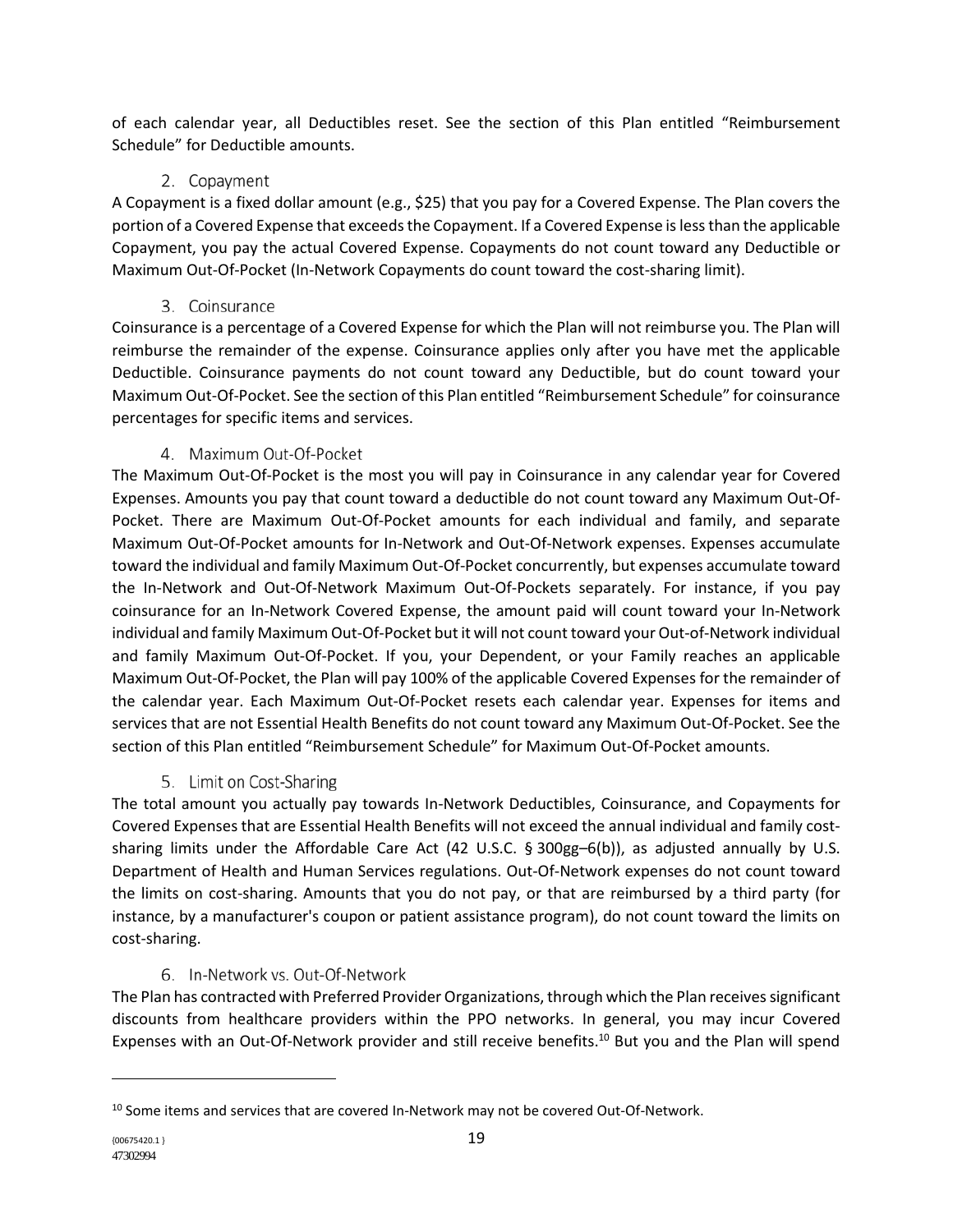of each calendar year, all Deductibles reset. See the section of this Plan entitled "Reimbursement Schedule" for Deductible amounts.

### 2. Copayment

A Copayment is a fixed dollar amount (e.g., $25) that you pay for a Covered Expense. The Plan covers the portion of a Covered Expense that exceeds the Copayment. If a Covered Expense is less than the applicable Copayment, you pay the actual Covered Expense. Copayments do not count toward any Deductible or Maximum Out-Of-Pocket (In-Network Copayments do count toward the cost-sharing limit).

### 3. Coinsurance

Coinsurance is a percentage of a Covered Expense for which the Plan will not reimburse you. The Plan will reimburse the remainder of the expense. Coinsurance applies only after you have met the applicable Deductible. Coinsurance payments do not count toward any Deductible, but do count toward your Maximum Out-Of-Pocket. See the section of this Plan entitled "Reimbursement Schedule" for coinsurance percentages for specific items and services.

### 4. Maximum Out-Of-Pocket

The Maximum Out-Of-Pocket is the most you will pay in Coinsurance in any calendar year for Covered Expenses. Amounts you pay that count toward a deductible do not count toward any Maximum Out-Of-Pocket. There are Maximum Out-Of-Pocket amounts for each individual and family, and separate Maximum Out-Of-Pocket amounts for In-Network and Out-Of-Network expenses. Expenses accumulate toward the individual and family Maximum Out-Of-Pocket concurrently, but expenses accumulate toward the In-Network and Out-Of-Network Maximum Out-Of-Pockets separately. For instance, if you pay coinsurance for an In-Network Covered Expense, the amount paid will count toward your In-Network individual and family Maximum Out-Of-Pocket but it will not count toward your Out-of-Network individual and family Maximum Out-Of-Pocket. If you, your Dependent, or your Family reaches an applicable Maximum Out-Of-Pocket, the Plan will pay 100% of the applicable Covered Expenses for the remainder of the calendar year. Each Maximum Out-Of-Pocket resets each calendar year. Expenses for items and services that are not Essential Health Benefits do not count toward any Maximum Out-Of-Pocket. See the section of this Plan entitled "Reimbursement Schedule" for Maximum Out-Of-Pocket amounts.

### 5. Limit on Cost-Sharing

The total amount you actually pay towards In-Network Deductibles, Coinsurance, and Copayments for Covered Expenses that are Essential Health Benefits will not exceed the annual individual and family cost-sharing limits under the Affordable Care Act (42 U.S.C. § 300gg–6(b)), as adjusted annually by U.S. Department of Health and Human Services regulations. Out-Of-Network expenses do not count toward the limits on cost-sharing. Amounts that you do not pay, or that are reimbursed by a third party (for instance, by a manufacturer's coupon or patient assistance program), do not count toward the limits on cost-sharing.

### 6. In-Network vs. Out-Of-Network

The Plan has contracted with Preferred Provider Organizations, through which the Plan receives significant discounts from healthcare providers within the PPO networks. In general, you may incur Covered Expenses with an Out-Of-Network provider and still receive benefits.[10] But you and the Plan will spend

[10] Some items and services that are covered In-Network may not be covered Out-Of-Network.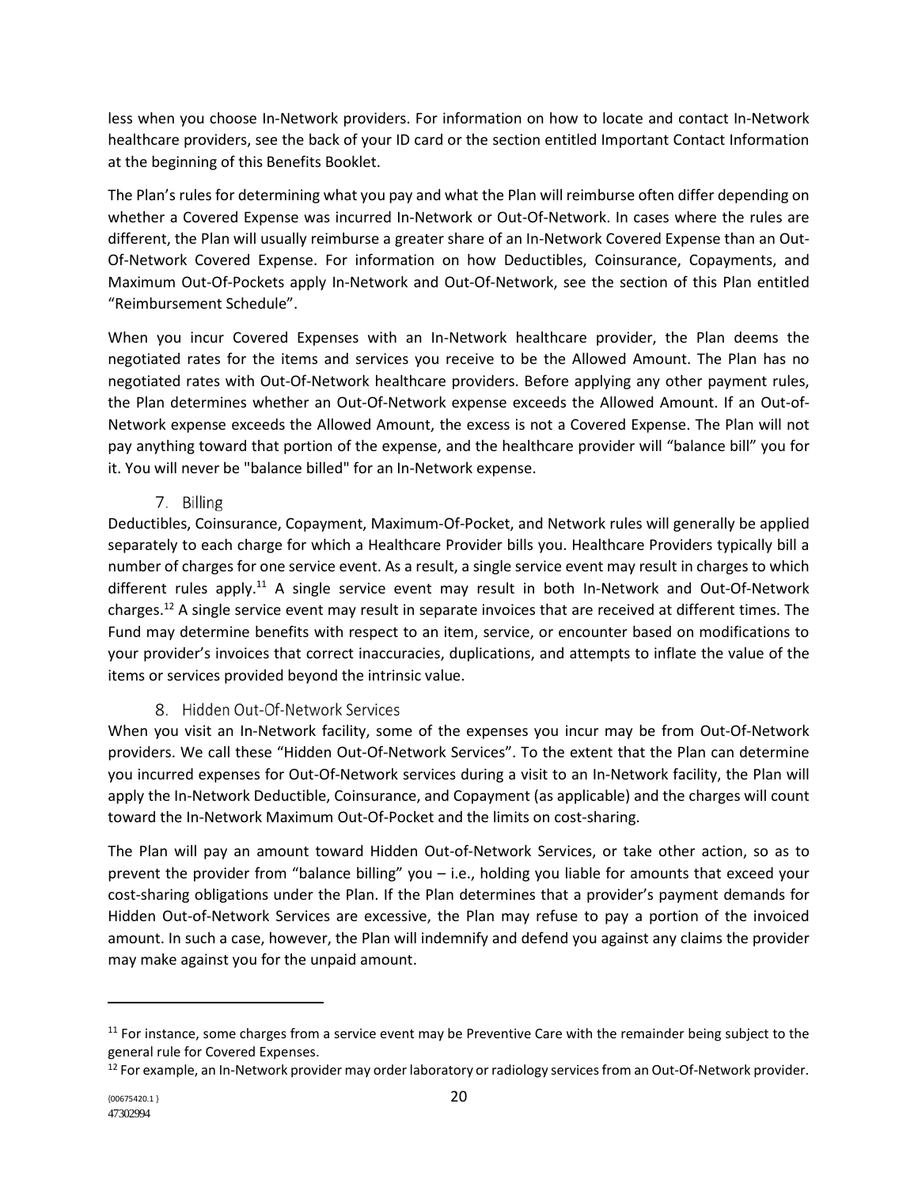less when you choose In-Network providers. For information on how to locate and contact In-Network healthcare providers, see the back of your ID card or the section entitled Important Contact Information at the beginning of this Benefits Booklet.

The Plan's rules for determining what you pay and what the Plan will reimburse often differ depending on whether a Covered Expense was incurred In-Network or Out-Of-Network. In cases where the rules are different, the Plan will usually reimburse a greater share of an In-Network Covered Expense than an Out-Of-Network Covered Expense. For information on how Deductibles, Coinsurance, Copayments, and Maximum Out-Of-Pockets apply In-Network and Out-Of-Network, see the section of this Plan entitled "Reimbursement Schedule".

When you incur Covered Expenses with an In-Network healthcare provider, the Plan deems the negotiated rates for the items and services you receive to be the Allowed Amount. The Plan has no negotiated rates with Out-Of-Network healthcare providers. Before applying any other payment rules, the Plan determines whether an Out-Of-Network expense exceeds the Allowed Amount. If an Out-of-Network expense exceeds the Allowed Amount, the excess is not a Covered Expense. The Plan will not pay anything toward that portion of the expense, and the healthcare provider will "balance bill" you for it. You will never be "balance billed" for an In-Network expense.

### 7. Billing

Deductibles, Coinsurance, Copayment, Maximum-Of-Pocket, and Network rules will generally be applied separately to each charge for which a Healthcare Provider bills you. Healthcare Providers typically bill a number of charges for one service event. As a result, a single service event may result in charges to which different rules apply.[11] A single service event may result in both In-Network and Out-Of-Network charges.[12] A single service event may result in separate invoices that are received at different times. The Fund may determine benefits with respect to an item, service, or encounter based on modifications to your provider's invoices that correct inaccuracies, duplications, and attempts to inflate the value of the items or services provided beyond the intrinsic value.

### 8. Hidden Out-Of-Network Services

When you visit an In-Network facility, some of the expenses you incur may be from Out-Of-Network providers. We call these "Hidden Out-Of-Network Services". To the extent that the Plan can determine you incurred expenses for Out-Of-Network services during a visit to an In-Network facility, the Plan will apply the In-Network Deductible, Coinsurance, and Copayment (as applicable) and the charges will count toward the In-Network Maximum Out-Of-Pocket and the limits on cost-sharing.

The Plan will pay an amount toward Hidden Out-of-Network Services, or take other action, so as to prevent the provider from "balance billing" you – i.e., holding you liable for amounts that exceed your cost-sharing obligations under the Plan. If the Plan determines that a provider's payment demands for Hidden Out-of-Network Services are excessive, the Plan may refuse to pay a portion of the invoiced amount. In such a case, however, the Plan will indemnify and defend you against any claims the provider may make against you for the unpaid amount.

---

[11] For instance, some charges from a service event may be Preventive Care with the remainder being subject to the general rule for Covered Expenses.

[12] For example, an In-Network provider may order laboratory or radiology services from an Out-Of-Network provider.

{00675420.1 }
47302994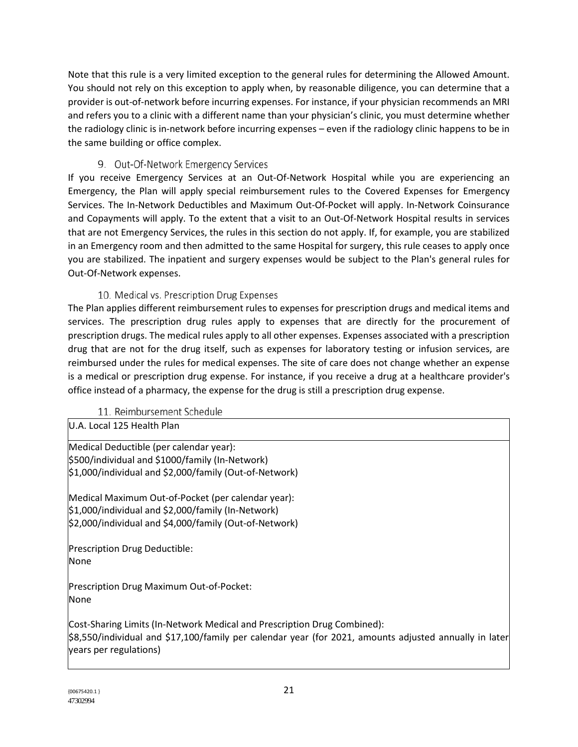Note that this rule is a very limited exception to the general rules for determining the Allowed Amount. You should not rely on this exception to apply when, by reasonable diligence, you can determine that a provider is out-of-network before incurring expenses. For instance, if your physician recommends an MRI and refers you to a clinic with a different name than your physician's clinic, you must determine whether the radiology clinic is in-network before incurring expenses – even if the radiology clinic happens to be in the same building or office complex.

### 9. Out-Of-Network Emergency Services

If you receive Emergency Services at an Out-Of-Network Hospital while you are experiencing an Emergency, the Plan will apply special reimbursement rules to the Covered Expenses for Emergency Services. The In-Network Deductibles and Maximum Out-Of-Pocket will apply. In-Network Coinsurance and Copayments will apply. To the extent that a visit to an Out-Of-Network Hospital results in services that are not Emergency Services, the rules in this section do not apply. If, for example, you are stabilized in an Emergency room and then admitted to the same Hospital for surgery, this rule ceases to apply once you are stabilized. The inpatient and surgery expenses would be subject to the Plan's general rules for Out-Of-Network expenses.

### 10. Medical vs. Prescription Drug Expenses

The Plan applies different reimbursement rules to expenses for prescription drugs and medical items and services. The prescription drug rules apply to expenses that are directly for the procurement of prescription drugs. The medical rules apply to all other expenses. Expenses associated with a prescription drug that are not for the drug itself, such as expenses for laboratory testing or infusion services, are reimbursed under the rules for medical expenses. The site of care does not change whether an expense is a medical or prescription drug expense. For instance, if you receive a drug at a healthcare provider's office instead of a pharmacy, the expense for the drug is still a prescription drug expense.

### 11. Reimbursement Schedule

| U.A. Local 125 Health Plan |
|---|
| Medical Deductible (per calendar year):<br>$500/individual and $1000/family (In-Network)<br>$1,000/individual and $2,000/family (Out-of-Network)<br><br>Medical Maximum Out-of-Pocket (per calendar year):<br>$1,000/individual and $2,000/family (In-Network)<br>$2,000/individual and $4,000/family (Out-of-Network)<br><br>Prescription Drug Deductible:<br>None<br><br>Prescription Drug Maximum Out-of-Pocket:<br>None<br><br>Cost-Sharing Limits (In-Network Medical and Prescription Drug Combined):<br>$8,550/individual and $17,100/family per calendar year (for 2021, amounts adjusted annually in later years per regulations) |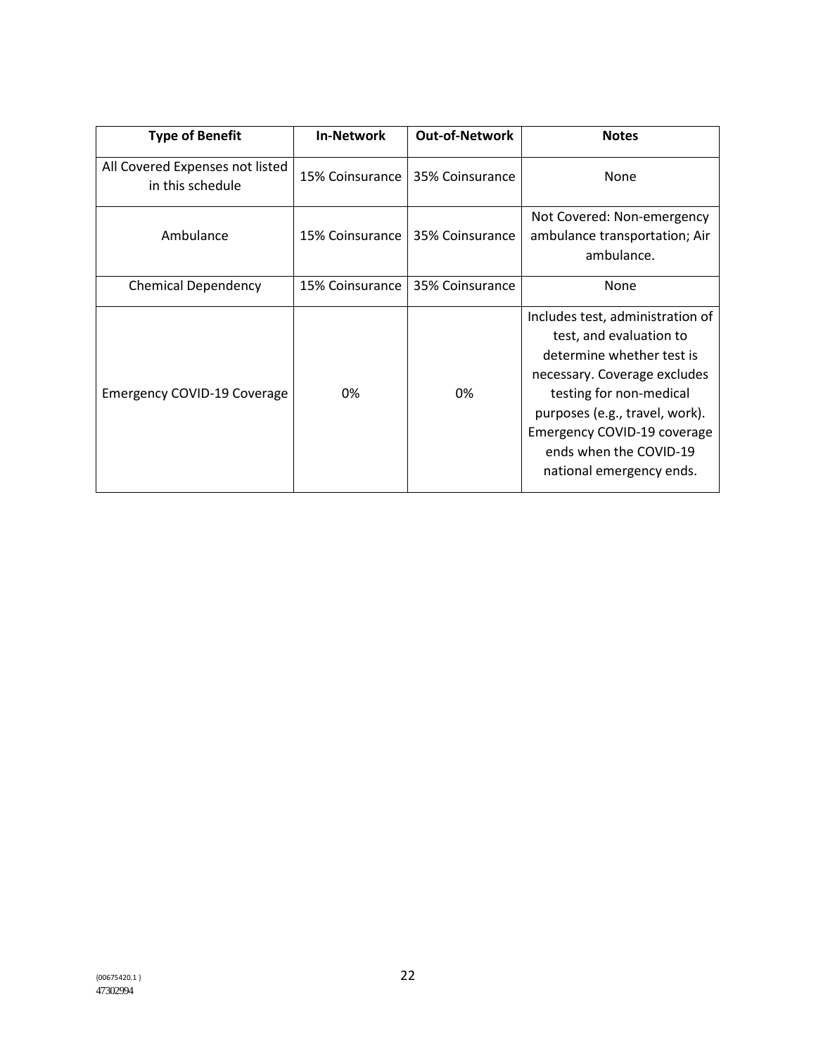| Type of Benefit | In-Network | Out-of-Network | Notes |
|---|---|---|---|
| All Covered Expenses not listed in this schedule | 15% Coinsurance | 35% Coinsurance | None |
| Ambulance | 15% Coinsurance | 35% Coinsurance | Not Covered: Non-emergency ambulance transportation; Air ambulance. |
| Chemical Dependency | 15% Coinsurance | 35% Coinsurance | None |
| Emergency COVID-19 Coverage | 0% | 0% | Includes test, administration of test, and evaluation to determine whether test is necessary. Coverage excludes testing for non-medical purposes (e.g., travel, work). Emergency COVID-19 coverage ends when the COVID-19 national emergency ends. |

{00675420.1 }
47302994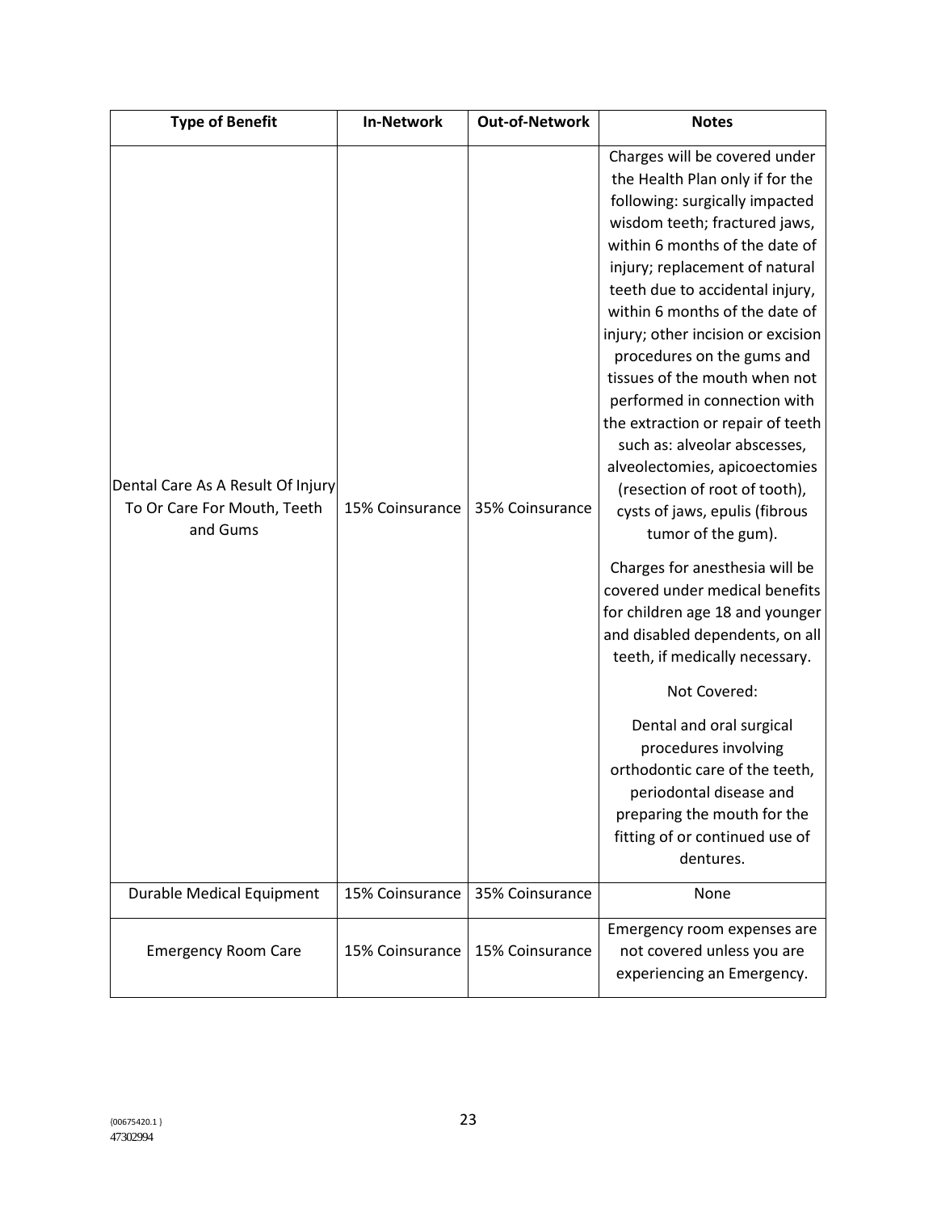| Type of Benefit | In-Network | Out-of-Network | Notes |
| --- | --- | --- | --- |
| Dental Care As A Result Of Injury To Or Care For Mouth, Teeth and Gums | 15% Coinsurance | 35% Coinsurance | Charges will be covered under the Health Plan only if for the following: surgically impacted wisdom teeth; fractured jaws, within 6 months of the date of injury; replacement of natural teeth due to accidental injury, within 6 months of the date of injury; other incision or excision procedures on the gums and tissues of the mouth when not performed in connection with the extraction or repair of teeth such as: alveolar abscesses, alveolectomies, apicoectomies (resection of root of tooth), cysts of jaws, epulis (fibrous tumor of the gum).<br><br>Charges for anesthesia will be covered under medical benefits for children age 18 and younger and disabled dependents, on all teeth, if medically necessary.<br><br>Not Covered:<br><br>Dental and oral surgical procedures involving orthodontic care of the teeth, periodontal disease and preparing the mouth for the fitting of or continued use of dentures. |
| Durable Medical Equipment | 15% Coinsurance | 35% Coinsurance | None |
| Emergency Room Care | 15% Coinsurance | 15% Coinsurance | Emergency room expenses are not covered unless you are experiencing an Emergency. |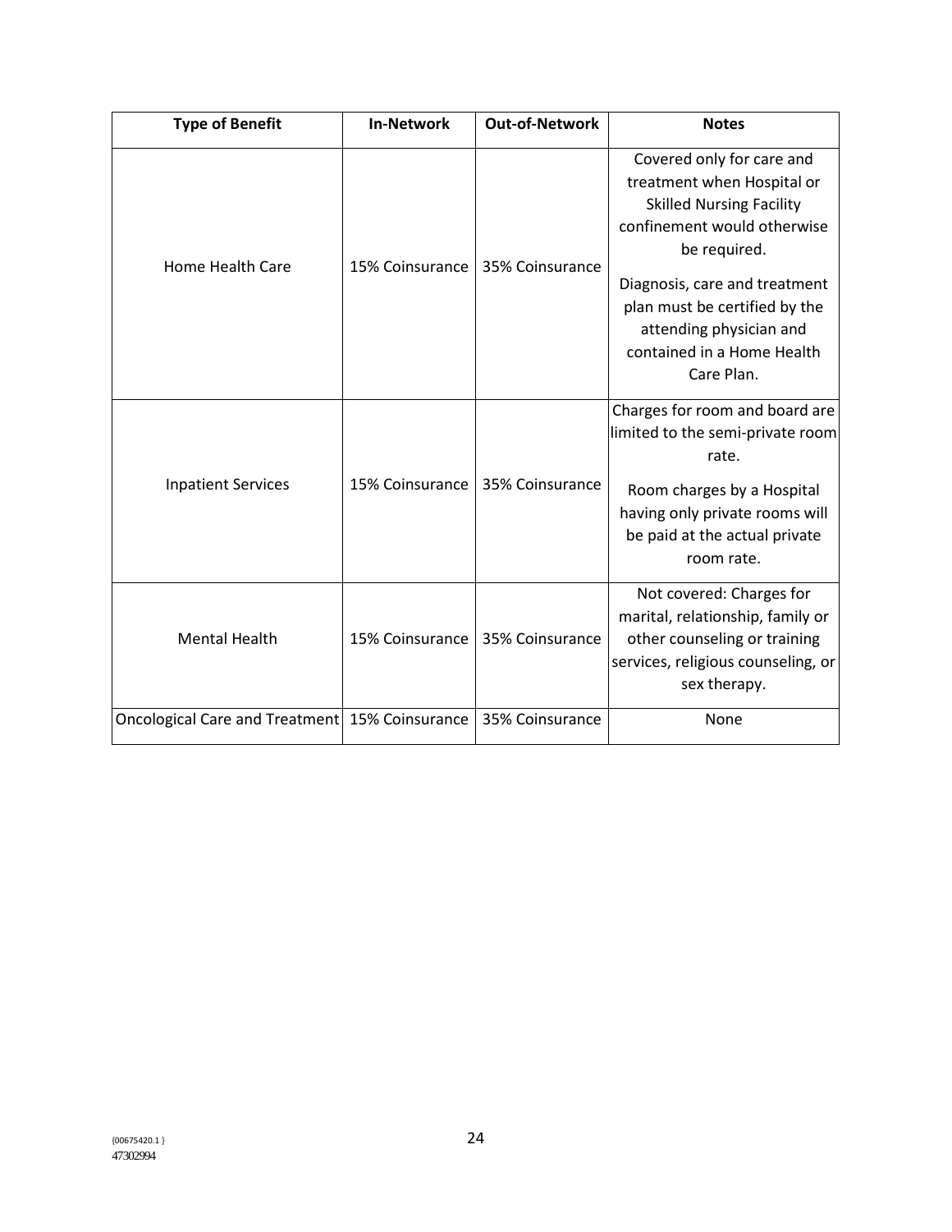| Type of Benefit | In-Network | Out-of-Network | Notes |
| --- | --- | --- | --- |
| Home Health Care | 15% Coinsurance | 35% Coinsurance | Covered only for care and treatment when Hospital or Skilled Nursing Facility confinement would otherwise be required.<br><br>Diagnosis, care and treatment plan must be certified by the attending physician and contained in a Home Health Care Plan. |
| Inpatient Services | 15% Coinsurance | 35% Coinsurance | Charges for room and board are limited to the semi-private room rate.<br><br>Room charges by a Hospital having only private rooms will be paid at the actual private room rate. |
| Mental Health | 15% Coinsurance | 35% Coinsurance | Not covered: Charges for marital, relationship, family or other counseling or training services, religious counseling, or sex therapy. |
| Oncological Care and Treatment | 15% Coinsurance | 35% Coinsurance | None |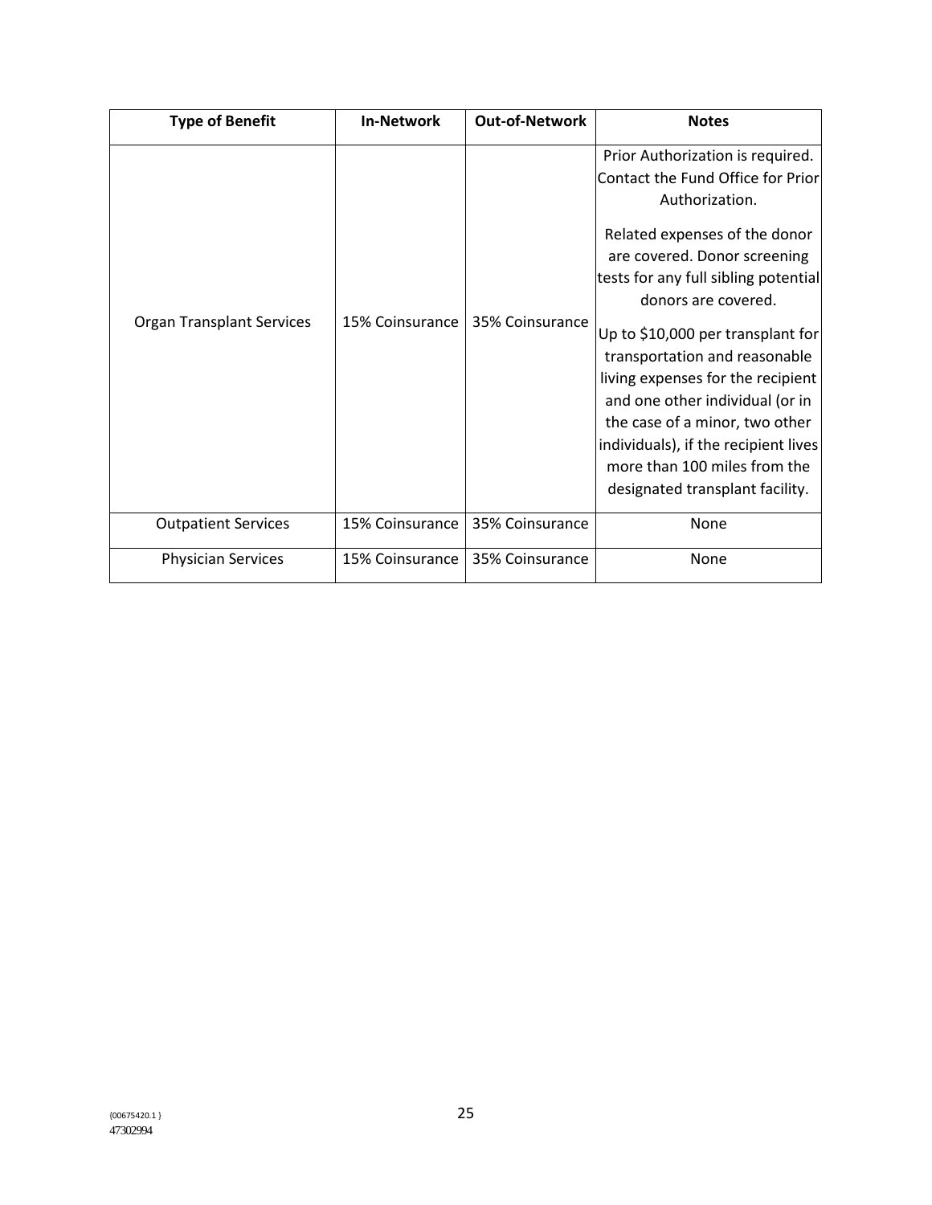| Type of Benefit | In-Network | Out-of-Network | Notes |
| --- | --- | --- | --- |
| Organ Transplant Services | 15% Coinsurance | 35% Coinsurance | Prior Authorization is required. Contact the Fund Office for Prior Authorization.<br><br>Related expenses of the donor are covered. Donor screening tests for any full sibling potential donors are covered.<br><br>Up to $10,000 per transplant for transportation and reasonable living expenses for the recipient and one other individual (or in the case of a minor, two other individuals), if the recipient lives more than 100 miles from the designated transplant facility. |
| Outpatient Services | 15% Coinsurance | 35% Coinsurance | None |
| Physician Services | 15% Coinsurance | 35% Coinsurance | None |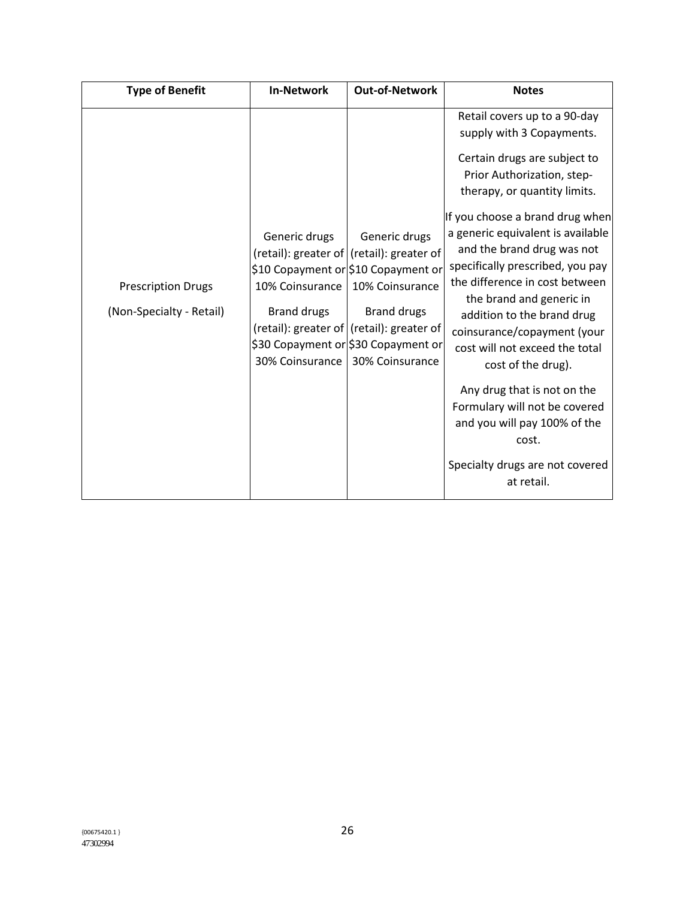| Type of Benefit | In-Network | Out-of-Network | Notes |
|---|---|---|---|
| Prescription Drugs<br><br>(Non-Specialty - Retail) | Generic drugs (retail): greater of $10 Copayment or 10% Coinsurance<br><br>Brand drugs (retail): greater of $30 Copayment or 30% Coinsurance | Generic drugs (retail): greater of $10 Copayment or 10% Coinsurance<br><br>Brand drugs (retail): greater of $30 Copayment or 30% Coinsurance | Retail covers up to a 90-day supply with 3 Copayments.<br><br>Certain drugs are subject to Prior Authorization, step-therapy, or quantity limits.<br><br>If you choose a brand drug when a generic equivalent is available and the brand drug was not specifically prescribed, you pay the difference in cost between the brand and generic in addition to the brand drug coinsurance/copayment (your cost will not exceed the total cost of the drug).<br><br>Any drug that is not on the Formulary will not be covered and you will pay 100% of the cost.<br><br>Specialty drugs are not covered at retail. |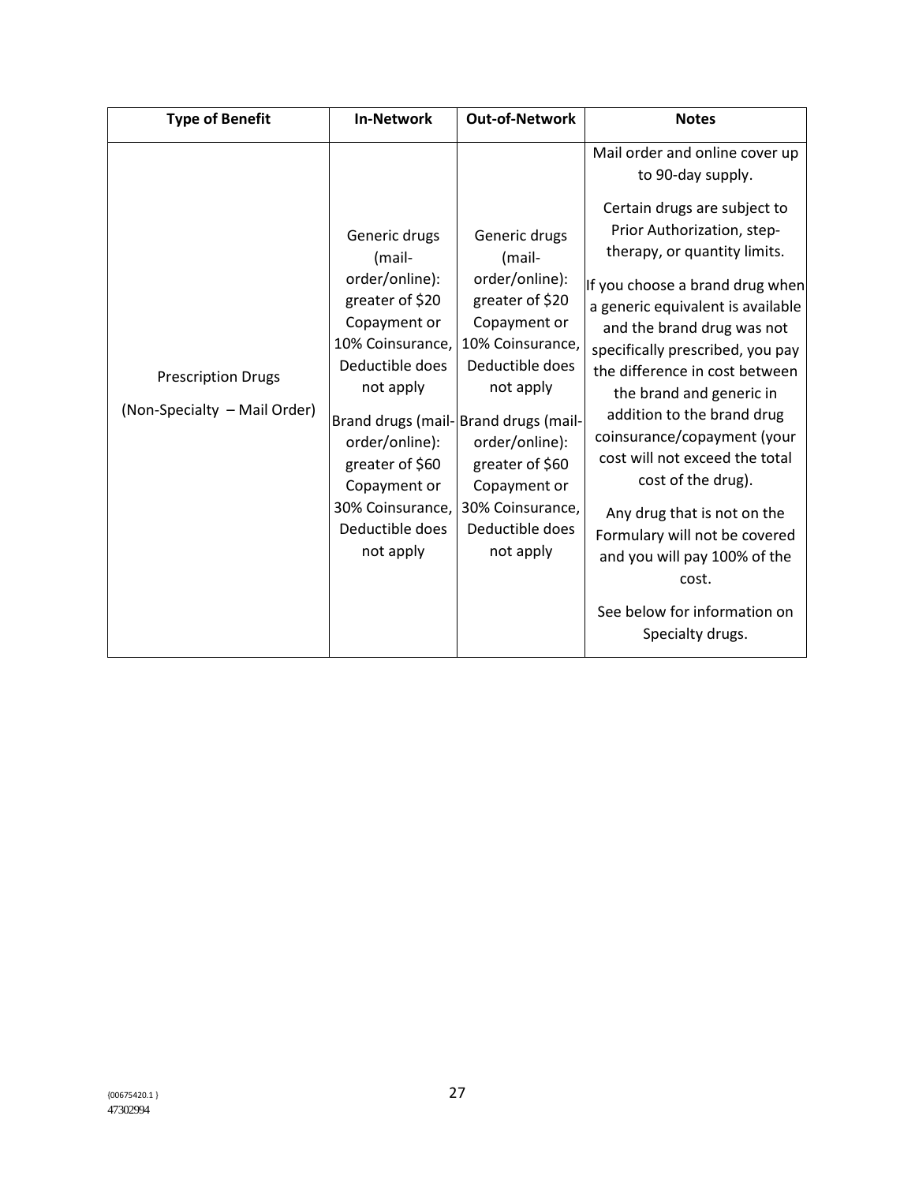| Type of Benefit | In-Network | Out-of-Network | Notes |
|---|---|---|---|
| Prescription Drugs<br>(Non-Specialty – Mail Order) | Generic drugs (mail-order/online): greater of $20 Copayment or 10% Coinsurance, Deductible does not apply<br><br>Brand drugs (mail-order/online): greater of $60 Copayment or 30% Coinsurance, Deductible does not apply | Generic drugs (mail-order/online): greater of $20 Copayment or 10% Coinsurance, Deductible does not apply<br><br>Brand drugs (mail-order/online): greater of $60 Copayment or 30% Coinsurance, Deductible does not apply | Mail order and online cover up to 90-day supply.<br><br>Certain drugs are subject to Prior Authorization, step-therapy, or quantity limits.<br><br>If you choose a brand drug when a generic equivalent is available and the brand drug was not specifically prescribed, you pay the difference in cost between the brand and generic in addition to the brand drug coinsurance/copayment (your cost will not exceed the total cost of the drug).<br><br>Any drug that is not on the Formulary will not be covered and you will pay 100% of the cost.<br><br>See below for information on Specialty drugs. |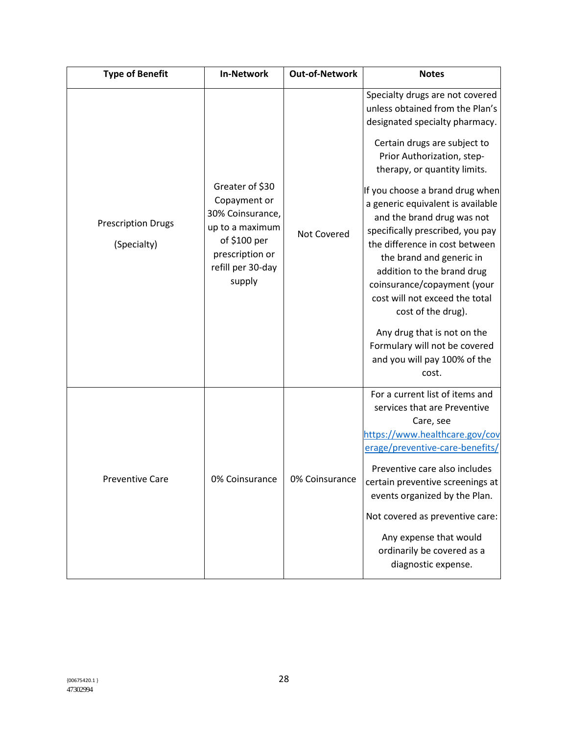| Type of Benefit | In-Network | Out-of-Network | Notes |
|---|---|---|---|
| Prescription Drugs (Specialty) | Greater of $30 Copayment or 30% Coinsurance, up to a maximum of $100 per prescription or refill per 30-day supply | Not Covered | Specialty drugs are not covered unless obtained from the Plan's designated specialty pharmacy. Certain drugs are subject to Prior Authorization, step-therapy, or quantity limits. If you choose a brand drug when a generic equivalent is available and the brand drug was not specifically prescribed, you pay the difference in cost between the brand and generic in addition to the brand drug coinsurance/copayment (your cost will not exceed the total cost of the drug). Any drug that is not on the Formulary will not be covered and you will pay 100% of the cost. |
| Preventive Care | 0% Coinsurance | 0% Coinsurance | For a current list of items and services that are Preventive Care, see https://www.healthcare.gov/coverage/preventive-care-benefits/ Preventive care also includes certain preventive screenings at events organized by the Plan. Not covered as preventive care: Any expense that would ordinarily be covered as a diagnostic expense. |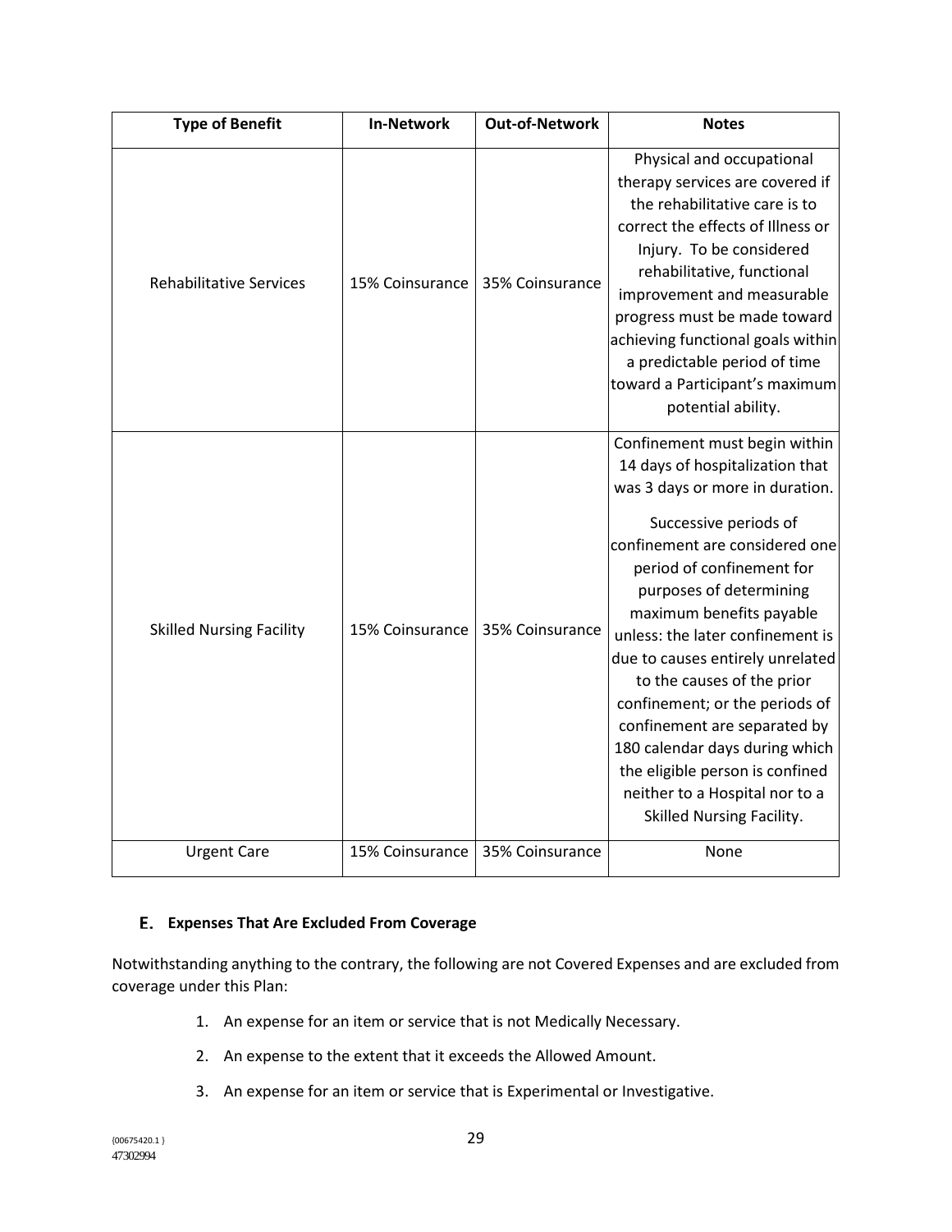| Type of Benefit | In-Network | Out-of-Network | Notes |
|---|---|---|---|
| Rehabilitative Services | 15% Coinsurance | 35% Coinsurance | Physical and occupational therapy services are covered if the rehabilitative care is to correct the effects of Illness or Injury. To be considered rehabilitative, functional improvement and measurable progress must be made toward achieving functional goals within a predictable period of time toward a Participant's maximum potential ability. |
| Skilled Nursing Facility | 15% Coinsurance | 35% Coinsurance | Confinement must begin within 14 days of hospitalization that was 3 days or more in duration.<br><br>Successive periods of confinement are considered one period of confinement for purposes of determining maximum benefits payable unless: the later confinement is due to causes entirely unrelated to the causes of the prior confinement; or the periods of confinement are separated by 180 calendar days during which the eligible person is confined neither to a Hospital nor to a Skilled Nursing Facility. |
| Urgent Care | 15% Coinsurance | 35% Coinsurance | None |

### E. Expenses That Are Excluded From Coverage

Notwithstanding anything to the contrary, the following are not Covered Expenses and are excluded from coverage under this Plan:

1. An expense for an item or service that is not Medically Necessary.
2. An expense to the extent that it exceeds the Allowed Amount.
3. An expense for an item or service that is Experimental or Investigative.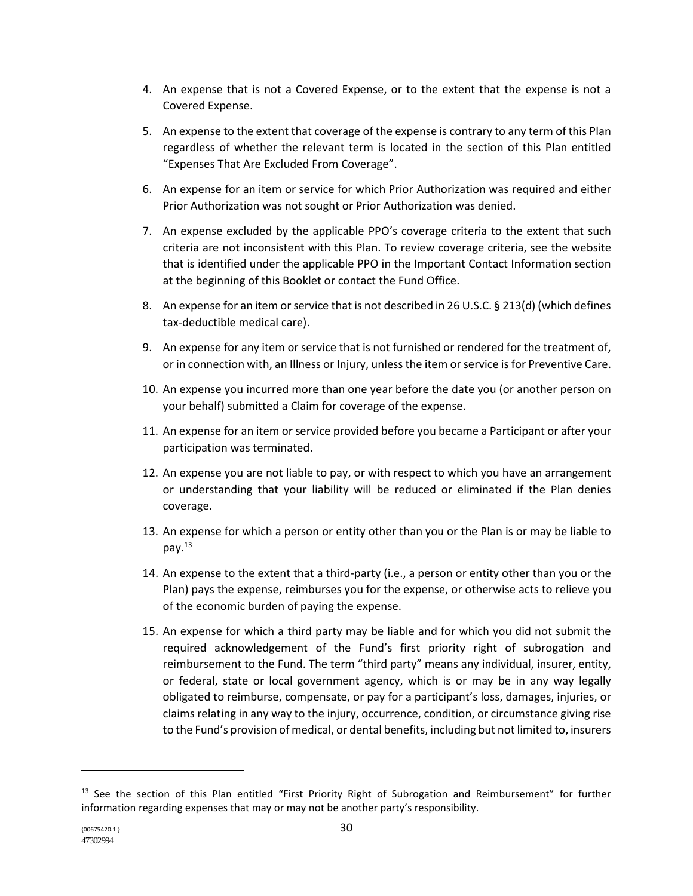4. An expense that is not a Covered Expense, or to the extent that the expense is not a Covered Expense.

5. An expense to the extent that coverage of the expense is contrary to any term of this Plan regardless of whether the relevant term is located in the section of this Plan entitled "Expenses That Are Excluded From Coverage".

6. An expense for an item or service for which Prior Authorization was required and either Prior Authorization was not sought or Prior Authorization was denied.

7. An expense excluded by the applicable PPO's coverage criteria to the extent that such criteria are not inconsistent with this Plan. To review coverage criteria, see the website that is identified under the applicable PPO in the Important Contact Information section at the beginning of this Booklet or contact the Fund Office.

8. An expense for an item or service that is not described in 26 U.S.C. § 213(d) (which defines tax-deductible medical care).

9. An expense for any item or service that is not furnished or rendered for the treatment of, or in connection with, an Illness or Injury, unless the item or service is for Preventive Care.

10. An expense you incurred more than one year before the date you (or another person on your behalf) submitted a Claim for coverage of the expense.

11. An expense for an item or service provided before you became a Participant or after your participation was terminated.

12. An expense you are not liable to pay, or with respect to which you have an arrangement or understanding that your liability will be reduced or eliminated if the Plan denies coverage.

13. An expense for which a person or entity other than you or the Plan is or may be liable to pay.[13]

14. An expense to the extent that a third-party (i.e., a person or entity other than you or the Plan) pays the expense, reimburses you for the expense, or otherwise acts to relieve you of the economic burden of paying the expense.

15. An expense for which a third party may be liable and for which you did not submit the required acknowledgement of the Fund's first priority right of subrogation and reimbursement to the Fund. The term "third party" means any individual, insurer, entity, or federal, state or local government agency, which is or may be in any way legally obligated to reimburse, compensate, or pay for a participant's loss, damages, injuries, or claims relating in any way to the injury, occurrence, condition, or circumstance giving rise to the Fund's provision of medical, or dental benefits, including but not limited to, insurers

---

[13] See the section of this Plan entitled "First Priority Right of Subrogation and Reimbursement" for further information regarding expenses that may or may not be another party's responsibility.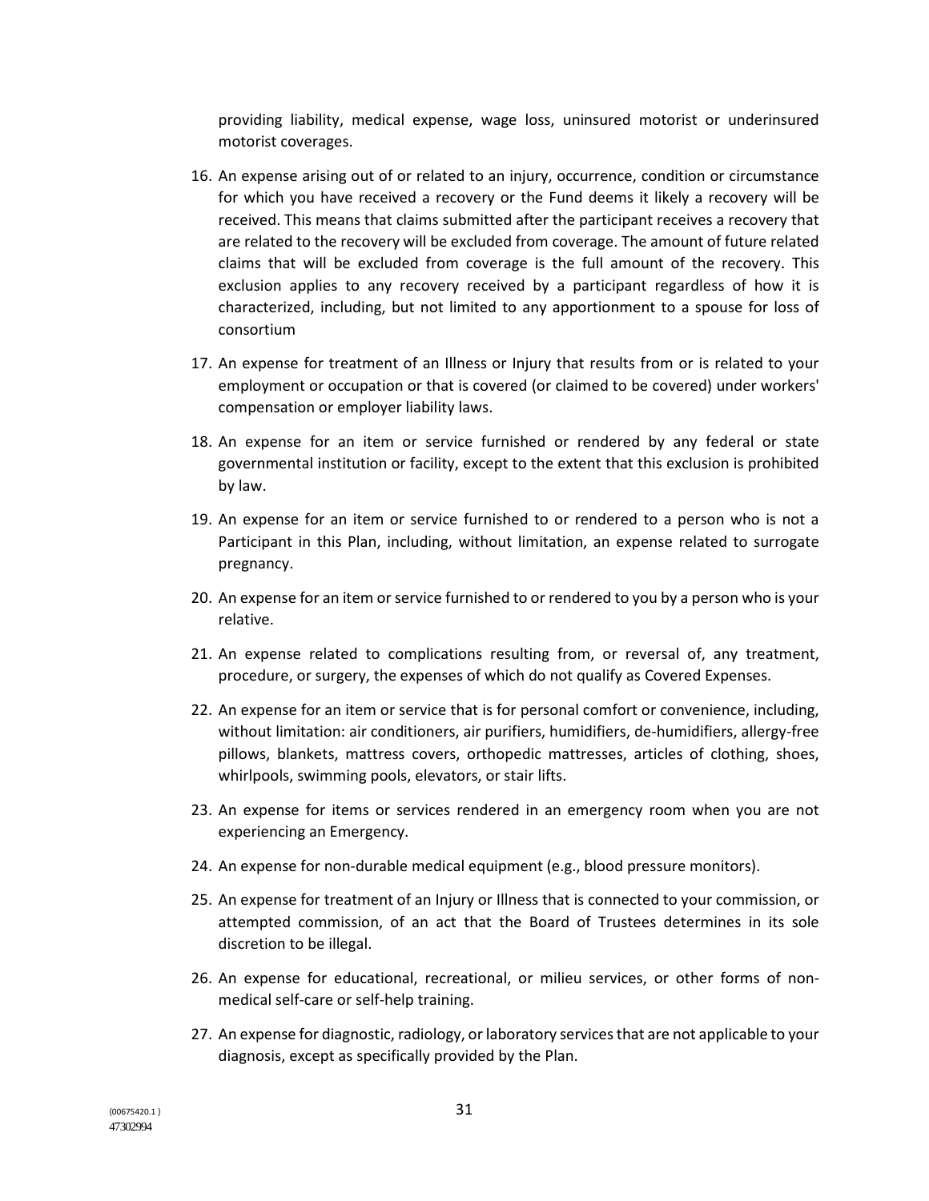providing liability, medical expense, wage loss, uninsured motorist or underinsured motorist coverages.

16. An expense arising out of or related to an injury, occurrence, condition or circumstance for which you have received a recovery or the Fund deems it likely a recovery will be received. This means that claims submitted after the participant receives a recovery that are related to the recovery will be excluded from coverage. The amount of future related claims that will be excluded from coverage is the full amount of the recovery. This exclusion applies to any recovery received by a participant regardless of how it is characterized, including, but not limited to any apportionment to a spouse for loss of consortium

17. An expense for treatment of an Illness or Injury that results from or is related to your employment or occupation or that is covered (or claimed to be covered) under workers' compensation or employer liability laws.

18. An expense for an item or service furnished or rendered by any federal or state governmental institution or facility, except to the extent that this exclusion is prohibited by law.

19. An expense for an item or service furnished to or rendered to a person who is not a Participant in this Plan, including, without limitation, an expense related to surrogate pregnancy.

20. An expense for an item or service furnished to or rendered to you by a person who is your relative.

21. An expense related to complications resulting from, or reversal of, any treatment, procedure, or surgery, the expenses of which do not qualify as Covered Expenses.

22. An expense for an item or service that is for personal comfort or convenience, including, without limitation: air conditioners, air purifiers, humidifiers, de-humidifiers, allergy-free pillows, blankets, mattress covers, orthopedic mattresses, articles of clothing, shoes, whirlpools, swimming pools, elevators, or stair lifts.

23. An expense for items or services rendered in an emergency room when you are not experiencing an Emergency.

24. An expense for non-durable medical equipment (e.g., blood pressure monitors).

25. An expense for treatment of an Injury or Illness that is connected to your commission, or attempted commission, of an act that the Board of Trustees determines in its sole discretion to be illegal.

26. An expense for educational, recreational, or milieu services, or other forms of non-medical self-care or self-help training.

27. An expense for diagnostic, radiology, or laboratory services that are not applicable to your diagnosis, except as specifically provided by the Plan.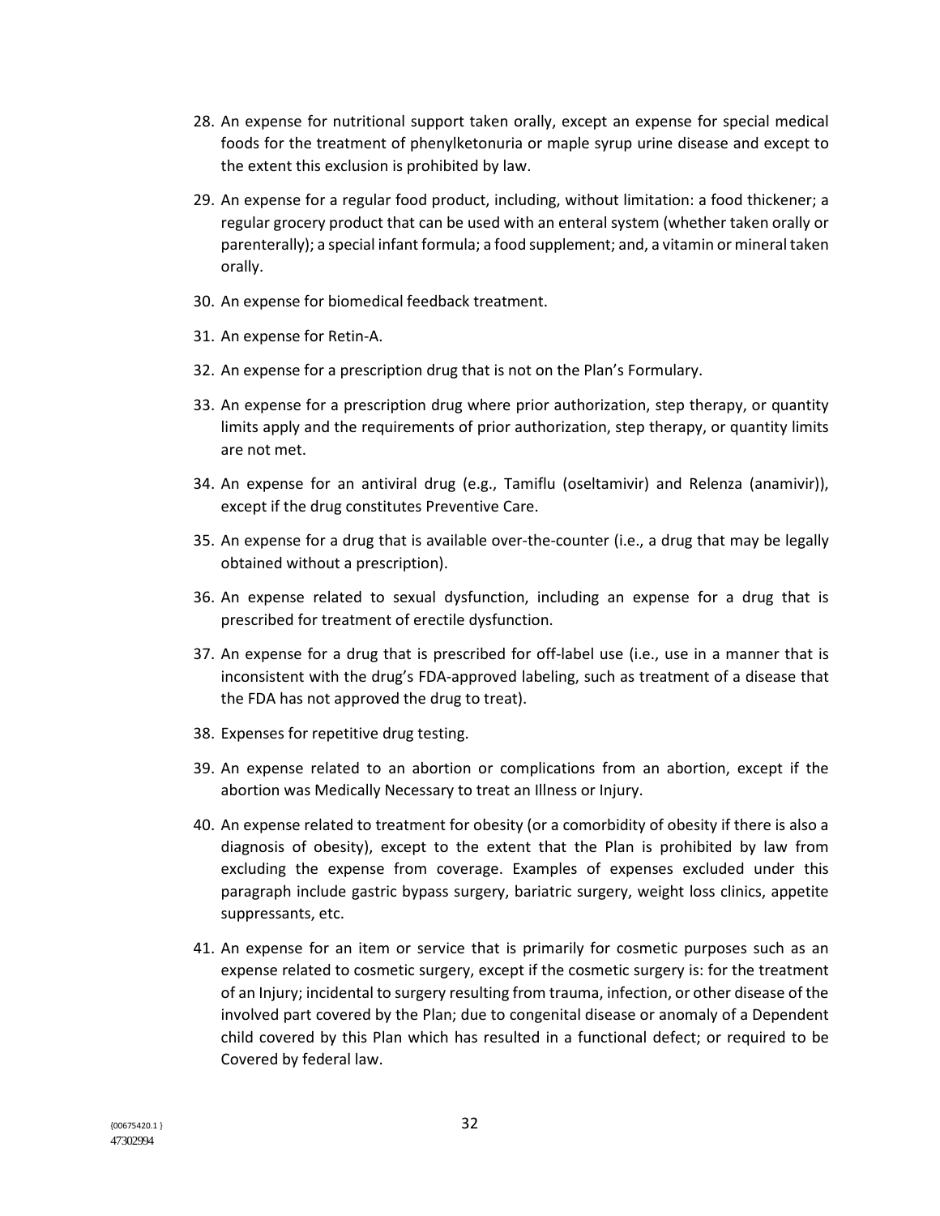28. An expense for nutritional support taken orally, except an expense for special medical foods for the treatment of phenylketonuria or maple syrup urine disease and except to the extent this exclusion is prohibited by law.

29. An expense for a regular food product, including, without limitation: a food thickener; a regular grocery product that can be used with an enteral system (whether taken orally or parenterally); a special infant formula; a food supplement; and, a vitamin or mineral taken orally.

30. An expense for biomedical feedback treatment.

31. An expense for Retin-A.

32. An expense for a prescription drug that is not on the Plan's Formulary.

33. An expense for a prescription drug where prior authorization, step therapy, or quantity limits apply and the requirements of prior authorization, step therapy, or quantity limits are not met.

34. An expense for an antiviral drug (e.g., Tamiflu (oseltamivir) and Relenza (anamivir)), except if the drug constitutes Preventive Care.

35. An expense for a drug that is available over-the-counter (i.e., a drug that may be legally obtained without a prescription).

36. An expense related to sexual dysfunction, including an expense for a drug that is prescribed for treatment of erectile dysfunction.

37. An expense for a drug that is prescribed for off-label use (i.e., use in a manner that is inconsistent with the drug's FDA-approved labeling, such as treatment of a disease that the FDA has not approved the drug to treat).

38. Expenses for repetitive drug testing.

39. An expense related to an abortion or complications from an abortion, except if the abortion was Medically Necessary to treat an Illness or Injury.

40. An expense related to treatment for obesity (or a comorbidity of obesity if there is also a diagnosis of obesity), except to the extent that the Plan is prohibited by law from excluding the expense from coverage. Examples of expenses excluded under this paragraph include gastric bypass surgery, bariatric surgery, weight loss clinics, appetite suppressants, etc.

41. An expense for an item or service that is primarily for cosmetic purposes such as an expense related to cosmetic surgery, except if the cosmetic surgery is: for the treatment of an Injury; incidental to surgery resulting from trauma, infection, or other disease of the involved part covered by the Plan; due to congenital disease or anomaly of a Dependent child covered by this Plan which has resulted in a functional defect; or required to be Covered by federal law.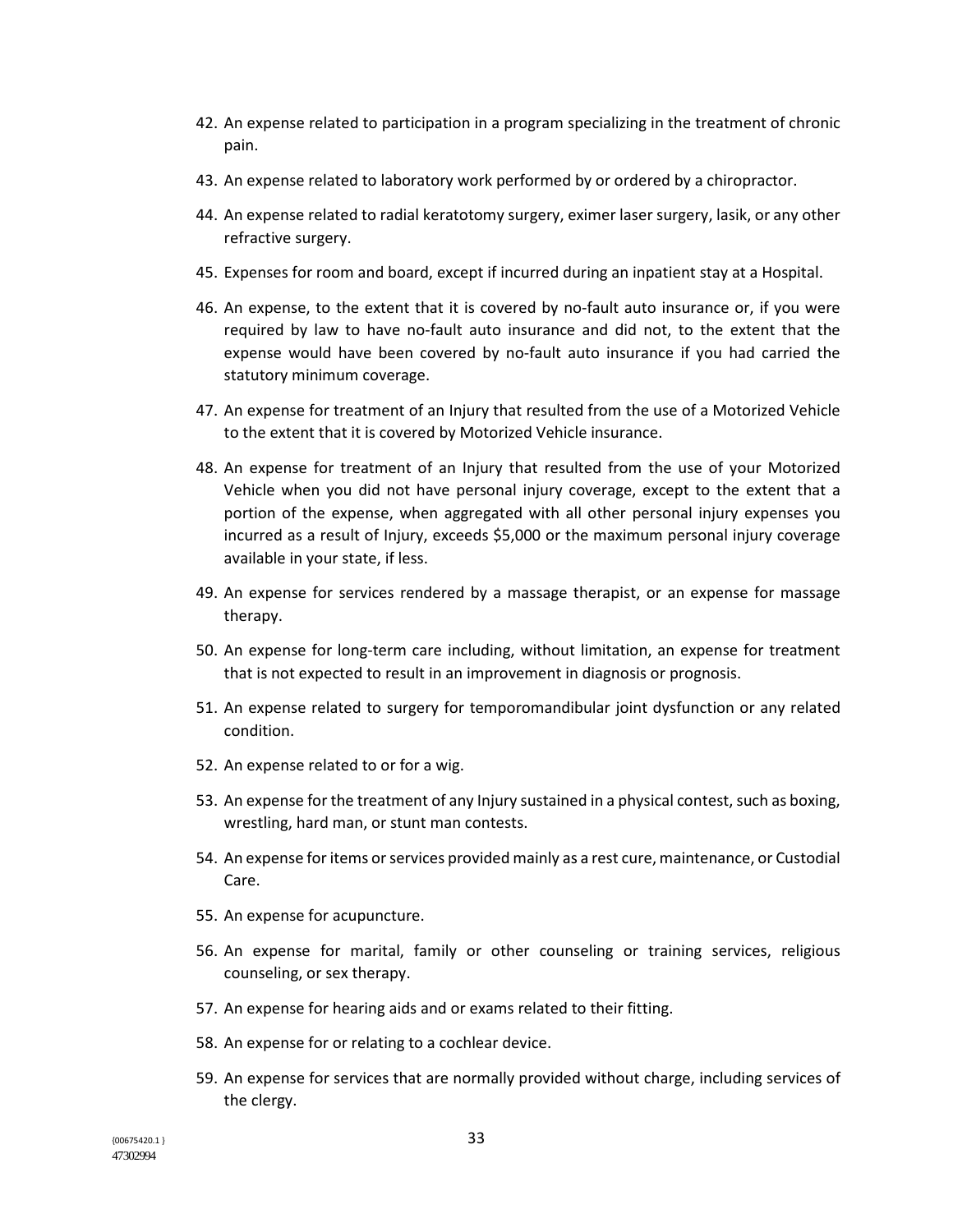42. An expense related to participation in a program specializing in the treatment of chronic pain.
43. An expense related to laboratory work performed by or ordered by a chiropractor.
44. An expense related to radial keratotomy surgery, eximer laser surgery, lasik, or any other refractive surgery.
45. Expenses for room and board, except if incurred during an inpatient stay at a Hospital.
46. An expense, to the extent that it is covered by no-fault auto insurance or, if you were required by law to have no-fault auto insurance and did not, to the extent that the expense would have been covered by no-fault auto insurance if you had carried the statutory minimum coverage.
47. An expense for treatment of an Injury that resulted from the use of a Motorized Vehicle to the extent that it is covered by Motorized Vehicle insurance.
48. An expense for treatment of an Injury that resulted from the use of your Motorized Vehicle when you did not have personal injury coverage, except to the extent that a portion of the expense, when aggregated with all other personal injury expenses you incurred as a result of Injury, exceeds $5,000 or the maximum personal injury coverage available in your state, if less.
49. An expense for services rendered by a massage therapist, or an expense for massage therapy.
50. An expense for long-term care including, without limitation, an expense for treatment that is not expected to result in an improvement in diagnosis or prognosis.
51. An expense related to surgery for temporomandibular joint dysfunction or any related condition.
52. An expense related to or for a wig.
53. An expense for the treatment of any Injury sustained in a physical contest, such as boxing, wrestling, hard man, or stunt man contests.
54. An expense for items or services provided mainly as a rest cure, maintenance, or Custodial Care.
55. An expense for acupuncture.
56. An expense for marital, family or other counseling or training services, religious counseling, or sex therapy.
57. An expense for hearing aids and or exams related to their fitting.
58. An expense for or relating to a cochlear device.
59. An expense for services that are normally provided without charge, including services of the clergy.

{00675420.1 }
47302994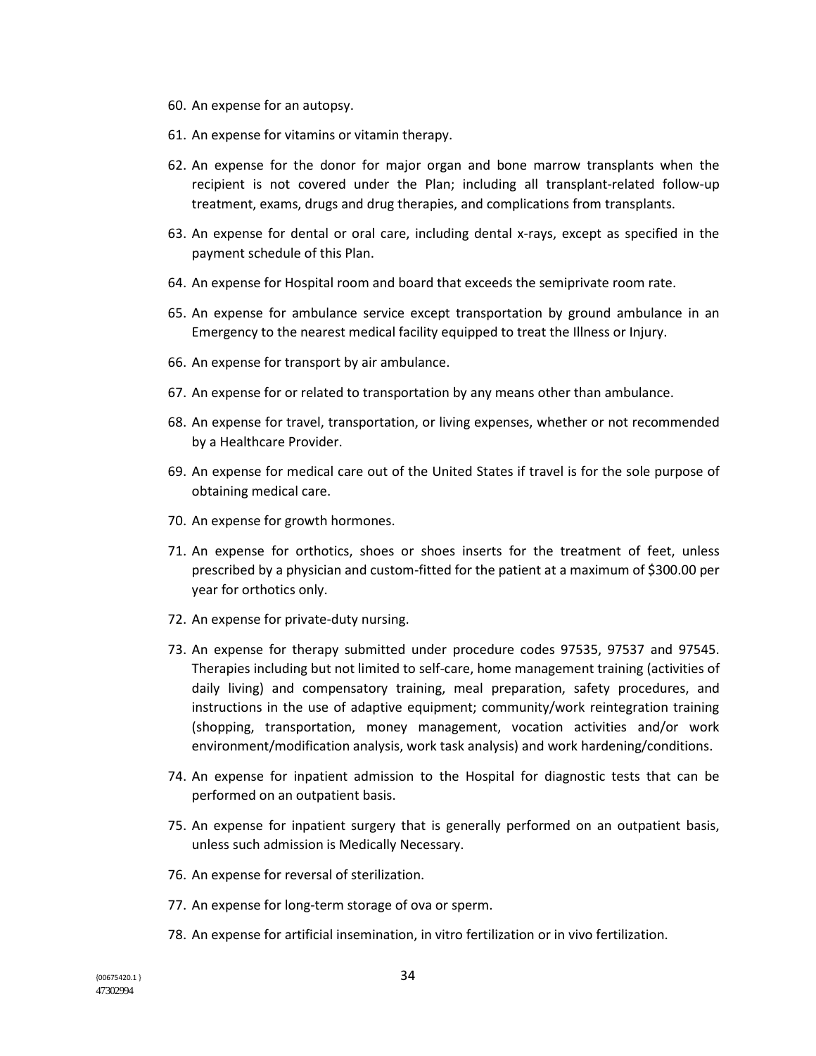60. An expense for an autopsy.
61. An expense for vitamins or vitamin therapy.
62. An expense for the donor for major organ and bone marrow transplants when the recipient is not covered under the Plan; including all transplant-related follow-up treatment, exams, drugs and drug therapies, and complications from transplants.
63. An expense for dental or oral care, including dental x-rays, except as specified in the payment schedule of this Plan.
64. An expense for Hospital room and board that exceeds the semiprivate room rate.
65. An expense for ambulance service except transportation by ground ambulance in an Emergency to the nearest medical facility equipped to treat the Illness or Injury.
66. An expense for transport by air ambulance.
67. An expense for or related to transportation by any means other than ambulance.
68. An expense for travel, transportation, or living expenses, whether or not recommended by a Healthcare Provider.
69. An expense for medical care out of the United States if travel is for the sole purpose of obtaining medical care.
70. An expense for growth hormones.
71. An expense for orthotics, shoes or shoes inserts for the treatment of feet, unless prescribed by a physician and custom-fitted for the patient at a maximum of $300.00 per year for orthotics only.
72. An expense for private-duty nursing.
73. An expense for therapy submitted under procedure codes 97535, 97537 and 97545. Therapies including but not limited to self-care, home management training (activities of daily living) and compensatory training, meal preparation, safety procedures, and instructions in the use of adaptive equipment; community/work reintegration training (shopping, transportation, money management, vocation activities and/or work environment/modification analysis, work task analysis) and work hardening/conditions.
74. An expense for inpatient admission to the Hospital for diagnostic tests that can be performed on an outpatient basis.
75. An expense for inpatient surgery that is generally performed on an outpatient basis, unless such admission is Medically Necessary.
76. An expense for reversal of sterilization.
77. An expense for long-term storage of ova or sperm.
78. An expense for artificial insemination, in vitro fertilization or in vivo fertilization.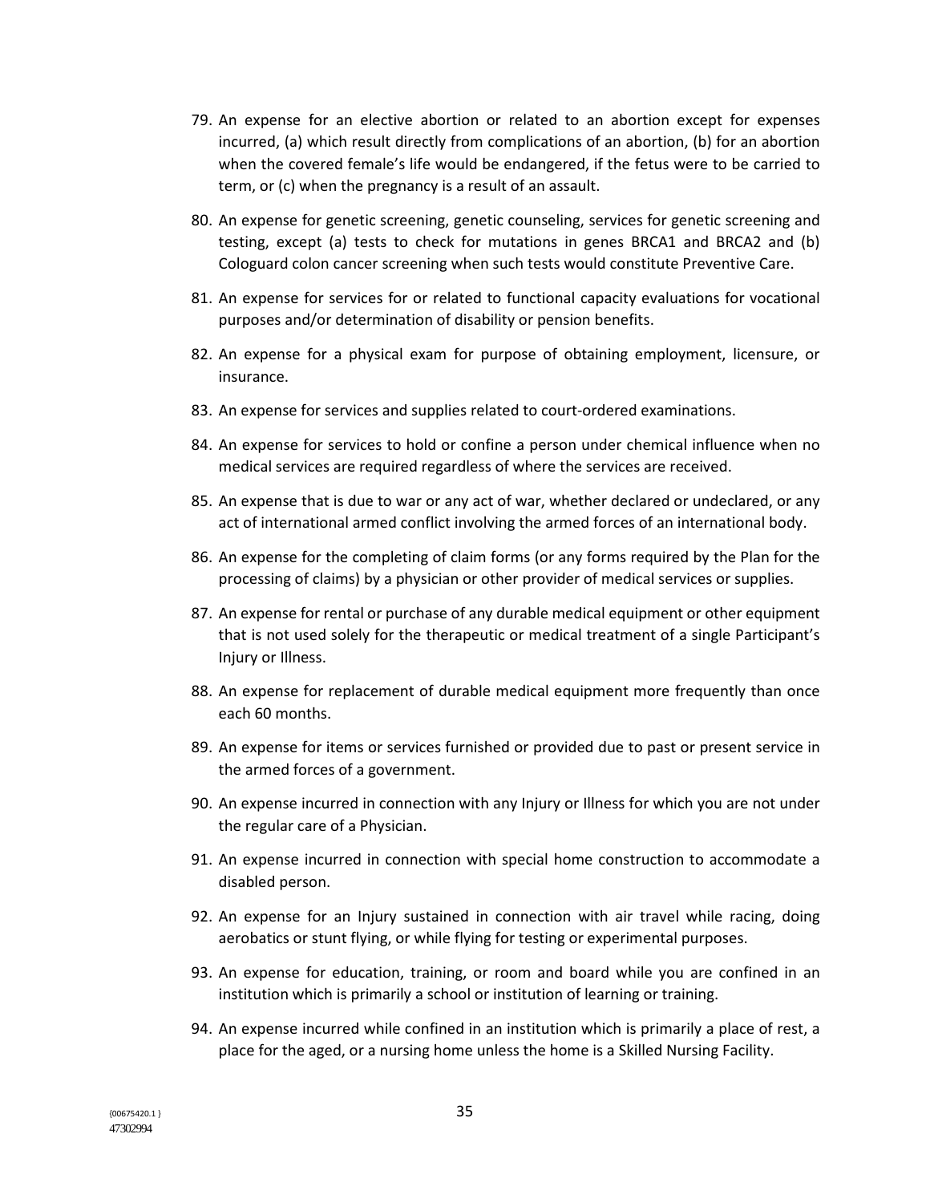79. An expense for an elective abortion or related to an abortion except for expenses incurred, (a) which result directly from complications of an abortion, (b) for an abortion when the covered female's life would be endangered, if the fetus were to be carried to term, or (c) when the pregnancy is a result of an assault.

80. An expense for genetic screening, genetic counseling, services for genetic screening and testing, except (a) tests to check for mutations in genes BRCA1 and BRCA2 and (b) Cologuard colon cancer screening when such tests would constitute Preventive Care.

81. An expense for services for or related to functional capacity evaluations for vocational purposes and/or determination of disability or pension benefits.

82. An expense for a physical exam for purpose of obtaining employment, licensure, or insurance.

83. An expense for services and supplies related to court-ordered examinations.

84. An expense for services to hold or confine a person under chemical influence when no medical services are required regardless of where the services are received.

85. An expense that is due to war or any act of war, whether declared or undeclared, or any act of international armed conflict involving the armed forces of an international body.

86. An expense for the completing of claim forms (or any forms required by the Plan for the processing of claims) by a physician or other provider of medical services or supplies.

87. An expense for rental or purchase of any durable medical equipment or other equipment that is not used solely for the therapeutic or medical treatment of a single Participant's Injury or Illness.

88. An expense for replacement of durable medical equipment more frequently than once each 60 months.

89. An expense for items or services furnished or provided due to past or present service in the armed forces of a government.

90. An expense incurred in connection with any Injury or Illness for which you are not under the regular care of a Physician.

91. An expense incurred in connection with special home construction to accommodate a disabled person.

92. An expense for an Injury sustained in connection with air travel while racing, doing aerobatics or stunt flying, or while flying for testing or experimental purposes.

93. An expense for education, training, or room and board while you are confined in an institution which is primarily a school or institution of learning or training.

94. An expense incurred while confined in an institution which is primarily a place of rest, a place for the aged, or a nursing home unless the home is a Skilled Nursing Facility.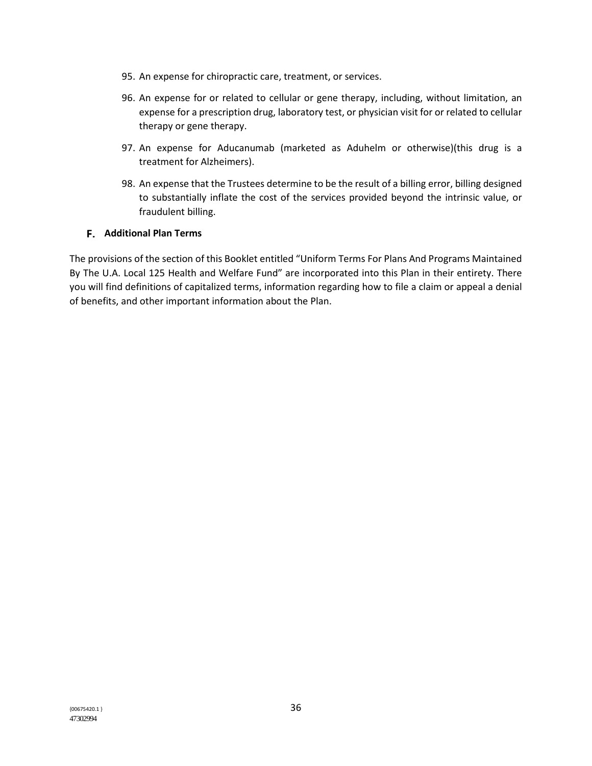95. An expense for chiropractic care, treatment, or services.

96. An expense for or related to cellular or gene therapy, including, without limitation, an expense for a prescription drug, laboratory test, or physician visit for or related to cellular therapy or gene therapy.

97. An expense for Aducanumab (marketed as Aduhelm or otherwise)(this drug is a treatment for Alzheimers).

98. An expense that the Trustees determine to be the result of a billing error, billing designed to substantially inflate the cost of the services provided beyond the intrinsic value, or fraudulent billing.

### F. Additional Plan Terms

The provisions of the section of this Booklet entitled "Uniform Terms For Plans And Programs Maintained By The U.A. Local 125 Health and Welfare Fund" are incorporated into this Plan in their entirety. There you will find definitions of capitalized terms, information regarding how to file a claim or appeal a denial of benefits, and other important information about the Plan.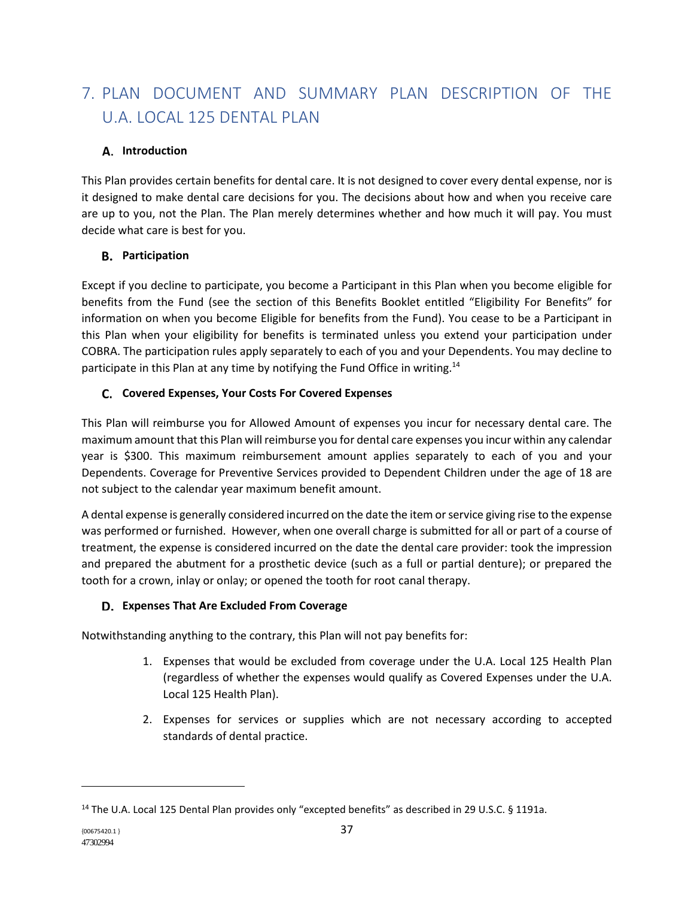# 7. PLAN DOCUMENT AND SUMMARY PLAN DESCRIPTION OF THE U.A. LOCAL 125 DENTAL PLAN

### A. Introduction

This Plan provides certain benefits for dental care. It is not designed to cover every dental expense, nor is it designed to make dental care decisions for you. The decisions about how and when you receive care are up to you, not the Plan. The Plan merely determines whether and how much it will pay. You must decide what care is best for you.

### B. Participation

Except if you decline to participate, you become a Participant in this Plan when you become eligible for benefits from the Fund (see the section of this Benefits Booklet entitled "Eligibility For Benefits" for information on when you become Eligible for benefits from the Fund). You cease to be a Participant in this Plan when your eligibility for benefits is terminated unless you extend your participation under COBRA. The participation rules apply separately to each of you and your Dependents. You may decline to participate in this Plan at any time by notifying the Fund Office in writing.[14]

### C. Covered Expenses, Your Costs For Covered Expenses

This Plan will reimburse you for Allowed Amount of expenses you incur for necessary dental care. The maximum amount that this Plan will reimburse you for dental care expenses you incur within any calendar year is $300. This maximum reimbursement amount applies separately to each of you and your Dependents. Coverage for Preventive Services provided to Dependent Children under the age of 18 are not subject to the calendar year maximum benefit amount.

A dental expense is generally considered incurred on the date the item or service giving rise to the expense was performed or furnished. However, when one overall charge is submitted for all or part of a course of treatment, the expense is considered incurred on the date the dental care provider: took the impression and prepared the abutment for a prosthetic device (such as a full or partial denture); or prepared the tooth for a crown, inlay or onlay; or opened the tooth for root canal therapy.

### D. Expenses That Are Excluded From Coverage

Notwithstanding anything to the contrary, this Plan will not pay benefits for:

1. Expenses that would be excluded from coverage under the U.A. Local 125 Health Plan (regardless of whether the expenses would qualify as Covered Expenses under the U.A. Local 125 Health Plan).
2. Expenses for services or supplies which are not necessary according to accepted standards of dental practice.

---

[14] The U.A. Local 125 Dental Plan provides only "excepted benefits" as described in 29 U.S.C. § 1191a.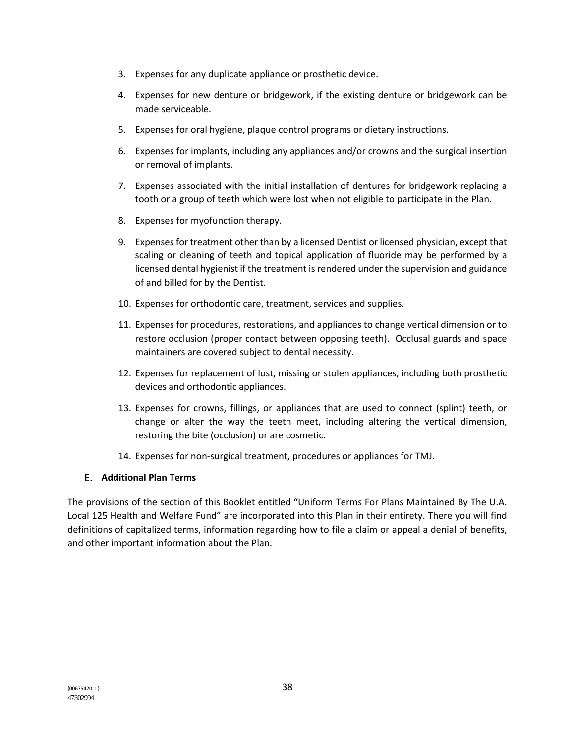3. Expenses for any duplicate appliance or prosthetic device.
4. Expenses for new denture or bridgework, if the existing denture or bridgework can be made serviceable.
5. Expenses for oral hygiene, plaque control programs or dietary instructions.
6. Expenses for implants, including any appliances and/or crowns and the surgical insertion or removal of implants.
7. Expenses associated with the initial installation of dentures for bridgework replacing a tooth or a group of teeth which were lost when not eligible to participate in the Plan.
8. Expenses for myofunction therapy.
9. Expenses for treatment other than by a licensed Dentist or licensed physician, except that scaling or cleaning of teeth and topical application of fluoride may be performed by a licensed dental hygienist if the treatment is rendered under the supervision and guidance of and billed for by the Dentist.
10. Expenses for orthodontic care, treatment, services and supplies.
11. Expenses for procedures, restorations, and appliances to change vertical dimension or to restore occlusion (proper contact between opposing teeth). Occlusal guards and space maintainers are covered subject to dental necessity.
12. Expenses for replacement of lost, missing or stolen appliances, including both prosthetic devices and orthodontic appliances.
13. Expenses for crowns, fillings, or appliances that are used to connect (splint) teeth, or change or alter the way the teeth meet, including altering the vertical dimension, restoring the bite (occlusion) or are cosmetic.
14. Expenses for non-surgical treatment, procedures or appliances for TMJ.

### E. Additional Plan Terms

The provisions of the section of this Booklet entitled "Uniform Terms For Plans Maintained By The U.A. Local 125 Health and Welfare Fund" are incorporated into this Plan in their entirety. There you will find definitions of capitalized terms, information regarding how to file a claim or appeal a denial of benefits, and other important information about the Plan.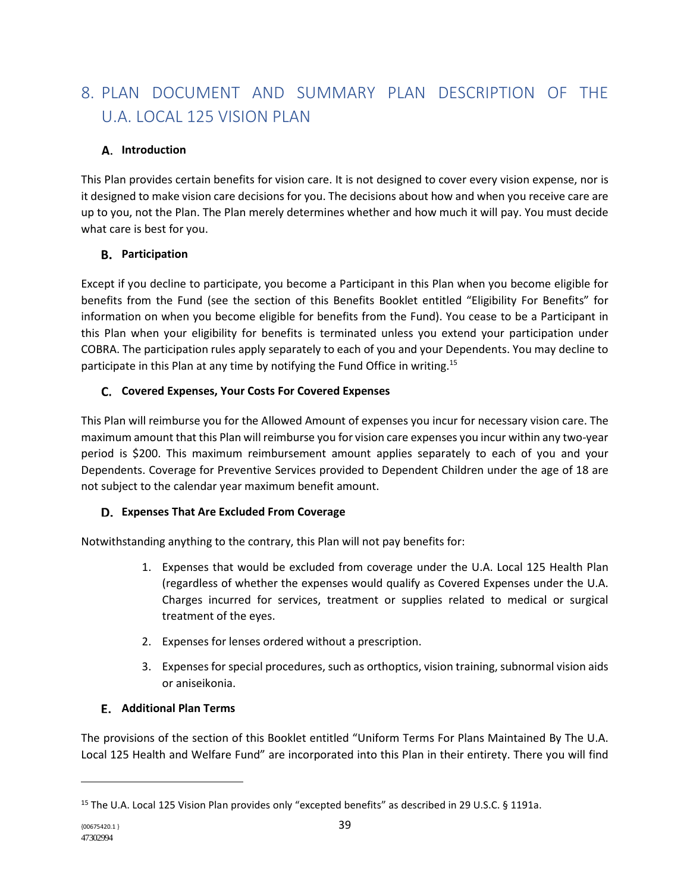# 8. PLAN DOCUMENT AND SUMMARY PLAN DESCRIPTION OF THE U.A. LOCAL 125 VISION PLAN

## A. Introduction

This Plan provides certain benefits for vision care. It is not designed to cover every vision expense, nor is it designed to make vision care decisions for you. The decisions about how and when you receive care are up to you, not the Plan. The Plan merely determines whether and how much it will pay. You must decide what care is best for you.

## B. Participation

Except if you decline to participate, you become a Participant in this Plan when you become eligible for benefits from the Fund (see the section of this Benefits Booklet entitled "Eligibility For Benefits" for information on when you become eligible for benefits from the Fund). You cease to be a Participant in this Plan when your eligibility for benefits is terminated unless you extend your participation under COBRA. The participation rules apply separately to each of you and your Dependents. You may decline to participate in this Plan at any time by notifying the Fund Office in writing.[15]

## C. Covered Expenses, Your Costs For Covered Expenses

This Plan will reimburse you for the Allowed Amount of expenses you incur for necessary vision care. The maximum amount that this Plan will reimburse you for vision care expenses you incur within any two-year period is $200. This maximum reimbursement amount applies separately to each of you and your Dependents. Coverage for Preventive Services provided to Dependent Children under the age of 18 are not subject to the calendar year maximum benefit amount.

## D. Expenses That Are Excluded From Coverage

Notwithstanding anything to the contrary, this Plan will not pay benefits for:

1. Expenses that would be excluded from coverage under the U.A. Local 125 Health Plan (regardless of whether the expenses would qualify as Covered Expenses under the U.A. Charges incurred for services, treatment or supplies related to medical or surgical treatment of the eyes.
2. Expenses for lenses ordered without a prescription.
3. Expenses for special procedures, such as orthoptics, vision training, subnormal vision aids or aniseikonia.

## E. Additional Plan Terms

The provisions of the section of this Booklet entitled "Uniform Terms For Plans Maintained By The U.A. Local 125 Health and Welfare Fund" are incorporated into this Plan in their entirety. There you will find

---

[15] The U.A. Local 125 Vision Plan provides only "excepted benefits" as described in 29 U.S.C. § 1191a.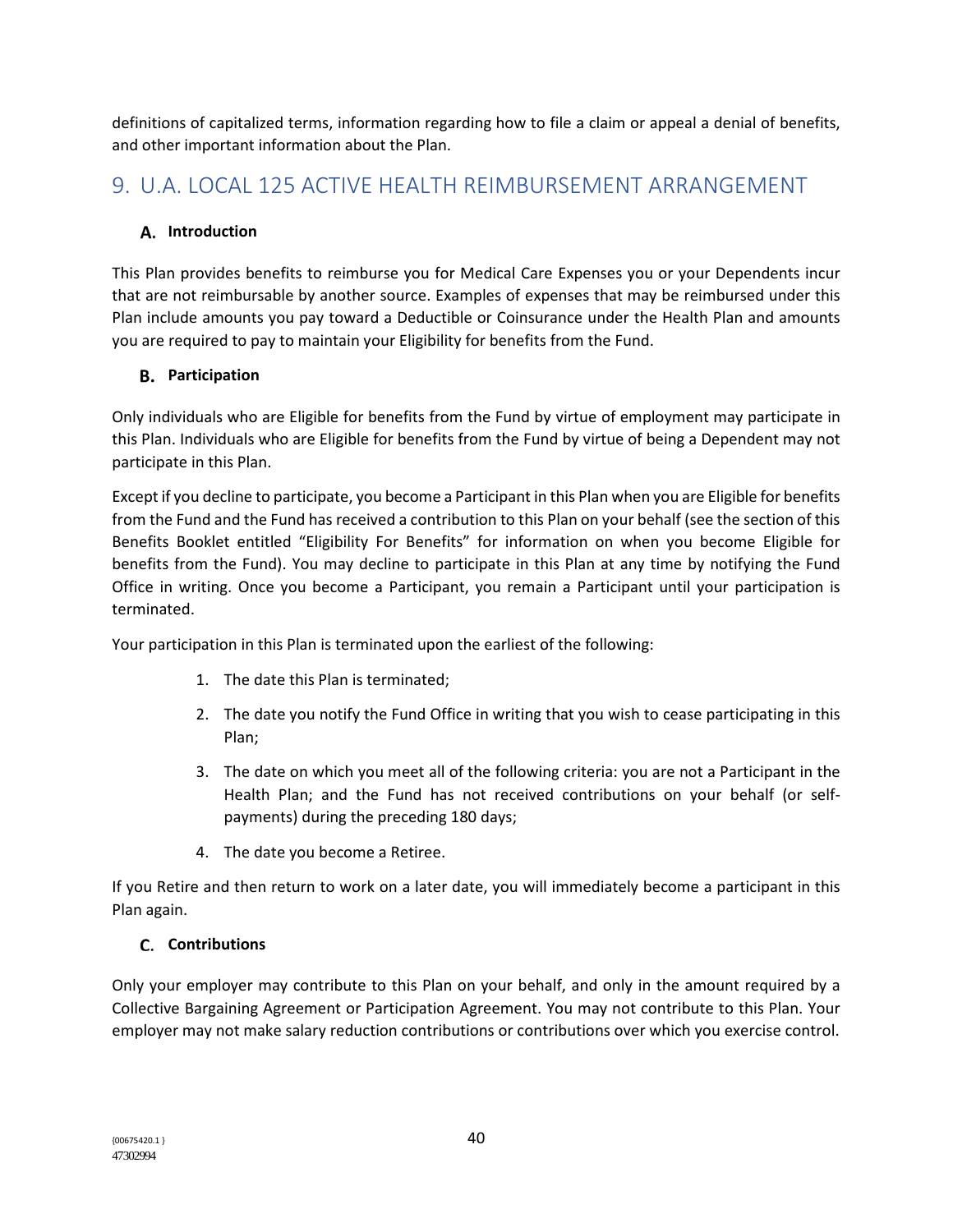definitions of capitalized terms, information regarding how to file a claim or appeal a denial of benefits, and other important information about the Plan.

# 9. U.A. LOCAL 125 ACTIVE HEALTH REIMBURSEMENT ARRANGEMENT

## A. Introduction

This Plan provides benefits to reimburse you for Medical Care Expenses you or your Dependents incur that are not reimbursable by another source. Examples of expenses that may be reimbursed under this Plan include amounts you pay toward a Deductible or Coinsurance under the Health Plan and amounts you are required to pay to maintain your Eligibility for benefits from the Fund.

## B. Participation

Only individuals who are Eligible for benefits from the Fund by virtue of employment may participate in this Plan. Individuals who are Eligible for benefits from the Fund by virtue of being a Dependent may not participate in this Plan.

Except if you decline to participate, you become a Participant in this Plan when you are Eligible for benefits from the Fund and the Fund has received a contribution to this Plan on your behalf (see the section of this Benefits Booklet entitled "Eligibility For Benefits" for information on when you become Eligible for benefits from the Fund). You may decline to participate in this Plan at any time by notifying the Fund Office in writing. Once you become a Participant, you remain a Participant until your participation is terminated.

Your participation in this Plan is terminated upon the earliest of the following:

1. The date this Plan is terminated;
2. The date you notify the Fund Office in writing that you wish to cease participating in this Plan;
3. The date on which you meet all of the following criteria: you are not a Participant in the Health Plan; and the Fund has not received contributions on your behalf (or self-payments) during the preceding 180 days;
4. The date you become a Retiree.

If you Retire and then return to work on a later date, you will immediately become a participant in this Plan again.

## C. Contributions

Only your employer may contribute to this Plan on your behalf, and only in the amount required by a Collective Bargaining Agreement or Participation Agreement. You may not contribute to this Plan. Your employer may not make salary reduction contributions or contributions over which you exercise control.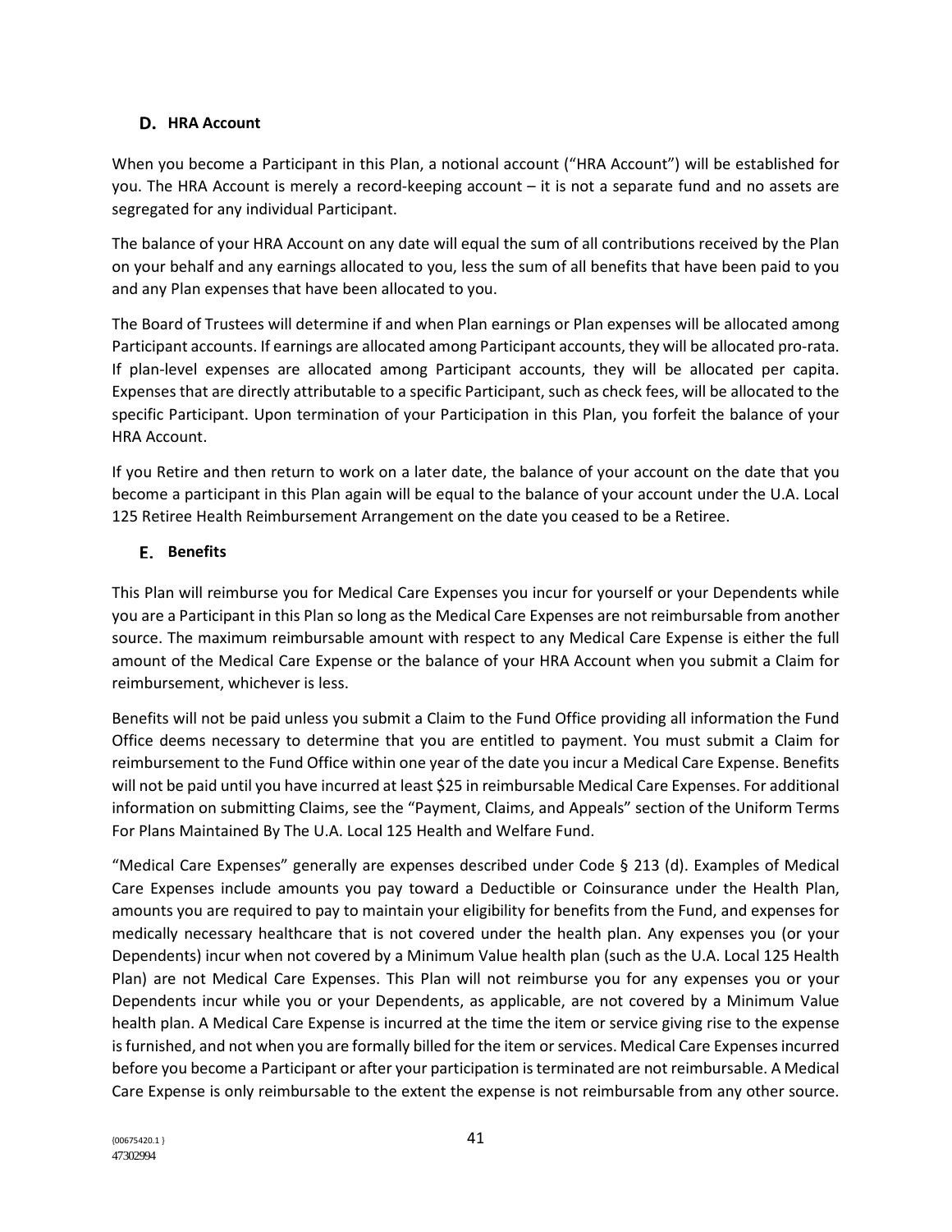### D. HRA Account

When you become a Participant in this Plan, a notional account ("HRA Account") will be established for you. The HRA Account is merely a record-keeping account – it is not a separate fund and no assets are segregated for any individual Participant.

The balance of your HRA Account on any date will equal the sum of all contributions received by the Plan on your behalf and any earnings allocated to you, less the sum of all benefits that have been paid to you and any Plan expenses that have been allocated to you.

The Board of Trustees will determine if and when Plan earnings or Plan expenses will be allocated among Participant accounts. If earnings are allocated among Participant accounts, they will be allocated pro-rata. If plan-level expenses are allocated among Participant accounts, they will be allocated per capita. Expenses that are directly attributable to a specific Participant, such as check fees, will be allocated to the specific Participant. Upon termination of your Participation in this Plan, you forfeit the balance of your HRA Account.

If you Retire and then return to work on a later date, the balance of your account on the date that you become a participant in this Plan again will be equal to the balance of your account under the U.A. Local 125 Retiree Health Reimbursement Arrangement on the date you ceased to be a Retiree.

### E. Benefits

This Plan will reimburse you for Medical Care Expenses you incur for yourself or your Dependents while you are a Participant in this Plan so long as the Medical Care Expenses are not reimbursable from another source. The maximum reimbursable amount with respect to any Medical Care Expense is either the full amount of the Medical Care Expense or the balance of your HRA Account when you submit a Claim for reimbursement, whichever is less.

Benefits will not be paid unless you submit a Claim to the Fund Office providing all information the Fund Office deems necessary to determine that you are entitled to payment. You must submit a Claim for reimbursement to the Fund Office within one year of the date you incur a Medical Care Expense. Benefits will not be paid until you have incurred at least $25 in reimbursable Medical Care Expenses. For additional information on submitting Claims, see the "Payment, Claims, and Appeals" section of the Uniform Terms For Plans Maintained By The U.A. Local 125 Health and Welfare Fund.

"Medical Care Expenses" generally are expenses described under Code § 213 (d). Examples of Medical Care Expenses include amounts you pay toward a Deductible or Coinsurance under the Health Plan, amounts you are required to pay to maintain your eligibility for benefits from the Fund, and expenses for medically necessary healthcare that is not covered under the health plan. Any expenses you (or your Dependents) incur when not covered by a Minimum Value health plan (such as the U.A. Local 125 Health Plan) are not Medical Care Expenses. This Plan will not reimburse you for any expenses you or your Dependents incur while you or your Dependents, as applicable, are not covered by a Minimum Value health plan. A Medical Care Expense is incurred at the time the item or service giving rise to the expense is furnished, and not when you are formally billed for the item or services. Medical Care Expenses incurred before you become a Participant or after your participation is terminated are not reimbursable. A Medical Care Expense is only reimbursable to the extent the expense is not reimbursable from any other source.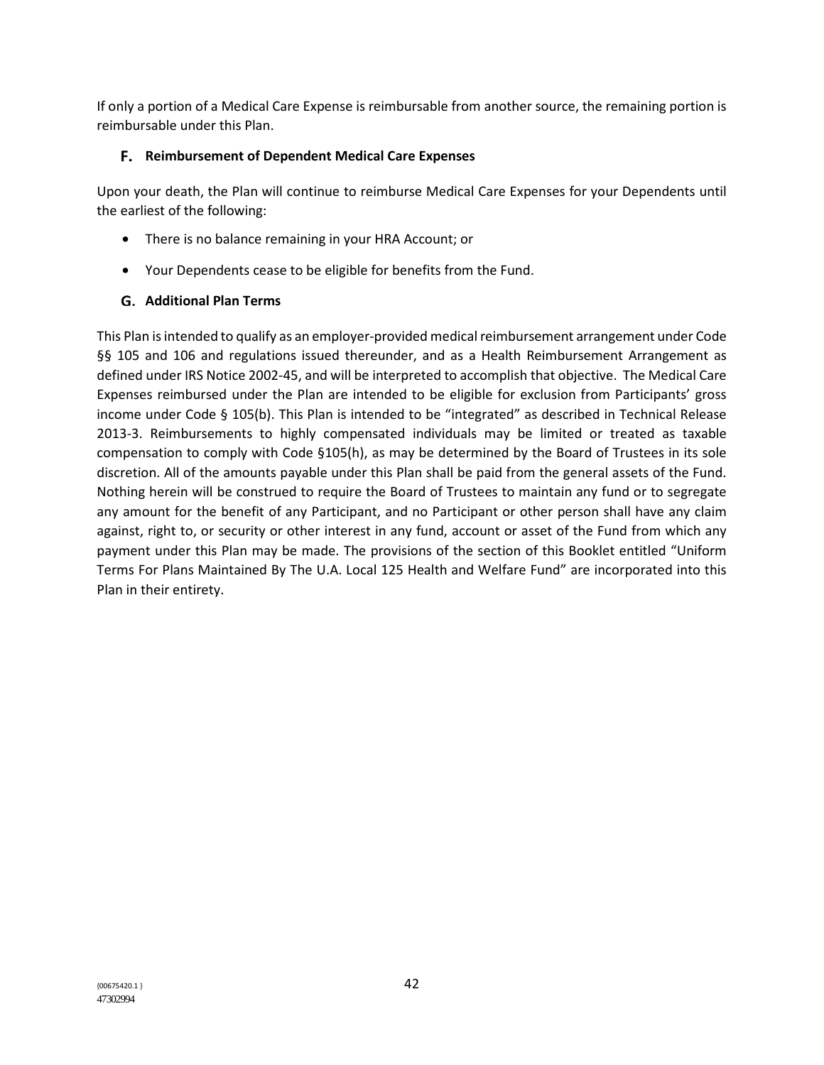If only a portion of a Medical Care Expense is reimbursable from another source, the remaining portion is reimbursable under this Plan.

### F. Reimbursement of Dependent Medical Care Expenses

Upon your death, the Plan will continue to reimburse Medical Care Expenses for your Dependents until the earliest of the following:

- There is no balance remaining in your HRA Account; or
- Your Dependents cease to be eligible for benefits from the Fund.

### G. Additional Plan Terms

This Plan is intended to qualify as an employer-provided medical reimbursement arrangement under Code §§ 105 and 106 and regulations issued thereunder, and as a Health Reimbursement Arrangement as defined under IRS Notice 2002-45, and will be interpreted to accomplish that objective. The Medical Care Expenses reimbursed under the Plan are intended to be eligible for exclusion from Participants' gross income under Code § 105(b). This Plan is intended to be "integrated" as described in Technical Release 2013-3. Reimbursements to highly compensated individuals may be limited or treated as taxable compensation to comply with Code §105(h), as may be determined by the Board of Trustees in its sole discretion. All of the amounts payable under this Plan shall be paid from the general assets of the Fund. Nothing herein will be construed to require the Board of Trustees to maintain any fund or to segregate any amount for the benefit of any Participant, and no Participant or other person shall have any claim against, right to, or security or other interest in any fund, account or asset of the Fund from which any payment under this Plan may be made. The provisions of the section of this Booklet entitled "Uniform Terms For Plans Maintained By The U.A. Local 125 Health and Welfare Fund" are incorporated into this Plan in their entirety.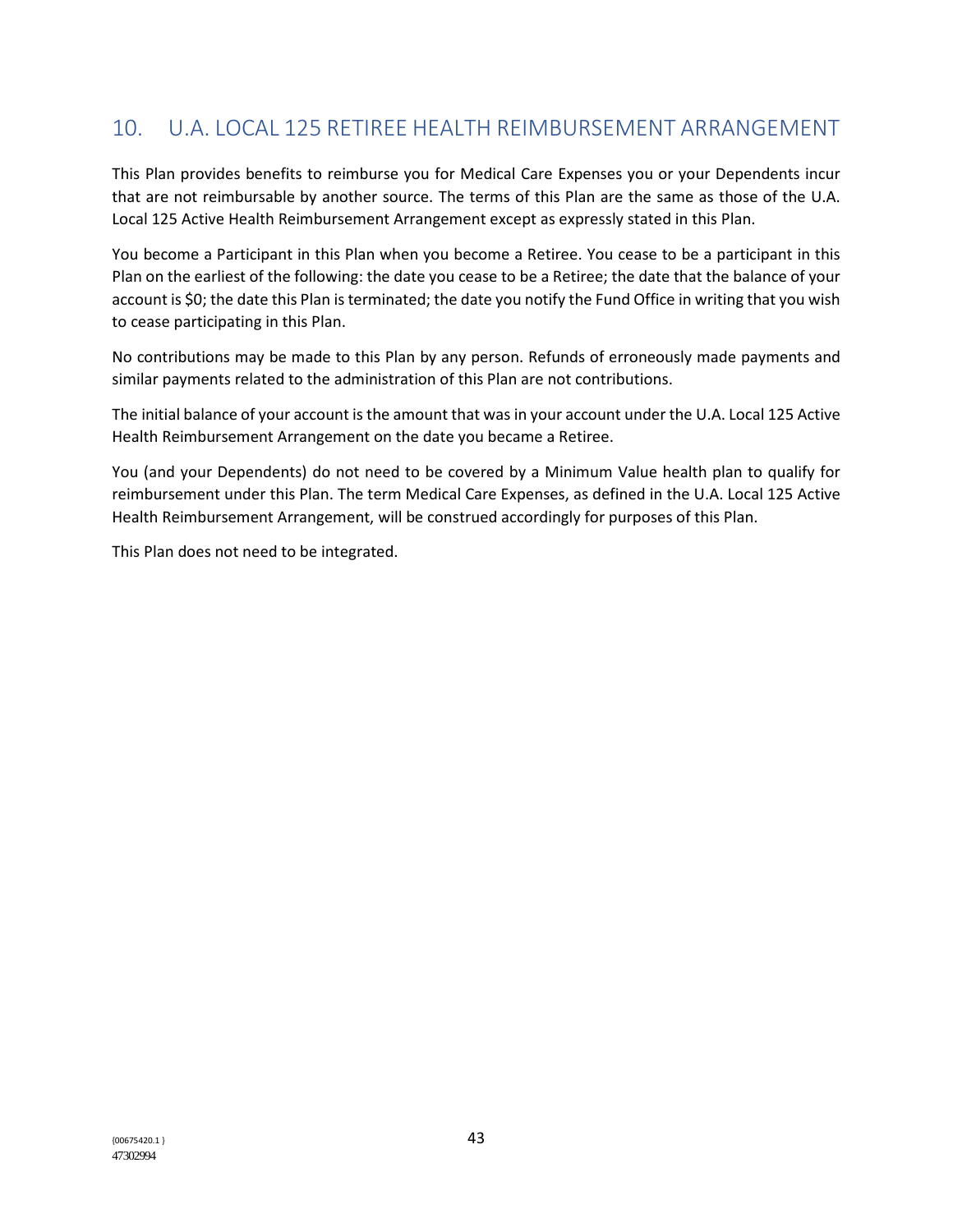## 10. U.A. LOCAL 125 RETIREE HEALTH REIMBURSEMENT ARRANGEMENT

This Plan provides benefits to reimburse you for Medical Care Expenses you or your Dependents incur that are not reimbursable by another source. The terms of this Plan are the same as those of the U.A. Local 125 Active Health Reimbursement Arrangement except as expressly stated in this Plan.

You become a Participant in this Plan when you become a Retiree. You cease to be a participant in this Plan on the earliest of the following: the date you cease to be a Retiree; the date that the balance of your account is $0; the date this Plan is terminated; the date you notify the Fund Office in writing that you wish to cease participating in this Plan.

No contributions may be made to this Plan by any person. Refunds of erroneously made payments and similar payments related to the administration of this Plan are not contributions.

The initial balance of your account is the amount that was in your account under the U.A. Local 125 Active Health Reimbursement Arrangement on the date you became a Retiree.

You (and your Dependents) do not need to be covered by a Minimum Value health plan to qualify for reimbursement under this Plan. The term Medical Care Expenses, as defined in the U.A. Local 125 Active Health Reimbursement Arrangement, will be construed accordingly for purposes of this Plan.

This Plan does not need to be integrated.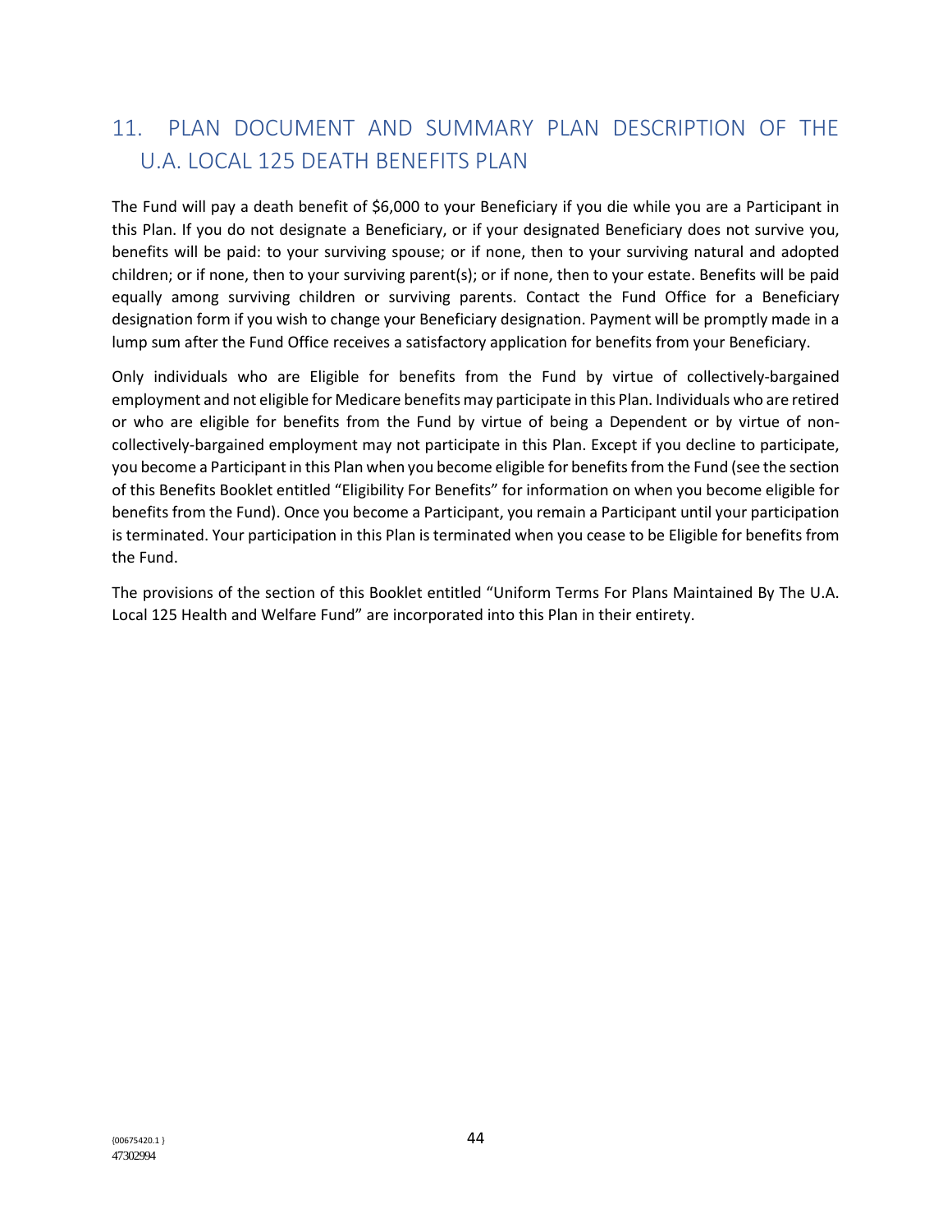## 11. PLAN DOCUMENT AND SUMMARY PLAN DESCRIPTION OF THE U.A. LOCAL 125 DEATH BENEFITS PLAN

The Fund will pay a death benefit of $6,000 to your Beneficiary if you die while you are a Participant in this Plan. If you do not designate a Beneficiary, or if your designated Beneficiary does not survive you, benefits will be paid: to your surviving spouse; or if none, then to your surviving natural and adopted children; or if none, then to your surviving parent(s); or if none, then to your estate. Benefits will be paid equally among surviving children or surviving parents. Contact the Fund Office for a Beneficiary designation form if you wish to change your Beneficiary designation. Payment will be promptly made in a lump sum after the Fund Office receives a satisfactory application for benefits from your Beneficiary.

Only individuals who are Eligible for benefits from the Fund by virtue of collectively-bargained employment and not eligible for Medicare benefits may participate in this Plan. Individuals who are retired or who are eligible for benefits from the Fund by virtue of being a Dependent or by virtue of non-collectively-bargained employment may not participate in this Plan. Except if you decline to participate, you become a Participant in this Plan when you become eligible for benefits from the Fund (see the section of this Benefits Booklet entitled "Eligibility For Benefits" for information on when you become eligible for benefits from the Fund). Once you become a Participant, you remain a Participant until your participation is terminated. Your participation in this Plan is terminated when you cease to be Eligible for benefits from the Fund.

The provisions of the section of this Booklet entitled "Uniform Terms For Plans Maintained By The U.A. Local 125 Health and Welfare Fund" are incorporated into this Plan in their entirety.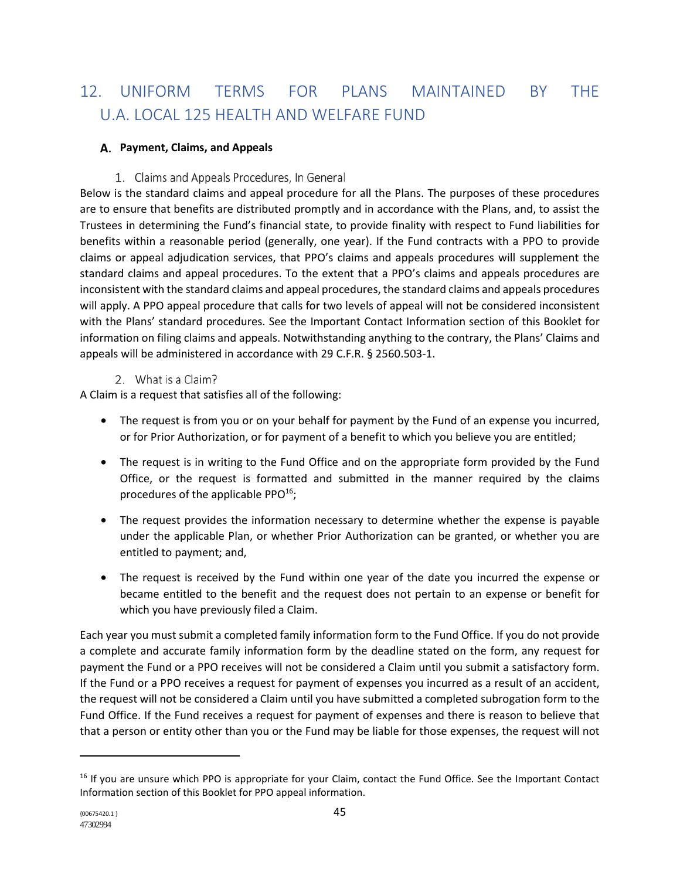# 12. UNIFORM TERMS FOR PLANS MAINTAINED BY THE U.A. LOCAL 125 HEALTH AND WELFARE FUND

## A. Payment, Claims, and Appeals

### 1. Claims and Appeals Procedures, In General

Below is the standard claims and appeal procedure for all the Plans. The purposes of these procedures are to ensure that benefits are distributed promptly and in accordance with the Plans, and, to assist the Trustees in determining the Fund's financial state, to provide finality with respect to Fund liabilities for benefits within a reasonable period (generally, one year). If the Fund contracts with a PPO to provide claims or appeal adjudication services, that PPO's claims and appeals procedures will supplement the standard claims and appeal procedures. To the extent that a PPO's claims and appeals procedures are inconsistent with the standard claims and appeal procedures, the standard claims and appeals procedures will apply. A PPO appeal procedure that calls for two levels of appeal will not be considered inconsistent with the Plans' standard procedures. See the Important Contact Information section of this Booklet for information on filing claims and appeals. Notwithstanding anything to the contrary, the Plans' Claims and appeals will be administered in accordance with 29 C.F.R. § 2560.503-1.

### 2. What is a Claim?

A Claim is a request that satisfies all of the following:

- The request is from you or on your behalf for payment by the Fund of an expense you incurred, or for Prior Authorization, or for payment of a benefit to which you believe you are entitled;
- The request is in writing to the Fund Office and on the appropriate form provided by the Fund Office, or the request is formatted and submitted in the manner required by the claims procedures of the applicable PPO[16];
- The request provides the information necessary to determine whether the expense is payable under the applicable Plan, or whether Prior Authorization can be granted, or whether you are entitled to payment; and,
- The request is received by the Fund within one year of the date you incurred the expense or became entitled to the benefit and the request does not pertain to an expense or benefit for which you have previously filed a Claim.

Each year you must submit a completed family information form to the Fund Office. If you do not provide a complete and accurate family information form by the deadline stated on the form, any request for payment the Fund or a PPO receives will not be considered a Claim until you submit a satisfactory form. If the Fund or a PPO receives a request for payment of expenses you incurred as a result of an accident, the request will not be considered a Claim until you have submitted a completed subrogation form to the Fund Office. If the Fund receives a request for payment of expenses and there is reason to believe that that a person or entity other than you or the Fund may be liable for those expenses, the request will not

[16] If you are unsure which PPO is appropriate for your Claim, contact the Fund Office. See the Important Contact Information section of this Booklet for PPO appeal information.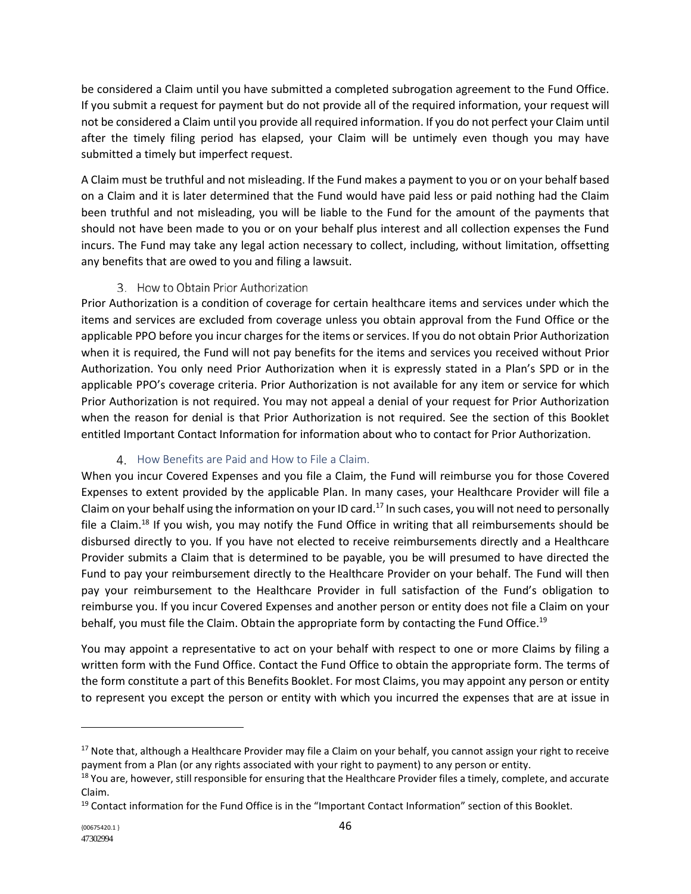be considered a Claim until you have submitted a completed subrogation agreement to the Fund Office. If you submit a request for payment but do not provide all of the required information, your request will not be considered a Claim until you provide all required information. If you do not perfect your Claim until after the timely filing period has elapsed, your Claim will be untimely even though you may have submitted a timely but imperfect request.

A Claim must be truthful and not misleading. If the Fund makes a payment to you or on your behalf based on a Claim and it is later determined that the Fund would have paid less or paid nothing had the Claim been truthful and not misleading, you will be liable to the Fund for the amount of the payments that should not have been made to you or on your behalf plus interest and all collection expenses the Fund incurs. The Fund may take any legal action necessary to collect, including, without limitation, offsetting any benefits that are owed to you and filing a lawsuit.

### 3. How to Obtain Prior Authorization

Prior Authorization is a condition of coverage for certain healthcare items and services under which the items and services are excluded from coverage unless you obtain approval from the Fund Office or the applicable PPO before you incur charges for the items or services. If you do not obtain Prior Authorization when it is required, the Fund will not pay benefits for the items and services you received without Prior Authorization. You only need Prior Authorization when it is expressly stated in a Plan's SPD or in the applicable PPO's coverage criteria. Prior Authorization is not available for any item or service for which Prior Authorization is not required. You may not appeal a denial of your request for Prior Authorization when the reason for denial is that Prior Authorization is not required. See the section of this Booklet entitled Important Contact Information for information about who to contact for Prior Authorization.

### 4. How Benefits are Paid and How to File a Claim.

When you incur Covered Expenses and you file a Claim, the Fund will reimburse you for those Covered Expenses to extent provided by the applicable Plan. In many cases, your Healthcare Provider will file a Claim on your behalf using the information on your ID card.[17] In such cases, you will not need to personally file a Claim.[18] If you wish, you may notify the Fund Office in writing that all reimbursements should be disbursed directly to you. If you have not elected to receive reimbursements directly and a Healthcare Provider submits a Claim that is determined to be payable, you be will presumed to have directed the Fund to pay your reimbursement directly to the Healthcare Provider on your behalf. The Fund will then pay your reimbursement to the Healthcare Provider in full satisfaction of the Fund's obligation to reimburse you. If you incur Covered Expenses and another person or entity does not file a Claim on your behalf, you must file the Claim. Obtain the appropriate form by contacting the Fund Office.[19]

You may appoint a representative to act on your behalf with respect to one or more Claims by filing a written form with the Fund Office. Contact the Fund Office to obtain the appropriate form. The terms of the form constitute a part of this Benefits Booklet. For most Claims, you may appoint any person or entity to represent you except the person or entity with which you incurred the expenses that are at issue in

---

[17] Note that, although a Healthcare Provider may file a Claim on your behalf, you cannot assign your right to receive payment from a Plan (or any rights associated with your right to payment) to any person or entity.

[18] You are, however, still responsible for ensuring that the Healthcare Provider files a timely, complete, and accurate Claim.

[19] Contact information for the Fund Office is in the "Important Contact Information" section of this Booklet.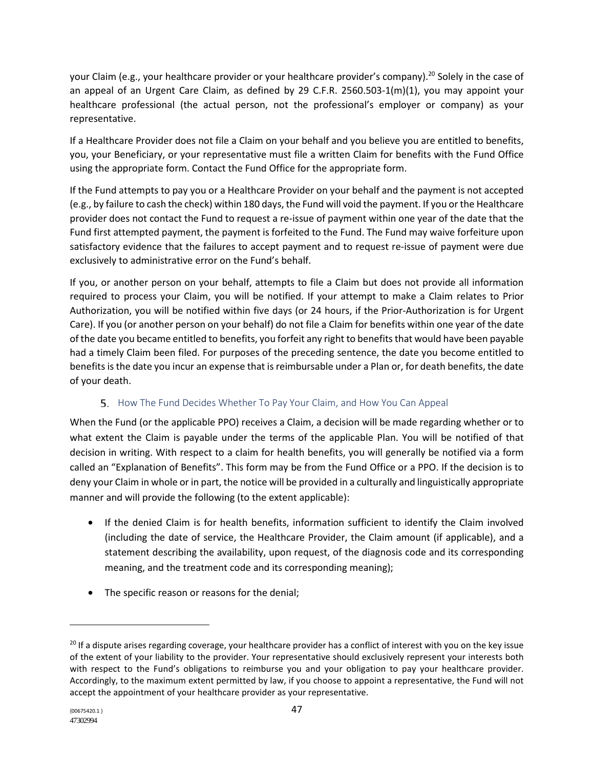your Claim (e.g., your healthcare provider or your healthcare provider's company).[20] Solely in the case of an appeal of an Urgent Care Claim, as defined by 29 C.F.R. 2560.503-1(m)(1), you may appoint your healthcare professional (the actual person, not the professional's employer or company) as your representative.

If a Healthcare Provider does not file a Claim on your behalf and you believe you are entitled to benefits, you, your Beneficiary, or your representative must file a written Claim for benefits with the Fund Office using the appropriate form. Contact the Fund Office for the appropriate form.

If the Fund attempts to pay you or a Healthcare Provider on your behalf and the payment is not accepted (e.g., by failure to cash the check) within 180 days, the Fund will void the payment. If you or the Healthcare provider does not contact the Fund to request a re-issue of payment within one year of the date that the Fund first attempted payment, the payment is forfeited to the Fund. The Fund may waive forfeiture upon satisfactory evidence that the failures to accept payment and to request re-issue of payment were due exclusively to administrative error on the Fund's behalf.

If you, or another person on your behalf, attempts to file a Claim but does not provide all information required to process your Claim, you will be notified. If your attempt to make a Claim relates to Prior Authorization, you will be notified within five days (or 24 hours, if the Prior-Authorization is for Urgent Care). If you (or another person on your behalf) do not file a Claim for benefits within one year of the date of the date you became entitled to benefits, you forfeit any right to benefits that would have been payable had a timely Claim been filed. For purposes of the preceding sentence, the date you become entitled to benefits is the date you incur an expense that is reimbursable under a Plan or, for death benefits, the date of your death.

### 5. How The Fund Decides Whether To Pay Your Claim, and How You Can Appeal

When the Fund (or the applicable PPO) receives a Claim, a decision will be made regarding whether or to what extent the Claim is payable under the terms of the applicable Plan. You will be notified of that decision in writing. With respect to a claim for health benefits, you will generally be notified via a form called an "Explanation of Benefits". This form may be from the Fund Office or a PPO. If the decision is to deny your Claim in whole or in part, the notice will be provided in a culturally and linguistically appropriate manner and will provide the following (to the extent applicable):

- If the denied Claim is for health benefits, information sufficient to identify the Claim involved (including the date of service, the Healthcare Provider, the Claim amount (if applicable), and a statement describing the availability, upon request, of the diagnosis code and its corresponding meaning, and the treatment code and its corresponding meaning);
- The specific reason or reasons for the denial;

[20] If a dispute arises regarding coverage, your healthcare provider has a conflict of interest with you on the key issue of the extent of your liability to the provider. Your representative should exclusively represent your interests both with respect to the Fund's obligations to reimburse you and your obligation to pay your healthcare provider. Accordingly, to the maximum extent permitted by law, if you choose to appoint a representative, the Fund will not accept the appointment of your healthcare provider as your representative.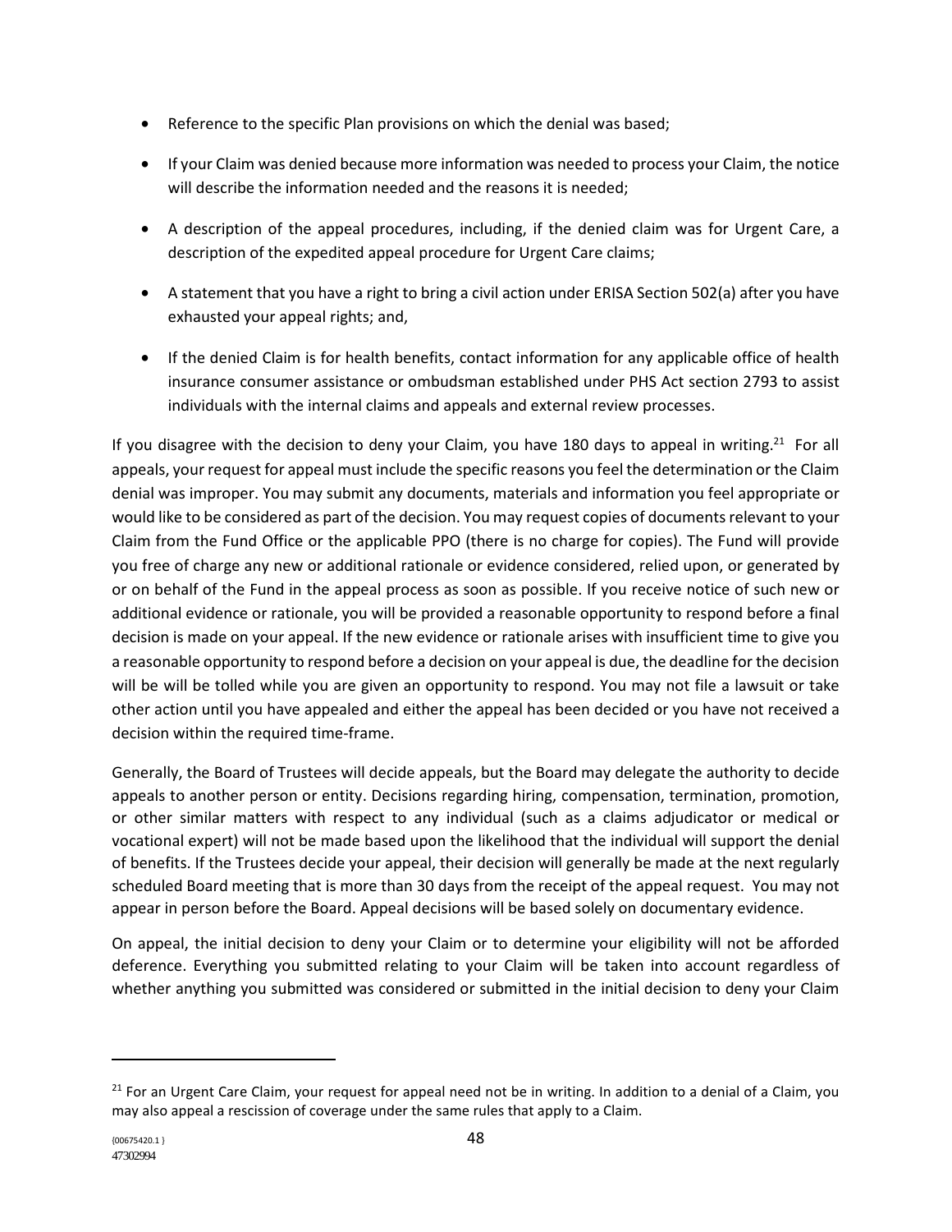- Reference to the specific Plan provisions on which the denial was based;
- If your Claim was denied because more information was needed to process your Claim, the notice will describe the information needed and the reasons it is needed;
- A description of the appeal procedures, including, if the denied claim was for Urgent Care, a description of the expedited appeal procedure for Urgent Care claims;
- A statement that you have a right to bring a civil action under ERISA Section 502(a) after you have exhausted your appeal rights; and,
- If the denied Claim is for health benefits, contact information for any applicable office of health insurance consumer assistance or ombudsman established under PHS Act section 2793 to assist individuals with the internal claims and appeals and external review processes.

If you disagree with the decision to deny your Claim, you have 180 days to appeal in writing.[21] For all appeals, your request for appeal must include the specific reasons you feel the determination or the Claim denial was improper. You may submit any documents, materials and information you feel appropriate or would like to be considered as part of the decision. You may request copies of documents relevant to your Claim from the Fund Office or the applicable PPO (there is no charge for copies). The Fund will provide you free of charge any new or additional rationale or evidence considered, relied upon, or generated by or on behalf of the Fund in the appeal process as soon as possible. If you receive notice of such new or additional evidence or rationale, you will be provided a reasonable opportunity to respond before a final decision is made on your appeal. If the new evidence or rationale arises with insufficient time to give you a reasonable opportunity to respond before a decision on your appeal is due, the deadline for the decision will be will be tolled while you are given an opportunity to respond. You may not file a lawsuit or take other action until you have appealed and either the appeal has been decided or you have not received a decision within the required time-frame.

Generally, the Board of Trustees will decide appeals, but the Board may delegate the authority to decide appeals to another person or entity. Decisions regarding hiring, compensation, termination, promotion, or other similar matters with respect to any individual (such as a claims adjudicator or medical or vocational expert) will not be made based upon the likelihood that the individual will support the denial of benefits. If the Trustees decide your appeal, their decision will generally be made at the next regularly scheduled Board meeting that is more than 30 days from the receipt of the appeal request. You may not appear in person before the Board. Appeal decisions will be based solely on documentary evidence.

On appeal, the initial decision to deny your Claim or to determine your eligibility will not be afforded deference. Everything you submitted relating to your Claim will be taken into account regardless of whether anything you submitted was considered or submitted in the initial decision to deny your Claim

[21] For an Urgent Care Claim, your request for appeal need not be in writing. In addition to a denial of a Claim, you may also appeal a rescission of coverage under the same rules that apply to a Claim.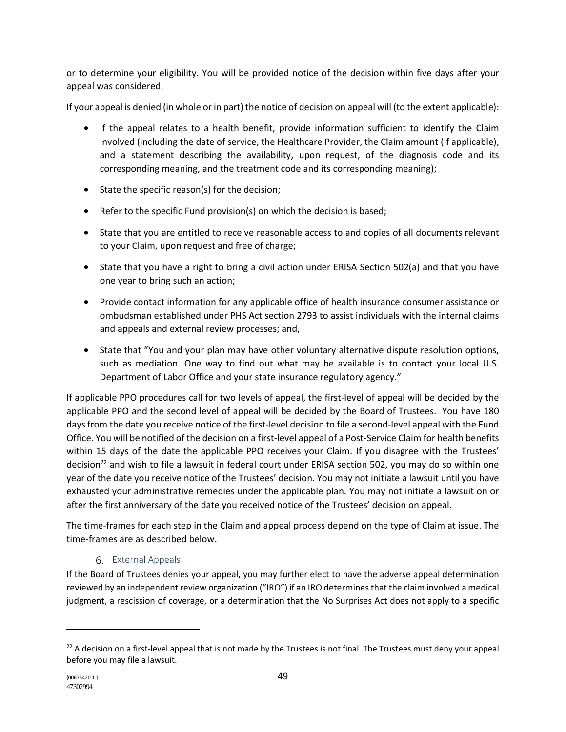or to determine your eligibility. You will be provided notice of the decision within five days after your appeal was considered.

If your appeal is denied (in whole or in part) the notice of decision on appeal will (to the extent applicable):

- If the appeal relates to a health benefit, provide information sufficient to identify the Claim involved (including the date of service, the Healthcare Provider, the Claim amount (if applicable), and a statement describing the availability, upon request, of the diagnosis code and its corresponding meaning, and the treatment code and its corresponding meaning);
- State the specific reason(s) for the decision;
- Refer to the specific Fund provision(s) on which the decision is based;
- State that you are entitled to receive reasonable access to and copies of all documents relevant to your Claim, upon request and free of charge;
- State that you have a right to bring a civil action under ERISA Section 502(a) and that you have one year to bring such an action;
- Provide contact information for any applicable office of health insurance consumer assistance or ombudsman established under PHS Act section 2793 to assist individuals with the internal claims and appeals and external review processes; and,
- State that "You and your plan may have other voluntary alternative dispute resolution options, such as mediation. One way to find out what may be available is to contact your local U.S. Department of Labor Office and your state insurance regulatory agency."

If applicable PPO procedures call for two levels of appeal, the first-level of appeal will be decided by the applicable PPO and the second level of appeal will be decided by the Board of Trustees. You have 180 days from the date you receive notice of the first-level decision to file a second-level appeal with the Fund Office. You will be notified of the decision on a first-level appeal of a Post-Service Claim for health benefits within 15 days of the date the applicable PPO receives your Claim. If you disagree with the Trustees' decision[22] and wish to file a lawsuit in federal court under ERISA section 502, you may do so within one year of the date you receive notice of the Trustees' decision. You may not initiate a lawsuit until you have exhausted your administrative remedies under the applicable plan. You may not initiate a lawsuit on or after the first anniversary of the date you received notice of the Trustees' decision on appeal.

The time-frames for each step in the Claim and appeal process depend on the type of Claim at issue. The time-frames are as described below.

### 6. External Appeals

If the Board of Trustees denies your appeal, you may further elect to have the adverse appeal determination reviewed by an independent review organization ("IRO") if an IRO determines that the claim involved a medical judgment, a rescission of coverage, or a determination that the No Surprises Act does not apply to a specific

[22] A decision on a first-level appeal that is not made by the Trustees is not final. The Trustees must deny your appeal before you may file a lawsuit.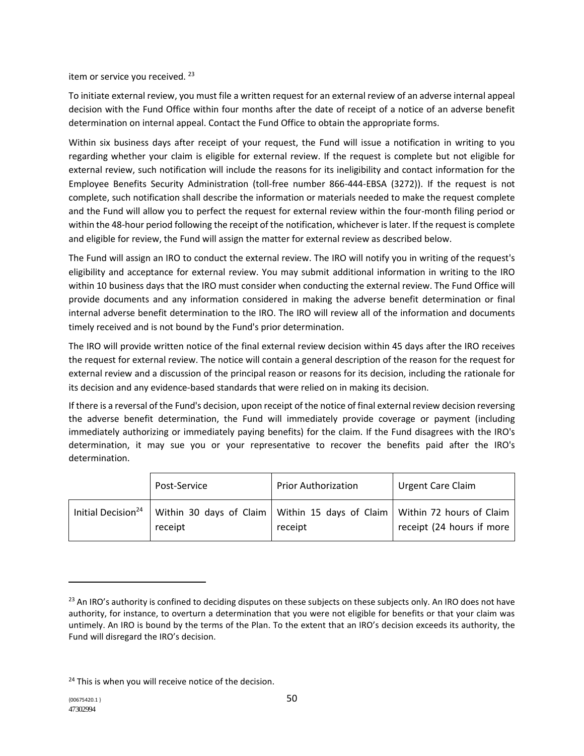item or service you received. [23]

To initiate external review, you must file a written request for an external review of an adverse internal appeal decision with the Fund Office within four months after the date of receipt of a notice of an adverse benefit determination on internal appeal. Contact the Fund Office to obtain the appropriate forms.

Within six business days after receipt of your request, the Fund will issue a notification in writing to you regarding whether your claim is eligible for external review. If the request is complete but not eligible for external review, such notification will include the reasons for its ineligibility and contact information for the Employee Benefits Security Administration (toll-free number 866-444-EBSA (3272)). If the request is not complete, such notification shall describe the information or materials needed to make the request complete and the Fund will allow you to perfect the request for external review within the four-month filing period or within the 48-hour period following the receipt of the notification, whichever is later. If the request is complete and eligible for review, the Fund will assign the matter for external review as described below.

The Fund will assign an IRO to conduct the external review. The IRO will notify you in writing of the request's eligibility and acceptance for external review. You may submit additional information in writing to the IRO within 10 business days that the IRO must consider when conducting the external review. The Fund Office will provide documents and any information considered in making the adverse benefit determination or final internal adverse benefit determination to the IRO. The IRO will review all of the information and documents timely received and is not bound by the Fund's prior determination.

The IRO will provide written notice of the final external review decision within 45 days after the IRO receives the request for external review. The notice will contain a general description of the reason for the request for external review and a discussion of the principal reason or reasons for its decision, including the rationale for its decision and any evidence-based standards that were relied on in making its decision.

If there is a reversal of the Fund's decision, upon receipt of the notice of final external review decision reversing the adverse benefit determination, the Fund will immediately provide coverage or payment (including immediately authorizing or immediately paying benefits) for the claim. If the Fund disagrees with the IRO's determination, it may sue you or your representative to recover the benefits paid after the IRO's determination.

| | Post-Service | Prior Authorization | Urgent Care Claim |
|---|---|---|---|
| Initial Decision[24] | Within 30 days of Claim receipt | Within 15 days of Claim receipt | Within 72 hours of Claim receipt (24 hours if more |

[23] An IRO's authority is confined to deciding disputes on these subjects on these subjects only. An IRO does not have authority, for instance, to overturn a determination that you were not eligible for benefits or that your claim was untimely. An IRO is bound by the terms of the Plan. To the extent that an IRO's decision exceeds its authority, the Fund will disregard the IRO's decision.

[24] This is when you will receive notice of the decision.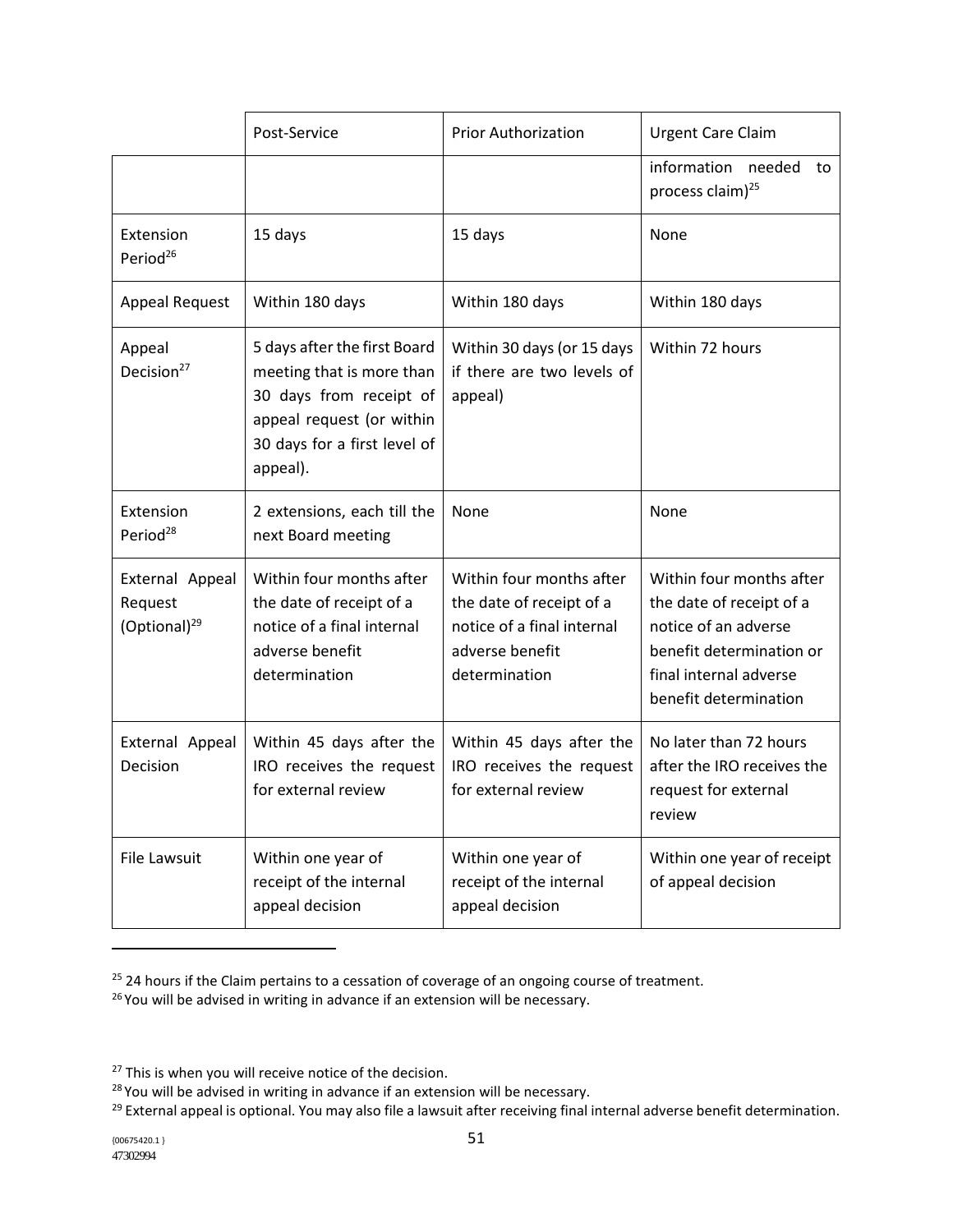| | Post-Service | Prior Authorization | Urgent Care Claim |
|---|---|---|---|
| | | | information needed to process claim)[25] |
| Extension Period[26] | 15 days | 15 days | None |
| Appeal Request | Within 180 days | Within 180 days | Within 180 days |
| Appeal Decision[27] | 5 days after the first Board meeting that is more than 30 days from receipt of appeal request (or within 30 days for a first level of appeal). | Within 30 days (or 15 days if there are two levels of appeal) | Within 72 hours |
| Extension Period[28] | 2 extensions, each till the next Board meeting | None | None |
| External Appeal Request (Optional)[29] | Within four months after the date of receipt of a notice of a final internal adverse benefit determination | Within four months after the date of receipt of a notice of a final internal adverse benefit determination | Within four months after the date of receipt of a notice of an adverse benefit determination or final internal adverse benefit determination |
| External Appeal Decision | Within 45 days after the IRO receives the request for external review | Within 45 days after the IRO receives the request for external review | No later than 72 hours after the IRO receives the request for external review |
| File Lawsuit | Within one year of receipt of the internal appeal decision | Within one year of receipt of the internal appeal decision | Within one year of receipt of appeal decision |

[25] 24 hours if the Claim pertains to a cessation of coverage of an ongoing course of treatment.

[26] You will be advised in writing in advance if an extension will be necessary.

[27] This is when you will receive notice of the decision.

[28] You will be advised in writing in advance if an extension will be necessary.

[29] External appeal is optional. You may also file a lawsuit after receiving final internal adverse benefit determination.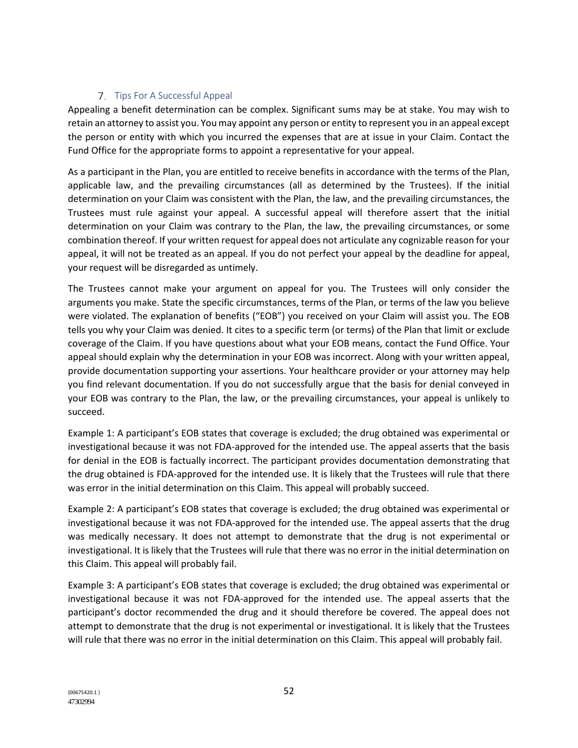### 7. Tips For A Successful Appeal

Appealing a benefit determination can be complex. Significant sums may be at stake. You may wish to retain an attorney to assist you. You may appoint any person or entity to represent you in an appeal except the person or entity with which you incurred the expenses that are at issue in your Claim. Contact the Fund Office for the appropriate forms to appoint a representative for your appeal.

As a participant in the Plan, you are entitled to receive benefits in accordance with the terms of the Plan, applicable law, and the prevailing circumstances (all as determined by the Trustees). If the initial determination on your Claim was consistent with the Plan, the law, and the prevailing circumstances, the Trustees must rule against your appeal. A successful appeal will therefore assert that the initial determination on your Claim was contrary to the Plan, the law, the prevailing circumstances, or some combination thereof. If your written request for appeal does not articulate any cognizable reason for your appeal, it will not be treated as an appeal. If you do not perfect your appeal by the deadline for appeal, your request will be disregarded as untimely.

The Trustees cannot make your argument on appeal for you. The Trustees will only consider the arguments you make. State the specific circumstances, terms of the Plan, or terms of the law you believe were violated. The explanation of benefits ("EOB") you received on your Claim will assist you. The EOB tells you why your Claim was denied. It cites to a specific term (or terms) of the Plan that limit or exclude coverage of the Claim. If you have questions about what your EOB means, contact the Fund Office. Your appeal should explain why the determination in your EOB was incorrect. Along with your written appeal, provide documentation supporting your assertions. Your healthcare provider or your attorney may help you find relevant documentation. If you do not successfully argue that the basis for denial conveyed in your EOB was contrary to the Plan, the law, or the prevailing circumstances, your appeal is unlikely to succeed.

Example 1: A participant's EOB states that coverage is excluded; the drug obtained was experimental or investigational because it was not FDA-approved for the intended use. The appeal asserts that the basis for denial in the EOB is factually incorrect. The participant provides documentation demonstrating that the drug obtained is FDA-approved for the intended use. It is likely that the Trustees will rule that there was error in the initial determination on this Claim. This appeal will probably succeed.

Example 2: A participant's EOB states that coverage is excluded; the drug obtained was experimental or investigational because it was not FDA-approved for the intended use. The appeal asserts that the drug was medically necessary. It does not attempt to demonstrate that the drug is not experimental or investigational. It is likely that the Trustees will rule that there was no error in the initial determination on this Claim. This appeal will probably fail.

Example 3: A participant's EOB states that coverage is excluded; the drug obtained was experimental or investigational because it was not FDA-approved for the intended use. The appeal asserts that the participant's doctor recommended the drug and it should therefore be covered. The appeal does not attempt to demonstrate that the drug is not experimental or investigational. It is likely that the Trustees will rule that there was no error in the initial determination on this Claim. This appeal will probably fail.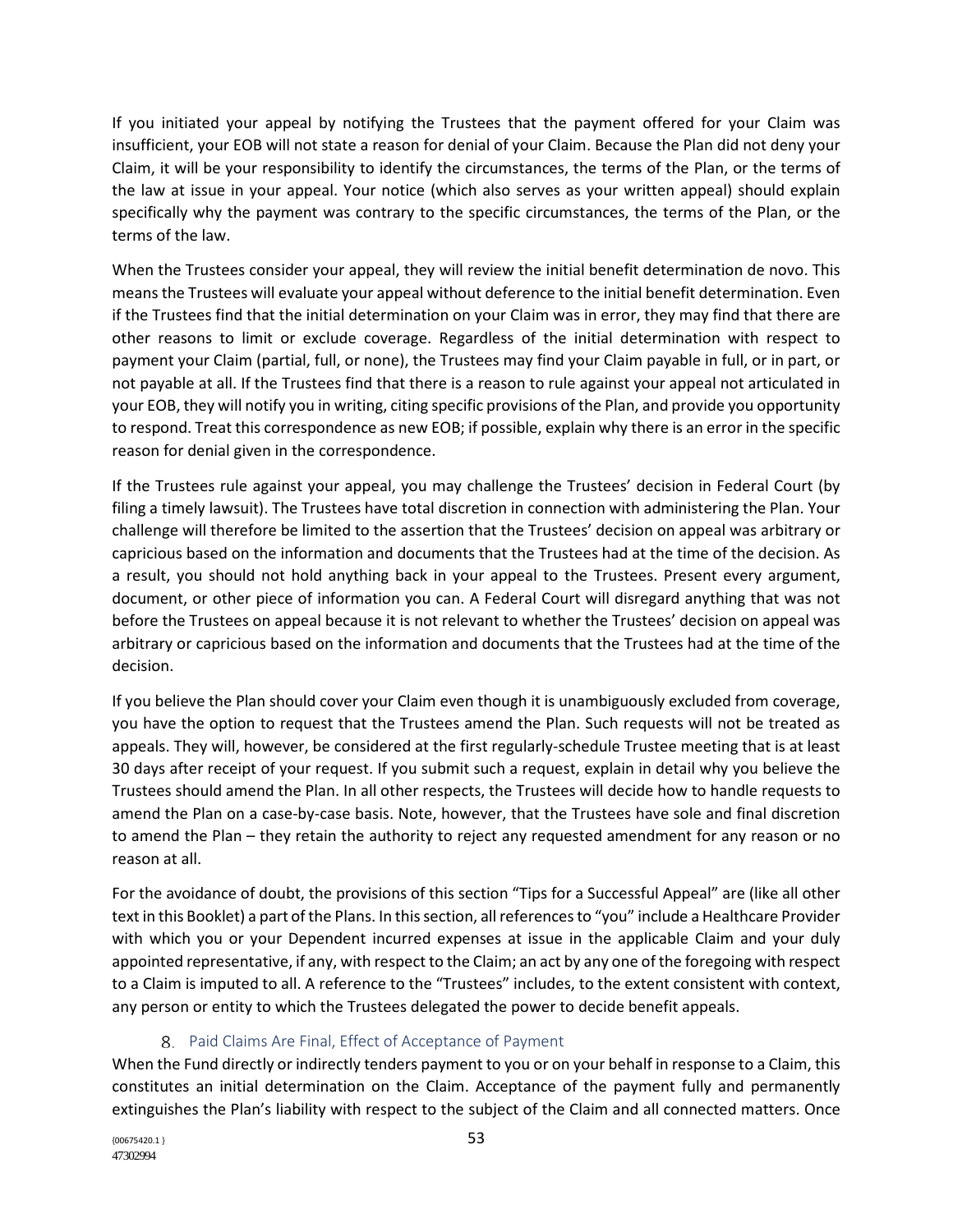If you initiated your appeal by notifying the Trustees that the payment offered for your Claim was insufficient, your EOB will not state a reason for denial of your Claim. Because the Plan did not deny your Claim, it will be your responsibility to identify the circumstances, the terms of the Plan, or the terms of the law at issue in your appeal. Your notice (which also serves as your written appeal) should explain specifically why the payment was contrary to the specific circumstances, the terms of the Plan, or the terms of the law.

When the Trustees consider your appeal, they will review the initial benefit determination de novo. This means the Trustees will evaluate your appeal without deference to the initial benefit determination. Even if the Trustees find that the initial determination on your Claim was in error, they may find that there are other reasons to limit or exclude coverage. Regardless of the initial determination with respect to payment your Claim (partial, full, or none), the Trustees may find your Claim payable in full, or in part, or not payable at all. If the Trustees find that there is a reason to rule against your appeal not articulated in your EOB, they will notify you in writing, citing specific provisions of the Plan, and provide you opportunity to respond. Treat this correspondence as new EOB; if possible, explain why there is an error in the specific reason for denial given in the correspondence.

If the Trustees rule against your appeal, you may challenge the Trustees' decision in Federal Court (by filing a timely lawsuit). The Trustees have total discretion in connection with administering the Plan. Your challenge will therefore be limited to the assertion that the Trustees' decision on appeal was arbitrary or capricious based on the information and documents that the Trustees had at the time of the decision. As a result, you should not hold anything back in your appeal to the Trustees. Present every argument, document, or other piece of information you can. A Federal Court will disregard anything that was not before the Trustees on appeal because it is not relevant to whether the Trustees' decision on appeal was arbitrary or capricious based on the information and documents that the Trustees had at the time of the decision.

If you believe the Plan should cover your Claim even though it is unambiguously excluded from coverage, you have the option to request that the Trustees amend the Plan. Such requests will not be treated as appeals. They will, however, be considered at the first regularly-schedule Trustee meeting that is at least 30 days after receipt of your request. If you submit such a request, explain in detail why you believe the Trustees should amend the Plan. In all other respects, the Trustees will decide how to handle requests to amend the Plan on a case-by-case basis. Note, however, that the Trustees have sole and final discretion to amend the Plan – they retain the authority to reject any requested amendment for any reason or no reason at all.

For the avoidance of doubt, the provisions of this section "Tips for a Successful Appeal" are (like all other text in this Booklet) a part of the Plans. In this section, all references to "you" include a Healthcare Provider with which you or your Dependent incurred expenses at issue in the applicable Claim and your duly appointed representative, if any, with respect to the Claim; an act by any one of the foregoing with respect to a Claim is imputed to all. A reference to the "Trustees" includes, to the extent consistent with context, any person or entity to which the Trustees delegated the power to decide benefit appeals.

### 8. Paid Claims Are Final, Effect of Acceptance of Payment

When the Fund directly or indirectly tenders payment to you or on your behalf in response to a Claim, this constitutes an initial determination on the Claim. Acceptance of the payment fully and permanently extinguishes the Plan's liability with respect to the subject of the Claim and all connected matters. Once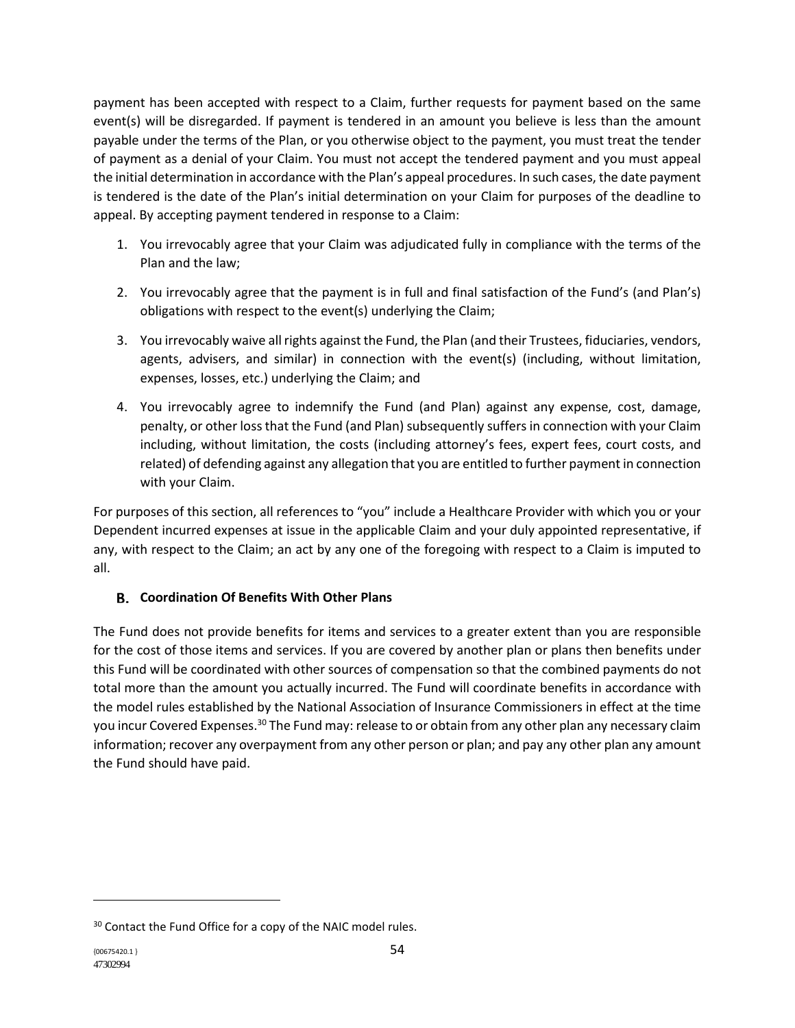payment has been accepted with respect to a Claim, further requests for payment based on the same event(s) will be disregarded. If payment is tendered in an amount you believe is less than the amount payable under the terms of the Plan, or you otherwise object to the payment, you must treat the tender of payment as a denial of your Claim. You must not accept the tendered payment and you must appeal the initial determination in accordance with the Plan's appeal procedures. In such cases, the date payment is tendered is the date of the Plan's initial determination on your Claim for purposes of the deadline to appeal. By accepting payment tendered in response to a Claim:

1. You irrevocably agree that your Claim was adjudicated fully in compliance with the terms of the Plan and the law;
2. You irrevocably agree that the payment is in full and final satisfaction of the Fund's (and Plan's) obligations with respect to the event(s) underlying the Claim;
3. You irrevocably waive all rights against the Fund, the Plan (and their Trustees, fiduciaries, vendors, agents, advisers, and similar) in connection with the event(s) (including, without limitation, expenses, losses, etc.) underlying the Claim; and
4. You irrevocably agree to indemnify the Fund (and Plan) against any expense, cost, damage, penalty, or other loss that the Fund (and Plan) subsequently suffers in connection with your Claim including, without limitation, the costs (including attorney's fees, expert fees, court costs, and related) of defending against any allegation that you are entitled to further payment in connection with your Claim.

For purposes of this section, all references to "you" include a Healthcare Provider with which you or your Dependent incurred expenses at issue in the applicable Claim and your duly appointed representative, if any, with respect to the Claim; an act by any one of the foregoing with respect to a Claim is imputed to all.

### B. Coordination Of Benefits With Other Plans

The Fund does not provide benefits for items and services to a greater extent than you are responsible for the cost of those items and services. If you are covered by another plan or plans then benefits under this Fund will be coordinated with other sources of compensation so that the combined payments do not total more than the amount you actually incurred. The Fund will coordinate benefits in accordance with the model rules established by the National Association of Insurance Commissioners in effect at the time you incur Covered Expenses.[30] The Fund may: release to or obtain from any other plan any necessary claim information; recover any overpayment from any other person or plan; and pay any other plan any amount the Fund should have paid.

---

[30] Contact the Fund Office for a copy of the NAIC model rules.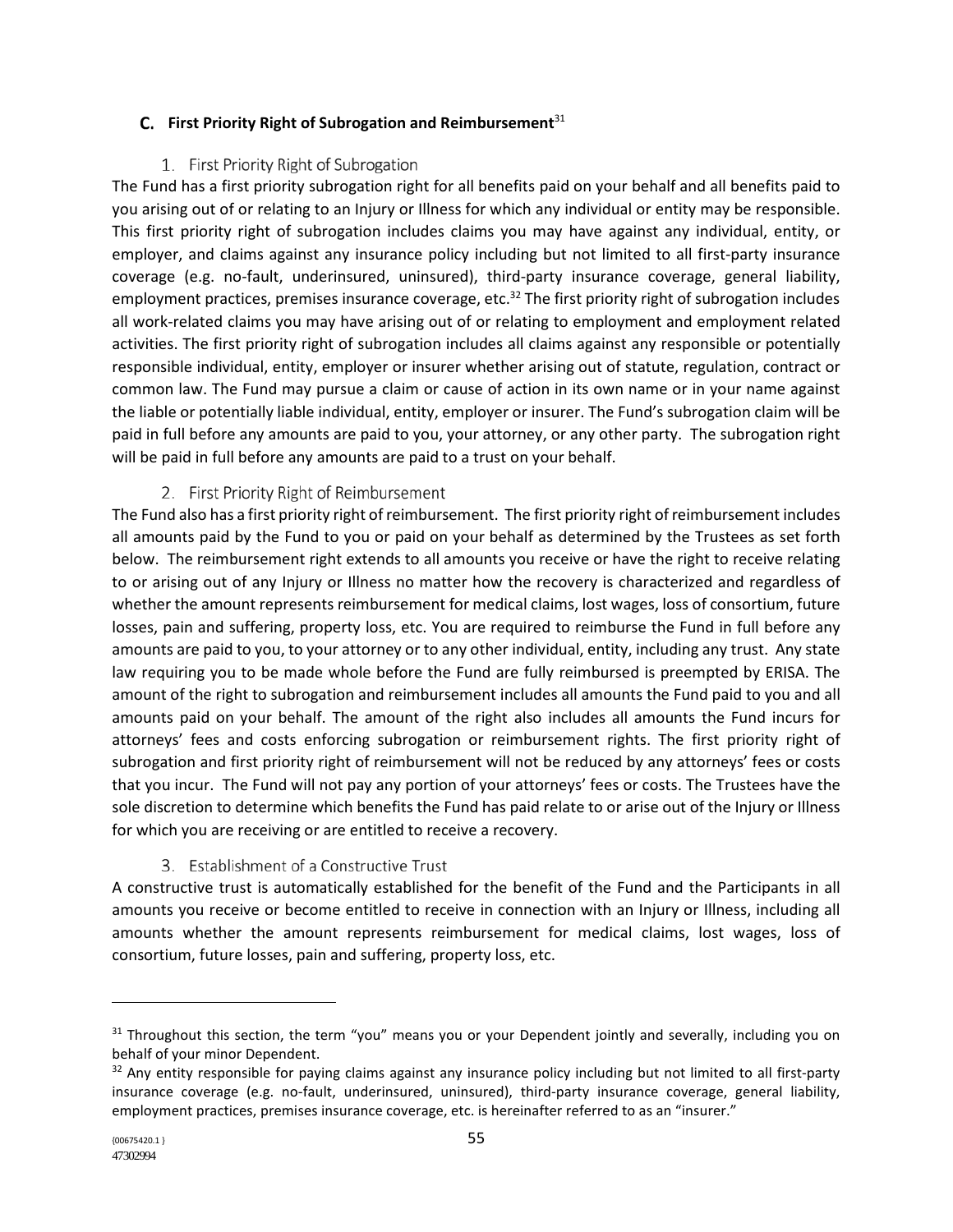## C. First Priority Right of Subrogation and Reimbursement[31]

### 1. First Priority Right of Subrogation

The Fund has a first priority subrogation right for all benefits paid on your behalf and all benefits paid to you arising out of or relating to an Injury or Illness for which any individual or entity may be responsible. This first priority right of subrogation includes claims you may have against any individual, entity, or employer, and claims against any insurance policy including but not limited to all first-party insurance coverage (e.g. no-fault, underinsured, uninsured), third-party insurance coverage, general liability, employment practices, premises insurance coverage, etc.[32] The first priority right of subrogation includes all work-related claims you may have arising out of or relating to employment and employment related activities. The first priority right of subrogation includes all claims against any responsible or potentially responsible individual, entity, employer or insurer whether arising out of statute, regulation, contract or common law. The Fund may pursue a claim or cause of action in its own name or in your name against the liable or potentially liable individual, entity, employer or insurer. The Fund's subrogation claim will be paid in full before any amounts are paid to you, your attorney, or any other party. The subrogation right will be paid in full before any amounts are paid to a trust on your behalf.

### 2. First Priority Right of Reimbursement

The Fund also has a first priority right of reimbursement. The first priority right of reimbursement includes all amounts paid by the Fund to you or paid on your behalf as determined by the Trustees as set forth below. The reimbursement right extends to all amounts you receive or have the right to receive relating to or arising out of any Injury or Illness no matter how the recovery is characterized and regardless of whether the amount represents reimbursement for medical claims, lost wages, loss of consortium, future losses, pain and suffering, property loss, etc. You are required to reimburse the Fund in full before any amounts are paid to you, to your attorney or to any other individual, entity, including any trust. Any state law requiring you to be made whole before the Fund are fully reimbursed is preempted by ERISA. The amount of the right to subrogation and reimbursement includes all amounts the Fund paid to you and all amounts paid on your behalf. The amount of the right also includes all amounts the Fund incurs for attorneys' fees and costs enforcing subrogation or reimbursement rights. The first priority right of subrogation and first priority right of reimbursement will not be reduced by any attorneys' fees or costs that you incur. The Fund will not pay any portion of your attorneys' fees or costs. The Trustees have the sole discretion to determine which benefits the Fund has paid relate to or arise out of the Injury or Illness for which you are receiving or are entitled to receive a recovery.

### 3. Establishment of a Constructive Trust

A constructive trust is automatically established for the benefit of the Fund and the Participants in all amounts you receive or become entitled to receive in connection with an Injury or Illness, including all amounts whether the amount represents reimbursement for medical claims, lost wages, loss of consortium, future losses, pain and suffering, property loss, etc.

---

[31] Throughout this section, the term "you" means you or your Dependent jointly and severally, including you on behalf of your minor Dependent.

[32] Any entity responsible for paying claims against any insurance policy including but not limited to all first-party insurance coverage (e.g. no-fault, underinsured, uninsured), third-party insurance coverage, general liability, employment practices, premises insurance coverage, etc. is hereinafter referred to as an "insurer."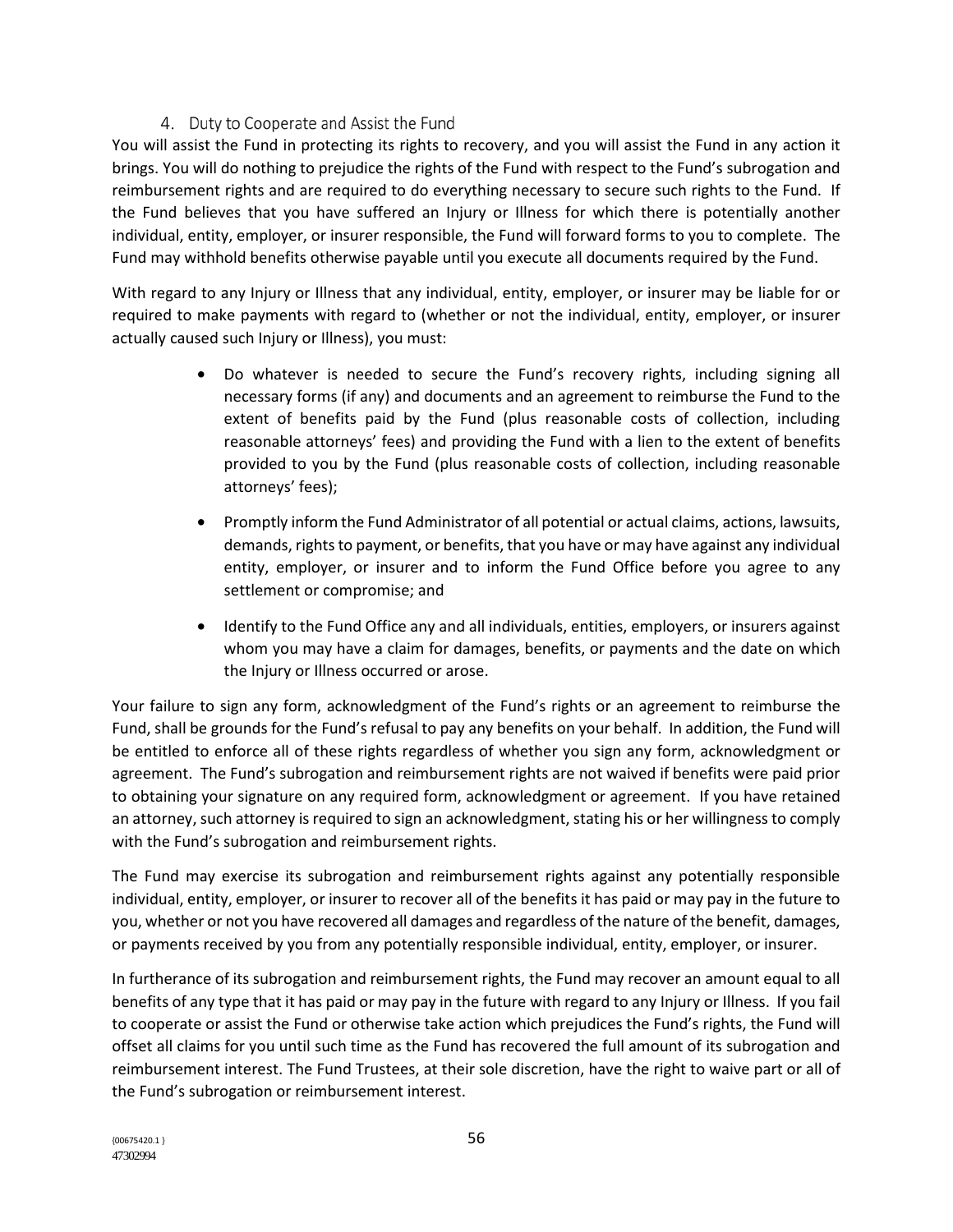### 4. Duty to Cooperate and Assist the Fund

You will assist the Fund in protecting its rights to recovery, and you will assist the Fund in any action it brings. You will do nothing to prejudice the rights of the Fund with respect to the Fund's subrogation and reimbursement rights and are required to do everything necessary to secure such rights to the Fund. If the Fund believes that you have suffered an Injury or Illness for which there is potentially another individual, entity, employer, or insurer responsible, the Fund will forward forms to you to complete. The Fund may withhold benefits otherwise payable until you execute all documents required by the Fund.

With regard to any Injury or Illness that any individual, entity, employer, or insurer may be liable for or required to make payments with regard to (whether or not the individual, entity, employer, or insurer actually caused such Injury or Illness), you must:

- Do whatever is needed to secure the Fund's recovery rights, including signing all necessary forms (if any) and documents and an agreement to reimburse the Fund to the extent of benefits paid by the Fund (plus reasonable costs of collection, including reasonable attorneys' fees) and providing the Fund with a lien to the extent of benefits provided to you by the Fund (plus reasonable costs of collection, including reasonable attorneys' fees);
- Promptly inform the Fund Administrator of all potential or actual claims, actions, lawsuits, demands, rights to payment, or benefits, that you have or may have against any individual entity, employer, or insurer and to inform the Fund Office before you agree to any settlement or compromise; and
- Identify to the Fund Office any and all individuals, entities, employers, or insurers against whom you may have a claim for damages, benefits, or payments and the date on which the Injury or Illness occurred or arose.

Your failure to sign any form, acknowledgment of the Fund's rights or an agreement to reimburse the Fund, shall be grounds for the Fund's refusal to pay any benefits on your behalf. In addition, the Fund will be entitled to enforce all of these rights regardless of whether you sign any form, acknowledgment or agreement. The Fund's subrogation and reimbursement rights are not waived if benefits were paid prior to obtaining your signature on any required form, acknowledgment or agreement. If you have retained an attorney, such attorney is required to sign an acknowledgment, stating his or her willingness to comply with the Fund's subrogation and reimbursement rights.

The Fund may exercise its subrogation and reimbursement rights against any potentially responsible individual, entity, employer, or insurer to recover all of the benefits it has paid or may pay in the future to you, whether or not you have recovered all damages and regardless of the nature of the benefit, damages, or payments received by you from any potentially responsible individual, entity, employer, or insurer.

In furtherance of its subrogation and reimbursement rights, the Fund may recover an amount equal to all benefits of any type that it has paid or may pay in the future with regard to any Injury or Illness. If you fail to cooperate or assist the Fund or otherwise take action which prejudices the Fund's rights, the Fund will offset all claims for you until such time as the Fund has recovered the full amount of its subrogation and reimbursement interest. The Fund Trustees, at their sole discretion, have the right to waive part or all of the Fund's subrogation or reimbursement interest.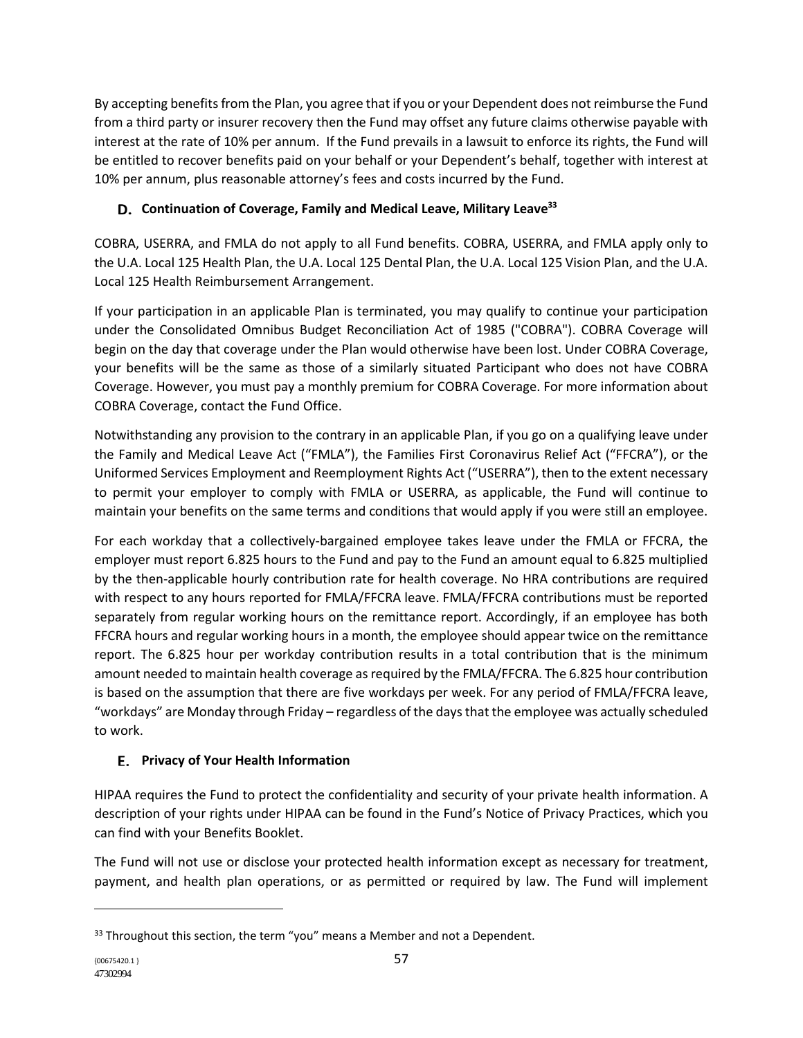By accepting benefits from the Plan, you agree that if you or your Dependent does not reimburse the Fund from a third party or insurer recovery then the Fund may offset any future claims otherwise payable with interest at the rate of 10% per annum. If the Fund prevails in a lawsuit to enforce its rights, the Fund will be entitled to recover benefits paid on your behalf or your Dependent's behalf, together with interest at 10% per annum, plus reasonable attorney's fees and costs incurred by the Fund.

### D. Continuation of Coverage, Family and Medical Leave, Military Leave[33]

COBRA, USERRA, and FMLA do not apply to all Fund benefits. COBRA, USERRA, and FMLA apply only to the U.A. Local 125 Health Plan, the U.A. Local 125 Dental Plan, the U.A. Local 125 Vision Plan, and the U.A. Local 125 Health Reimbursement Arrangement.

If your participation in an applicable Plan is terminated, you may qualify to continue your participation under the Consolidated Omnibus Budget Reconciliation Act of 1985 ("COBRA"). COBRA Coverage will begin on the day that coverage under the Plan would otherwise have been lost. Under COBRA Coverage, your benefits will be the same as those of a similarly situated Participant who does not have COBRA Coverage. However, you must pay a monthly premium for COBRA Coverage. For more information about COBRA Coverage, contact the Fund Office.

Notwithstanding any provision to the contrary in an applicable Plan, if you go on a qualifying leave under the Family and Medical Leave Act ("FMLA"), the Families First Coronavirus Relief Act ("FFCRA"), or the Uniformed Services Employment and Reemployment Rights Act ("USERRA"), then to the extent necessary to permit your employer to comply with FMLA or USERRA, as applicable, the Fund will continue to maintain your benefits on the same terms and conditions that would apply if you were still an employee.

For each workday that a collectively-bargained employee takes leave under the FMLA or FFCRA, the employer must report 6.825 hours to the Fund and pay to the Fund an amount equal to 6.825 multiplied by the then-applicable hourly contribution rate for health coverage. No HRA contributions are required with respect to any hours reported for FMLA/FFCRA leave. FMLA/FFCRA contributions must be reported separately from regular working hours on the remittance report. Accordingly, if an employee has both FFCRA hours and regular working hours in a month, the employee should appear twice on the remittance report. The 6.825 hour per workday contribution results in a total contribution that is the minimum amount needed to maintain health coverage as required by the FMLA/FFCRA. The 6.825 hour contribution is based on the assumption that there are five workdays per week. For any period of FMLA/FFCRA leave, "workdays" are Monday through Friday – regardless of the days that the employee was actually scheduled to work.

### E. Privacy of Your Health Information

HIPAA requires the Fund to protect the confidentiality and security of your private health information. A description of your rights under HIPAA can be found in the Fund's Notice of Privacy Practices, which you can find with your Benefits Booklet.

The Fund will not use or disclose your protected health information except as necessary for treatment, payment, and health plan operations, or as permitted or required by law. The Fund will implement

---

[33] Throughout this section, the term "you" means a Member and not a Dependent.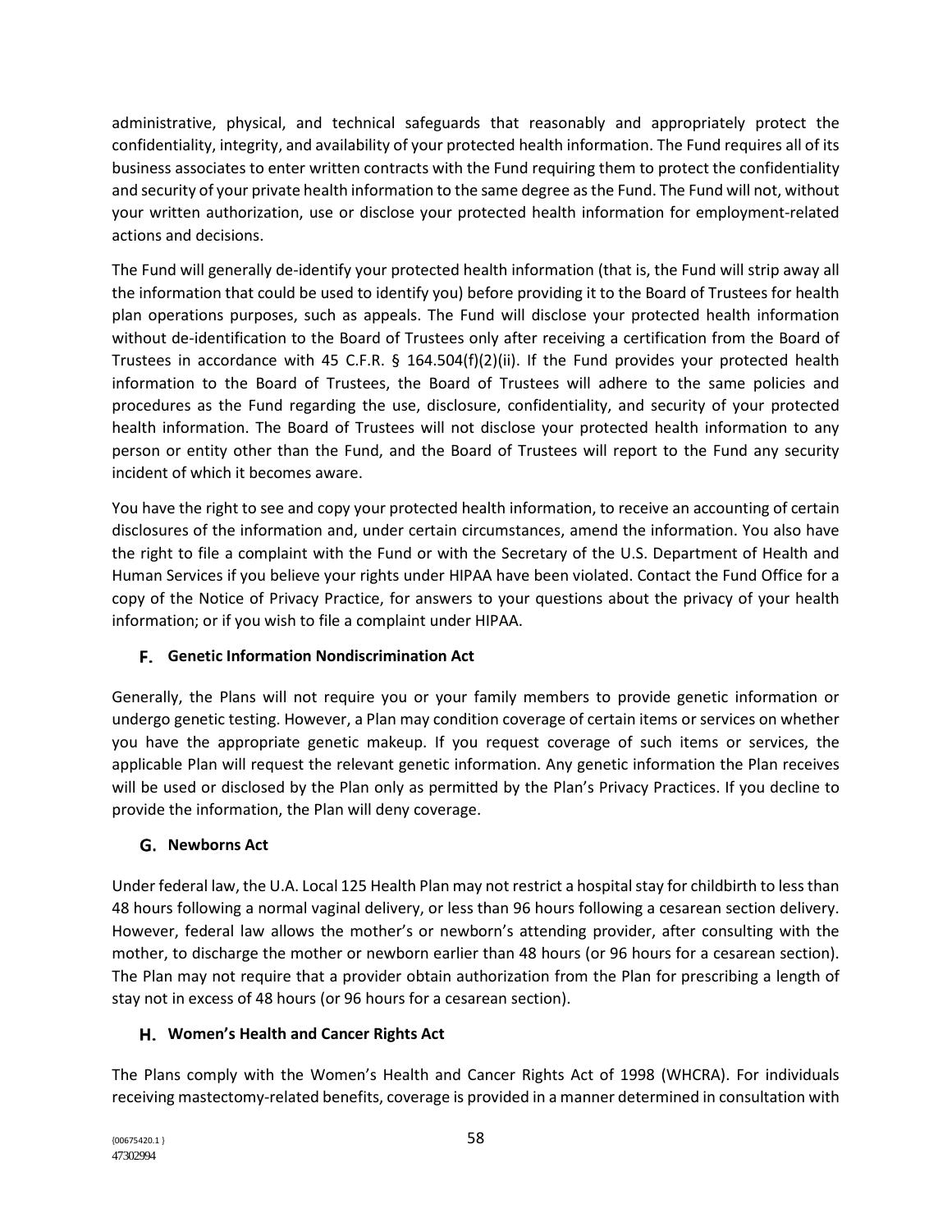administrative, physical, and technical safeguards that reasonably and appropriately protect the confidentiality, integrity, and availability of your protected health information. The Fund requires all of its business associates to enter written contracts with the Fund requiring them to protect the confidentiality and security of your private health information to the same degree as the Fund. The Fund will not, without your written authorization, use or disclose your protected health information for employment-related actions and decisions.

The Fund will generally de-identify your protected health information (that is, the Fund will strip away all the information that could be used to identify you) before providing it to the Board of Trustees for health plan operations purposes, such as appeals. The Fund will disclose your protected health information without de-identification to the Board of Trustees only after receiving a certification from the Board of Trustees in accordance with 45 C.F.R. § 164.504(f)(2)(ii). If the Fund provides your protected health information to the Board of Trustees, the Board of Trustees will adhere to the same policies and procedures as the Fund regarding the use, disclosure, confidentiality, and security of your protected health information. The Board of Trustees will not disclose your protected health information to any person or entity other than the Fund, and the Board of Trustees will report to the Fund any security incident of which it becomes aware.

You have the right to see and copy your protected health information, to receive an accounting of certain disclosures of the information and, under certain circumstances, amend the information. You also have the right to file a complaint with the Fund or with the Secretary of the U.S. Department of Health and Human Services if you believe your rights under HIPAA have been violated. Contact the Fund Office for a copy of the Notice of Privacy Practice, for answers to your questions about the privacy of your health information; or if you wish to file a complaint under HIPAA.

### F. Genetic Information Nondiscrimination Act

Generally, the Plans will not require you or your family members to provide genetic information or undergo genetic testing. However, a Plan may condition coverage of certain items or services on whether you have the appropriate genetic makeup. If you request coverage of such items or services, the applicable Plan will request the relevant genetic information. Any genetic information the Plan receives will be used or disclosed by the Plan only as permitted by the Plan's Privacy Practices. If you decline to provide the information, the Plan will deny coverage.

### G. Newborns Act

Under federal law, the U.A. Local 125 Health Plan may not restrict a hospital stay for childbirth to less than 48 hours following a normal vaginal delivery, or less than 96 hours following a cesarean section delivery. However, federal law allows the mother's or newborn's attending provider, after consulting with the mother, to discharge the mother or newborn earlier than 48 hours (or 96 hours for a cesarean section). The Plan may not require that a provider obtain authorization from the Plan for prescribing a length of stay not in excess of 48 hours (or 96 hours for a cesarean section).

### H. Women's Health and Cancer Rights Act

The Plans comply with the Women's Health and Cancer Rights Act of 1998 (WHCRA). For individuals receiving mastectomy-related benefits, coverage is provided in a manner determined in consultation with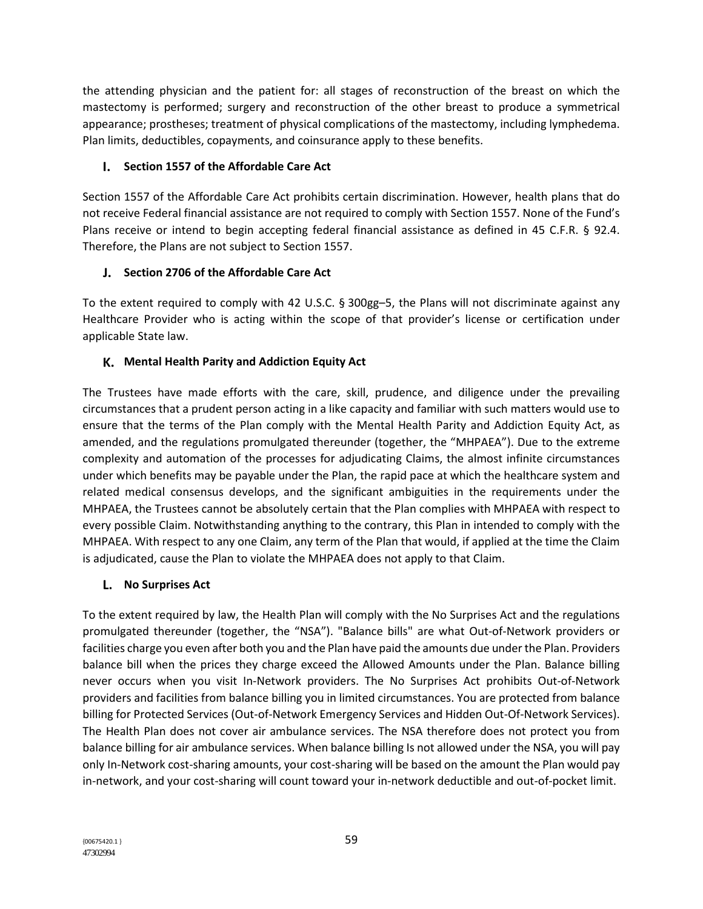the attending physician and the patient for: all stages of reconstruction of the breast on which the mastectomy is performed; surgery and reconstruction of the other breast to produce a symmetrical appearance; prostheses; treatment of physical complications of the mastectomy, including lymphedema. Plan limits, deductibles, copayments, and coinsurance apply to these benefits.

### I. Section 1557 of the Affordable Care Act

Section 1557 of the Affordable Care Act prohibits certain discrimination. However, health plans that do not receive Federal financial assistance are not required to comply with Section 1557. None of the Fund's Plans receive or intend to begin accepting federal financial assistance as defined in 45 C.F.R. § 92.4. Therefore, the Plans are not subject to Section 1557.

### J. Section 2706 of the Affordable Care Act

To the extent required to comply with 42 U.S.C. § 300gg–5, the Plans will not discriminate against any Healthcare Provider who is acting within the scope of that provider's license or certification under applicable State law.

### K. Mental Health Parity and Addiction Equity Act

The Trustees have made efforts with the care, skill, prudence, and diligence under the prevailing circumstances that a prudent person acting in a like capacity and familiar with such matters would use to ensure that the terms of the Plan comply with the Mental Health Parity and Addiction Equity Act, as amended, and the regulations promulgated thereunder (together, the "MHPAEA"). Due to the extreme complexity and automation of the processes for adjudicating Claims, the almost infinite circumstances under which benefits may be payable under the Plan, the rapid pace at which the healthcare system and related medical consensus develops, and the significant ambiguities in the requirements under the MHPAEA, the Trustees cannot be absolutely certain that the Plan complies with MHPAEA with respect to every possible Claim. Notwithstanding anything to the contrary, this Plan in intended to comply with the MHPAEA. With respect to any one Claim, any term of the Plan that would, if applied at the time the Claim is adjudicated, cause the Plan to violate the MHPAEA does not apply to that Claim.

### L. No Surprises Act

To the extent required by law, the Health Plan will comply with the No Surprises Act and the regulations promulgated thereunder (together, the "NSA"). "Balance bills" are what Out-of-Network providers or facilities charge you even after both you and the Plan have paid the amounts due under the Plan. Providers balance bill when the prices they charge exceed the Allowed Amounts under the Plan. Balance billing never occurs when you visit In-Network providers. The No Surprises Act prohibits Out-of-Network providers and facilities from balance billing you in limited circumstances. You are protected from balance billing for Protected Services (Out-of-Network Emergency Services and Hidden Out-Of-Network Services). The Health Plan does not cover air ambulance services. The NSA therefore does not protect you from balance billing for air ambulance services. When balance billing Is not allowed under the NSA, you will pay only In-Network cost-sharing amounts, your cost-sharing will be based on the amount the Plan would pay in-network, and your cost-sharing will count toward your in-network deductible and out-of-pocket limit.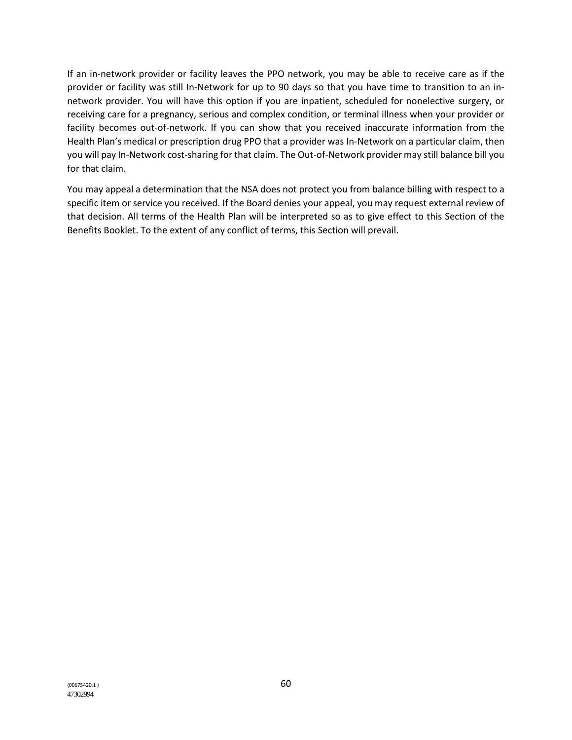If an in-network provider or facility leaves the PPO network, you may be able to receive care as if the provider or facility was still In-Network for up to 90 days so that you have time to transition to an in-network provider. You will have this option if you are inpatient, scheduled for nonelective surgery, or receiving care for a pregnancy, serious and complex condition, or terminal illness when your provider or facility becomes out-of-network. If you can show that you received inaccurate information from the Health Plan's medical or prescription drug PPO that a provider was In-Network on a particular claim, then you will pay In-Network cost-sharing for that claim. The Out-of-Network provider may still balance bill you for that claim.

You may appeal a determination that the NSA does not protect you from balance billing with respect to a specific item or service you received. If the Board denies your appeal, you may request external review of that decision. All terms of the Health Plan will be interpreted so as to give effect to this Section of the Benefits Booklet. To the extent of any conflict of terms, this Section will prevail.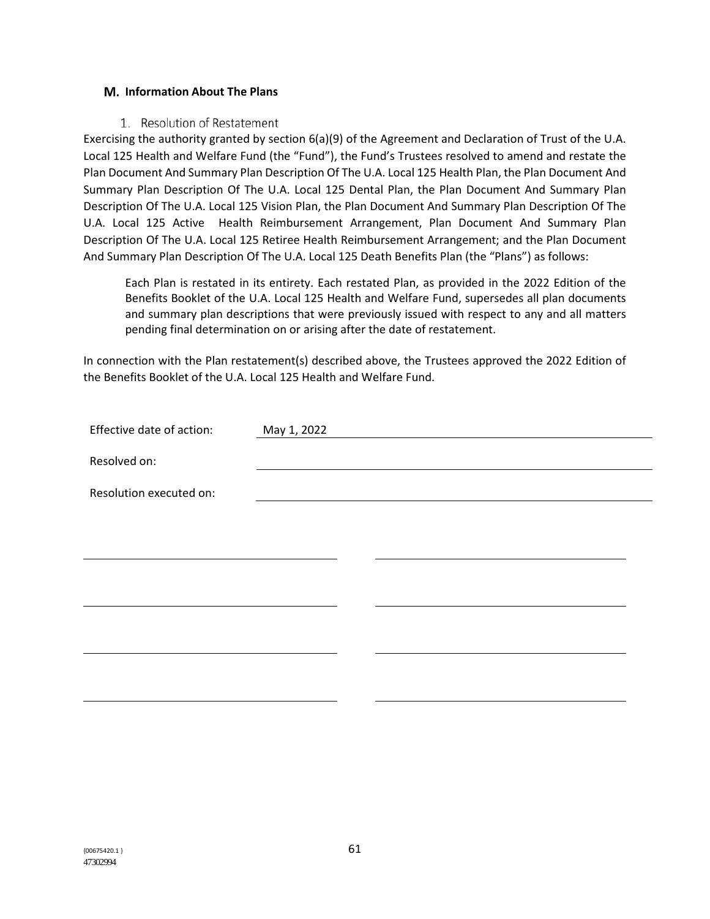## M. Information About The Plans

### 1. Resolution of Restatement

Exercising the authority granted by section 6(a)(9) of the Agreement and Declaration of Trust of the U.A. Local 125 Health and Welfare Fund (the "Fund"), the Fund's Trustees resolved to amend and restate the Plan Document And Summary Plan Description Of The U.A. Local 125 Health Plan, the Plan Document And Summary Plan Description Of The U.A. Local 125 Dental Plan, the Plan Document And Summary Plan Description Of The U.A. Local 125 Vision Plan, the Plan Document And Summary Plan Description Of The U.A. Local 125 Active Health Reimbursement Arrangement, Plan Document And Summary Plan Description Of The U.A. Local 125 Retiree Health Reimbursement Arrangement; and the Plan Document And Summary Plan Description Of The U.A. Local 125 Death Benefits Plan (the "Plans") as follows:

> Each Plan is restated in its entirety. Each restated Plan, as provided in the 2022 Edition of the Benefits Booklet of the U.A. Local 125 Health and Welfare Fund, supersedes all plan documents and summary plan descriptions that were previously issued with respect to any and all matters pending final determination on or arising after the date of restatement.

In connection with the Plan restatement(s) described above, the Trustees approved the 2022 Edition of the Benefits Booklet of the U.A. Local 125 Health and Welfare Fund.

Effective date of action: May 1, 2022

Resolved on: ______________________

Resolution executed on: ______________________

______________________ ______________________

______________________ ______________________

______________________ ______________________

______________________ ______________________

{00675420.1 }
47302994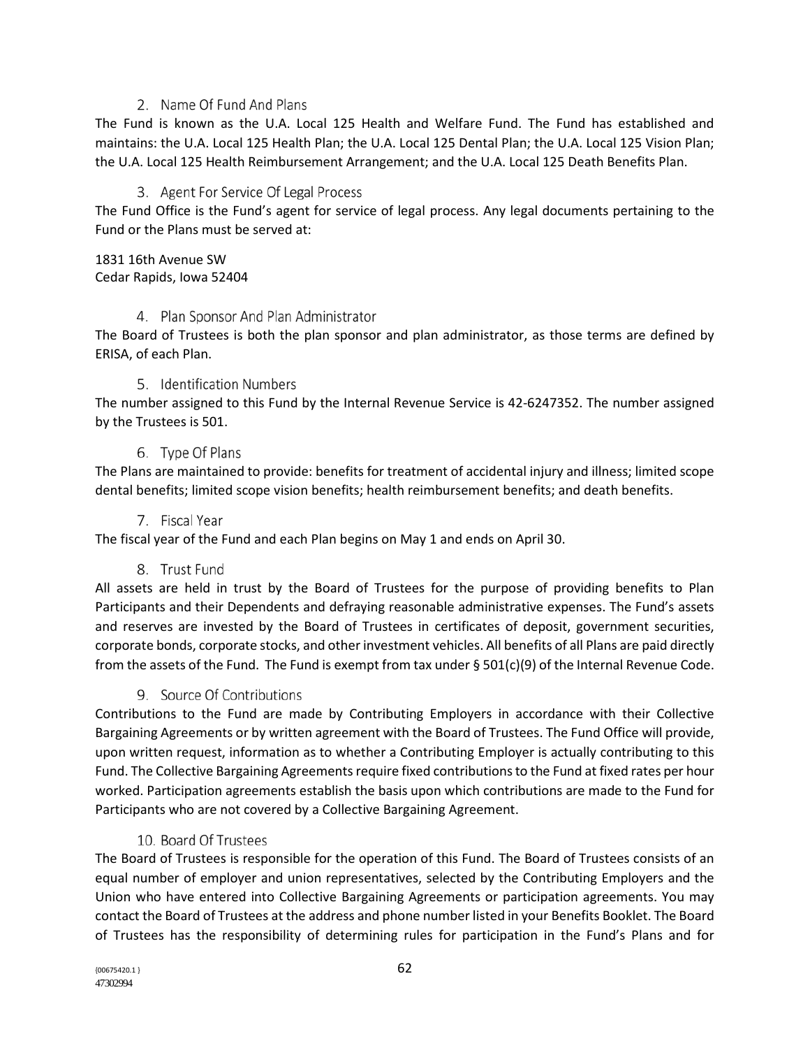### 2. Name Of Fund And Plans

The Fund is known as the U.A. Local 125 Health and Welfare Fund. The Fund has established and maintains: the U.A. Local 125 Health Plan; the U.A. Local 125 Dental Plan; the U.A. Local 125 Vision Plan; the U.A. Local 125 Health Reimbursement Arrangement; and the U.A. Local 125 Death Benefits Plan.

### 3. Agent For Service Of Legal Process

The Fund Office is the Fund's agent for service of legal process. Any legal documents pertaining to the Fund or the Plans must be served at:

1831 16th Avenue SW
Cedar Rapids, Iowa 52404

### 4. Plan Sponsor And Plan Administrator

The Board of Trustees is both the plan sponsor and plan administrator, as those terms are defined by ERISA, of each Plan.

### 5. Identification Numbers

The number assigned to this Fund by the Internal Revenue Service is 42-6247352. The number assigned by the Trustees is 501.

### 6. Type Of Plans

The Plans are maintained to provide: benefits for treatment of accidental injury and illness; limited scope dental benefits; limited scope vision benefits; health reimbursement benefits; and death benefits.

### 7. Fiscal Year

The fiscal year of the Fund and each Plan begins on May 1 and ends on April 30.

### 8. Trust Fund

All assets are held in trust by the Board of Trustees for the purpose of providing benefits to Plan Participants and their Dependents and defraying reasonable administrative expenses. The Fund's assets and reserves are invested by the Board of Trustees in certificates of deposit, government securities, corporate bonds, corporate stocks, and other investment vehicles. All benefits of all Plans are paid directly from the assets of the Fund. The Fund is exempt from tax under § 501(c)(9) of the Internal Revenue Code.

### 9. Source Of Contributions

Contributions to the Fund are made by Contributing Employers in accordance with their Collective Bargaining Agreements or by written agreement with the Board of Trustees. The Fund Office will provide, upon written request, information as to whether a Contributing Employer is actually contributing to this Fund. The Collective Bargaining Agreements require fixed contributions to the Fund at fixed rates per hour worked. Participation agreements establish the basis upon which contributions are made to the Fund for Participants who are not covered by a Collective Bargaining Agreement.

### 10. Board Of Trustees

The Board of Trustees is responsible for the operation of this Fund. The Board of Trustees consists of an equal number of employer and union representatives, selected by the Contributing Employers and the Union who have entered into Collective Bargaining Agreements or participation agreements. You may contact the Board of Trustees at the address and phone number listed in your Benefits Booklet. The Board of Trustees has the responsibility of determining rules for participation in the Fund's Plans and for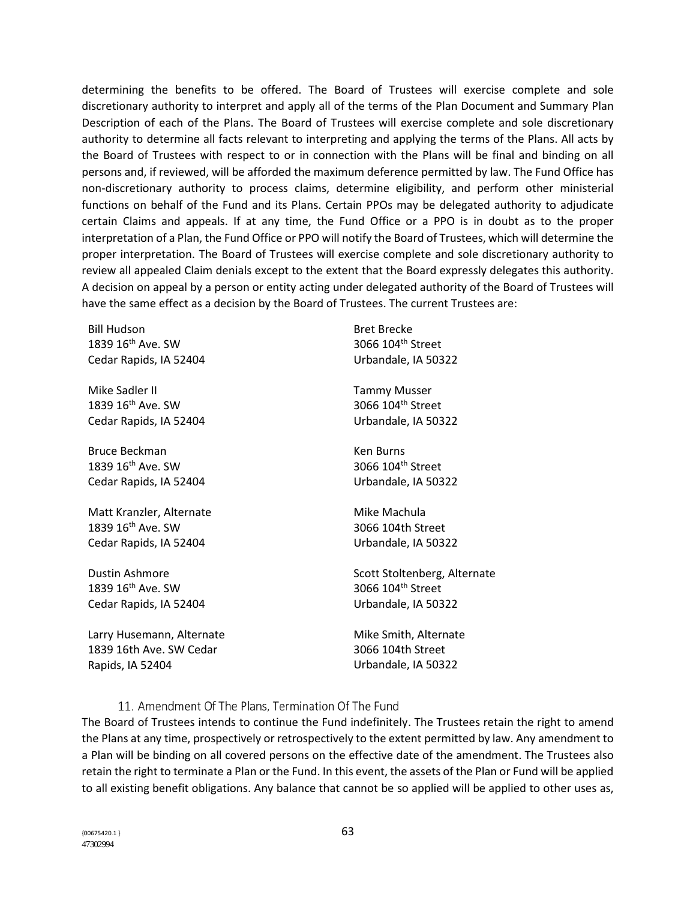determining the benefits to be offered. The Board of Trustees will exercise complete and sole discretionary authority to interpret and apply all of the terms of the Plan Document and Summary Plan Description of each of the Plans. The Board of Trustees will exercise complete and sole discretionary authority to determine all facts relevant to interpreting and applying the terms of the Plans. All acts by the Board of Trustees with respect to or in connection with the Plans will be final and binding on all persons and, if reviewed, will be afforded the maximum deference permitted by law. The Fund Office has non-discretionary authority to process claims, determine eligibility, and perform other ministerial functions on behalf of the Fund and its Plans. Certain PPOs may be delegated authority to adjudicate certain Claims and appeals. If at any time, the Fund Office or a PPO is in doubt as to the proper interpretation of a Plan, the Fund Office or PPO will notify the Board of Trustees, which will determine the proper interpretation. The Board of Trustees will exercise complete and sole discretionary authority to review all appealed Claim denials except to the extent that the Board expressly delegates this authority. A decision on appeal by a person or entity acting under delegated authority of the Board of Trustees will have the same effect as a decision by the Board of Trustees. The current Trustees are:

Bill Hudson
1839 16th Ave. SW
Cedar Rapids, IA 52404

Mike Sadler II
1839 16th Ave. SW
Cedar Rapids, IA 52404

Bruce Beckman
1839 16th Ave. SW
Cedar Rapids, IA 52404

Matt Kranzler, Alternate
1839 16th Ave. SW
Cedar Rapids, IA 52404

Dustin Ashmore
1839 16th Ave. SW
Cedar Rapids, IA 52404

Larry Husemann, Alternate
1839 16th Ave. SW Cedar
Rapids, IA 52404

Bret Brecke
3066 104th Street
Urbandale, IA 50322

Tammy Musser
3066 104th Street
Urbandale, IA 50322

Ken Burns
3066 104th Street
Urbandale, IA 50322

Mike Machula
3066 104th Street
Urbandale, IA 50322

Scott Stoltenberg, Alternate
3066 104th Street
Urbandale, IA 50322

Mike Smith, Alternate
3066 104th Street
Urbandale, IA 50322

### 11. Amendment Of The Plans, Termination Of The Fund

The Board of Trustees intends to continue the Fund indefinitely. The Trustees retain the right to amend the Plans at any time, prospectively or retrospectively to the extent permitted by law. Any amendment to a Plan will be binding on all covered persons on the effective date of the amendment. The Trustees also retain the right to terminate a Plan or the Fund. In this event, the assets of the Plan or Fund will be applied to all existing benefit obligations. Any balance that cannot be so applied will be applied to other uses as,

{00675420.1 }
47302994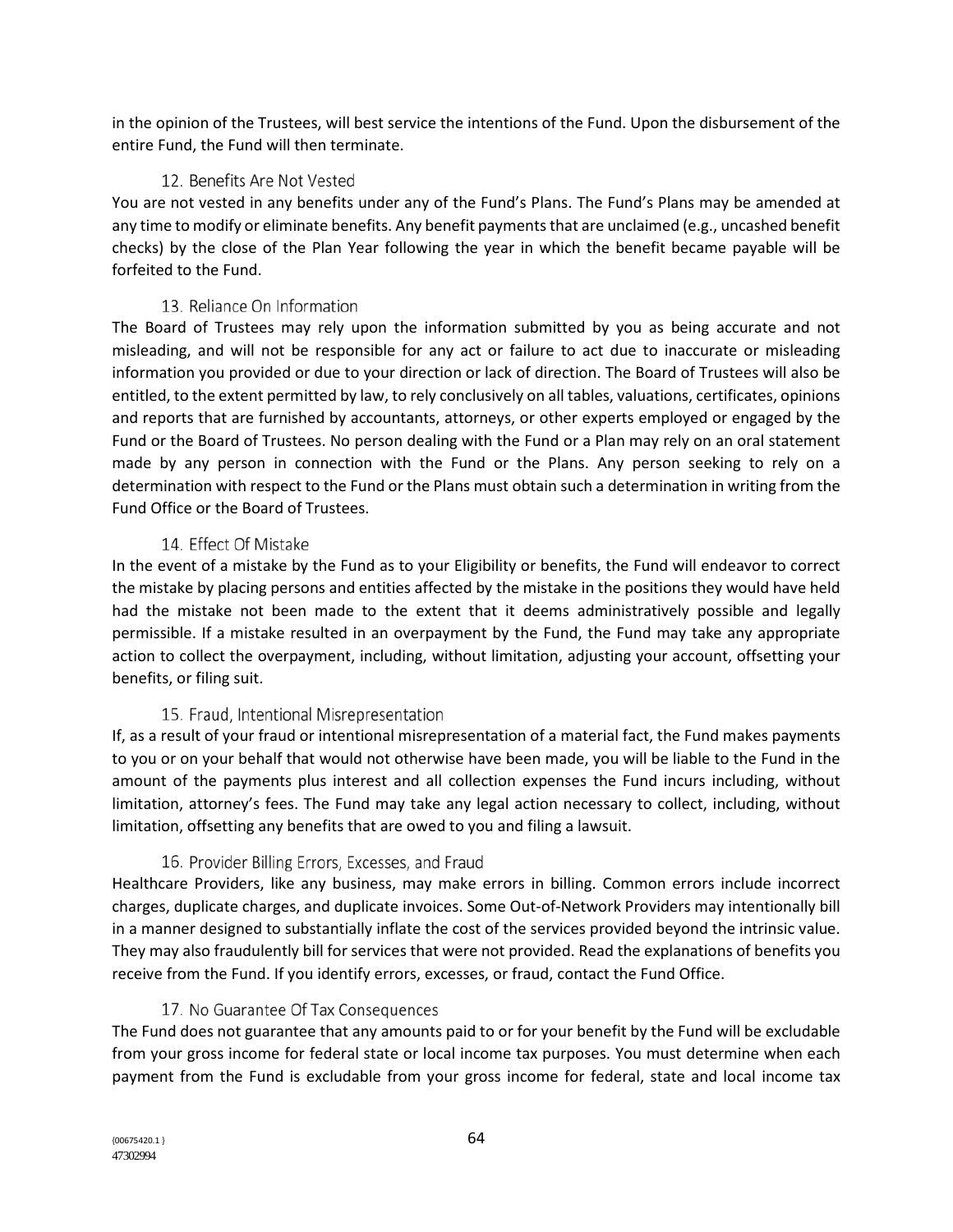in the opinion of the Trustees, will best service the intentions of the Fund. Upon the disbursement of the entire Fund, the Fund will then terminate.

### 12. Benefits Are Not Vested

You are not vested in any benefits under any of the Fund's Plans. The Fund's Plans may be amended at any time to modify or eliminate benefits. Any benefit payments that are unclaimed (e.g., uncashed benefit checks) by the close of the Plan Year following the year in which the benefit became payable will be forfeited to the Fund.

### 13. Reliance On Information

The Board of Trustees may rely upon the information submitted by you as being accurate and not misleading, and will not be responsible for any act or failure to act due to inaccurate or misleading information you provided or due to your direction or lack of direction. The Board of Trustees will also be entitled, to the extent permitted by law, to rely conclusively on all tables, valuations, certificates, opinions and reports that are furnished by accountants, attorneys, or other experts employed or engaged by the Fund or the Board of Trustees. No person dealing with the Fund or a Plan may rely on an oral statement made by any person in connection with the Fund or the Plans. Any person seeking to rely on a determination with respect to the Fund or the Plans must obtain such a determination in writing from the Fund Office or the Board of Trustees.

### 14. Effect Of Mistake

In the event of a mistake by the Fund as to your Eligibility or benefits, the Fund will endeavor to correct the mistake by placing persons and entities affected by the mistake in the positions they would have held had the mistake not been made to the extent that it deems administratively possible and legally permissible. If a mistake resulted in an overpayment by the Fund, the Fund may take any appropriate action to collect the overpayment, including, without limitation, adjusting your account, offsetting your benefits, or filing suit.

### 15. Fraud, Intentional Misrepresentation

If, as a result of your fraud or intentional misrepresentation of a material fact, the Fund makes payments to you or on your behalf that would not otherwise have been made, you will be liable to the Fund in the amount of the payments plus interest and all collection expenses the Fund incurs including, without limitation, attorney's fees. The Fund may take any legal action necessary to collect, including, without limitation, offsetting any benefits that are owed to you and filing a lawsuit.

### 16. Provider Billing Errors, Excesses, and Fraud

Healthcare Providers, like any business, may make errors in billing. Common errors include incorrect charges, duplicate charges, and duplicate invoices. Some Out-of-Network Providers may intentionally bill in a manner designed to substantially inflate the cost of the services provided beyond the intrinsic value. They may also fraudulently bill for services that were not provided. Read the explanations of benefits you receive from the Fund. If you identify errors, excesses, or fraud, contact the Fund Office.

### 17. No Guarantee Of Tax Consequences

The Fund does not guarantee that any amounts paid to or for your benefit by the Fund will be excludable from your gross income for federal state or local income tax purposes. You must determine when each payment from the Fund is excludable from your gross income for federal, state and local income tax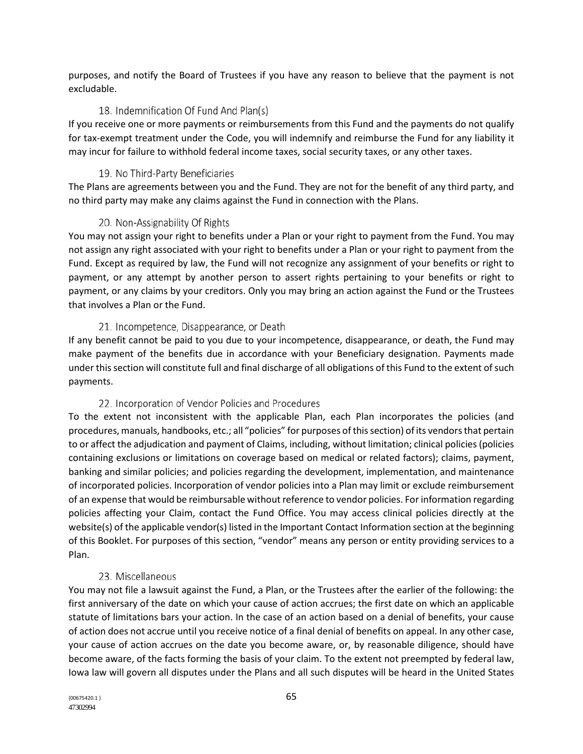purposes, and notify the Board of Trustees if you have any reason to believe that the payment is not excludable.

### 18. Indemnification Of Fund And Plan(s)

If you receive one or more payments or reimbursements from this Fund and the payments do not qualify for tax-exempt treatment under the Code, you will indemnify and reimburse the Fund for any liability it may incur for failure to withhold federal income taxes, social security taxes, or any other taxes.

### 19. No Third-Party Beneficiaries

The Plans are agreements between you and the Fund. They are not for the benefit of any third party, and no third party may make any claims against the Fund in connection with the Plans.

### 20. Non-Assignability Of Rights

You may not assign your right to benefits under a Plan or your right to payment from the Fund. You may not assign any right associated with your right to benefits under a Plan or your right to payment from the Fund. Except as required by law, the Fund will not recognize any assignment of your benefits or right to payment, or any attempt by another person to assert rights pertaining to your benefits or right to payment, or any claims by your creditors. Only you may bring an action against the Fund or the Trustees that involves a Plan or the Fund.

### 21. Incompetence, Disappearance, or Death

If any benefit cannot be paid to you due to your incompetence, disappearance, or death, the Fund may make payment of the benefits due in accordance with your Beneficiary designation. Payments made under this section will constitute full and final discharge of all obligations of this Fund to the extent of such payments.

### 22. Incorporation of Vendor Policies and Procedures

To the extent not inconsistent with the applicable Plan, each Plan incorporates the policies (and procedures, manuals, handbooks, etc.; all "policies" for purposes of this section) of its vendors that pertain to or affect the adjudication and payment of Claims, including, without limitation; clinical policies (policies containing exclusions or limitations on coverage based on medical or related factors); claims, payment, banking and similar policies; and policies regarding the development, implementation, and maintenance of incorporated policies. Incorporation of vendor policies into a Plan may limit or exclude reimbursement of an expense that would be reimbursable without reference to vendor policies. For information regarding policies affecting your Claim, contact the Fund Office. You may access clinical policies directly at the website(s) of the applicable vendor(s) listed in the Important Contact Information section at the beginning of this Booklet. For purposes of this section, "vendor" means any person or entity providing services to a Plan.

### 23. Miscellaneous

You may not file a lawsuit against the Fund, a Plan, or the Trustees after the earlier of the following: the first anniversary of the date on which your cause of action accrues; the first date on which an applicable statute of limitations bars your action. In the case of an action based on a denial of benefits, your cause of action does not accrue until you receive notice of a final denial of benefits on appeal. In any other case, your cause of action accrues on the date you become aware, or, by reasonable diligence, should have become aware, of the facts forming the basis of your claim. To the extent not preempted by federal law, Iowa law will govern all disputes under the Plans and all such disputes will be heard in the United States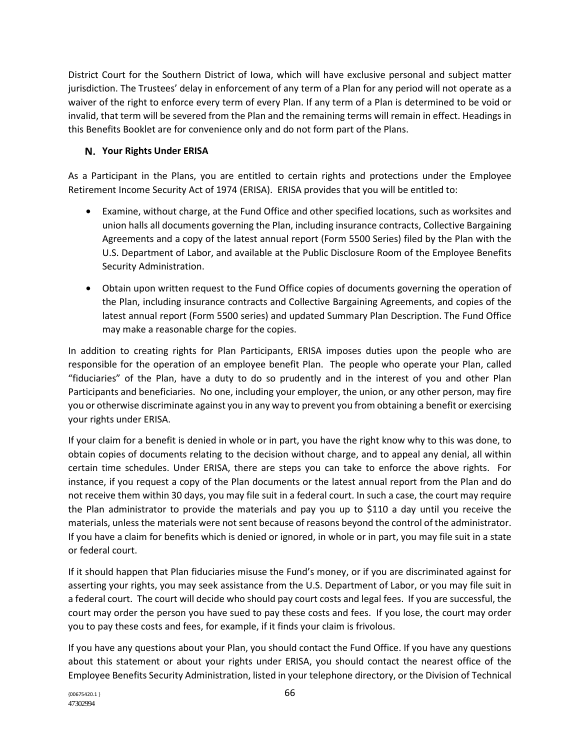District Court for the Southern District of Iowa, which will have exclusive personal and subject matter jurisdiction. The Trustees' delay in enforcement of any term of a Plan for any period will not operate as a waiver of the right to enforce every term of every Plan. If any term of a Plan is determined to be void or invalid, that term will be severed from the Plan and the remaining terms will remain in effect. Headings in this Benefits Booklet are for convenience only and do not form part of the Plans.

### N. Your Rights Under ERISA

As a Participant in the Plans, you are entitled to certain rights and protections under the Employee Retirement Income Security Act of 1974 (ERISA). ERISA provides that you will be entitled to:

- Examine, without charge, at the Fund Office and other specified locations, such as worksites and union halls all documents governing the Plan, including insurance contracts, Collective Bargaining Agreements and a copy of the latest annual report (Form 5500 Series) filed by the Plan with the U.S. Department of Labor, and available at the Public Disclosure Room of the Employee Benefits Security Administration.
- Obtain upon written request to the Fund Office copies of documents governing the operation of the Plan, including insurance contracts and Collective Bargaining Agreements, and copies of the latest annual report (Form 5500 series) and updated Summary Plan Description. The Fund Office may make a reasonable charge for the copies.

In addition to creating rights for Plan Participants, ERISA imposes duties upon the people who are responsible for the operation of an employee benefit Plan. The people who operate your Plan, called "fiduciaries" of the Plan, have a duty to do so prudently and in the interest of you and other Plan Participants and beneficiaries. No one, including your employer, the union, or any other person, may fire you or otherwise discriminate against you in any way to prevent you from obtaining a benefit or exercising your rights under ERISA.

If your claim for a benefit is denied in whole or in part, you have the right know why to this was done, to obtain copies of documents relating to the decision without charge, and to appeal any denial, all within certain time schedules. Under ERISA, there are steps you can take to enforce the above rights. For instance, if you request a copy of the Plan documents or the latest annual report from the Plan and do not receive them within 30 days, you may file suit in a federal court. In such a case, the court may require the Plan administrator to provide the materials and pay you up to $110 a day until you receive the materials, unless the materials were not sent because of reasons beyond the control of the administrator. If you have a claim for benefits which is denied or ignored, in whole or in part, you may file suit in a state or federal court.

If it should happen that Plan fiduciaries misuse the Fund's money, or if you are discriminated against for asserting your rights, you may seek assistance from the U.S. Department of Labor, or you may file suit in a federal court. The court will decide who should pay court costs and legal fees. If you are successful, the court may order the person you have sued to pay these costs and fees. If you lose, the court may order you to pay these costs and fees, for example, if it finds your claim is frivolous.

If you have any questions about your Plan, you should contact the Fund Office. If you have any questions about this statement or about your rights under ERISA, you should contact the nearest office of the Employee Benefits Security Administration, listed in your telephone directory, or the Division of Technical

{00675420.1 }
47302994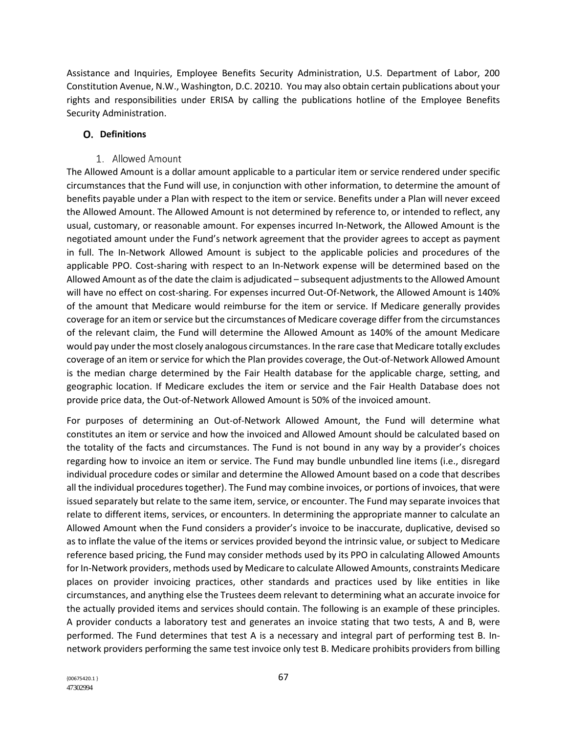Assistance and Inquiries, Employee Benefits Security Administration, U.S. Department of Labor, 200 Constitution Avenue, N.W., Washington, D.C. 20210. You may also obtain certain publications about your rights and responsibilities under ERISA by calling the publications hotline of the Employee Benefits Security Administration.

## O. Definitions

### 1. Allowed Amount

The Allowed Amount is a dollar amount applicable to a particular item or service rendered under specific circumstances that the Fund will use, in conjunction with other information, to determine the amount of benefits payable under a Plan with respect to the item or service. Benefits under a Plan will never exceed the Allowed Amount. The Allowed Amount is not determined by reference to, or intended to reflect, any usual, customary, or reasonable amount. For expenses incurred In-Network, the Allowed Amount is the negotiated amount under the Fund's network agreement that the provider agrees to accept as payment in full. The In-Network Allowed Amount is subject to the applicable policies and procedures of the applicable PPO. Cost-sharing with respect to an In-Network expense will be determined based on the Allowed Amount as of the date the claim is adjudicated – subsequent adjustments to the Allowed Amount will have no effect on cost-sharing. For expenses incurred Out-Of-Network, the Allowed Amount is 140% of the amount that Medicare would reimburse for the item or service. If Medicare generally provides coverage for an item or service but the circumstances of Medicare coverage differ from the circumstances of the relevant claim, the Fund will determine the Allowed Amount as 140% of the amount Medicare would pay under the most closely analogous circumstances. In the rare case that Medicare totally excludes coverage of an item or service for which the Plan provides coverage, the Out-of-Network Allowed Amount is the median charge determined by the Fair Health database for the applicable charge, setting, and geographic location. If Medicare excludes the item or service and the Fair Health Database does not provide price data, the Out-of-Network Allowed Amount is 50% of the invoiced amount.

For purposes of determining an Out-of-Network Allowed Amount, the Fund will determine what constitutes an item or service and how the invoiced and Allowed Amount should be calculated based on the totality of the facts and circumstances. The Fund is not bound in any way by a provider's choices regarding how to invoice an item or service. The Fund may bundle unbundled line items (i.e., disregard individual procedure codes or similar and determine the Allowed Amount based on a code that describes all the individual procedures together). The Fund may combine invoices, or portions of invoices, that were issued separately but relate to the same item, service, or encounter. The Fund may separate invoices that relate to different items, services, or encounters. In determining the appropriate manner to calculate an Allowed Amount when the Fund considers a provider's invoice to be inaccurate, duplicative, devised so as to inflate the value of the items or services provided beyond the intrinsic value, or subject to Medicare reference based pricing, the Fund may consider methods used by its PPO in calculating Allowed Amounts for In-Network providers, methods used by Medicare to calculate Allowed Amounts, constraints Medicare places on provider invoicing practices, other standards and practices used by like entities in like circumstances, and anything else the Trustees deem relevant to determining what an accurate invoice for the actually provided items and services should contain. The following is an example of these principles. A provider conducts a laboratory test and generates an invoice stating that two tests, A and B, were performed. The Fund determines that test A is a necessary and integral part of performing test B. In-network providers performing the same test invoice only test B. Medicare prohibits providers from billing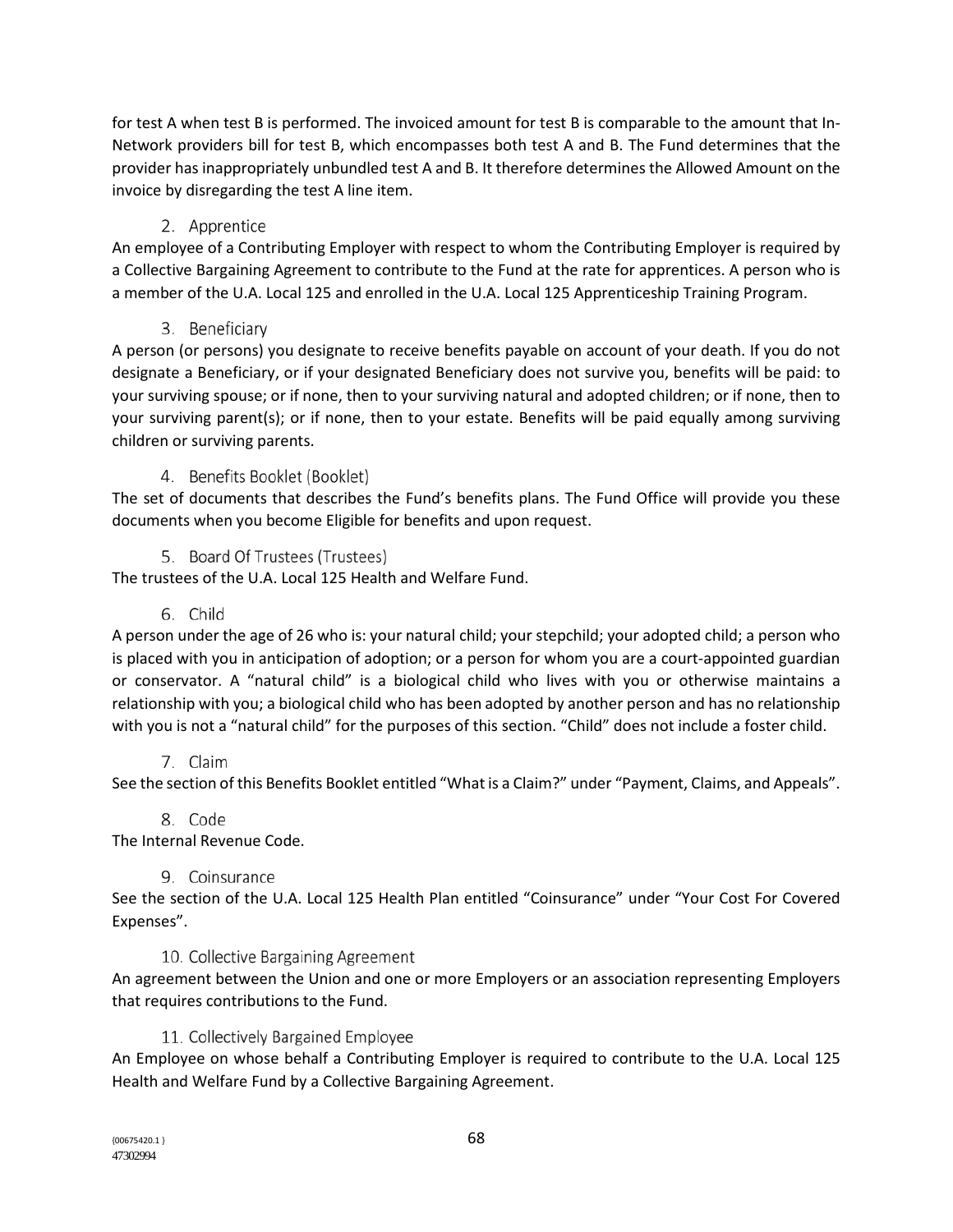for test A when test B is performed. The invoiced amount for test B is comparable to the amount that In-Network providers bill for test B, which encompasses both test A and B. The Fund determines that the provider has inappropriately unbundled test A and B. It therefore determines the Allowed Amount on the invoice by disregarding the test A line item.

### 2. Apprentice

An employee of a Contributing Employer with respect to whom the Contributing Employer is required by a Collective Bargaining Agreement to contribute to the Fund at the rate for apprentices. A person who is a member of the U.A. Local 125 and enrolled in the U.A. Local 125 Apprenticeship Training Program.

### 3. Beneficiary

A person (or persons) you designate to receive benefits payable on account of your death. If you do not designate a Beneficiary, or if your designated Beneficiary does not survive you, benefits will be paid: to your surviving spouse; or if none, then to your surviving natural and adopted children; or if none, then to your surviving parent(s); or if none, then to your estate. Benefits will be paid equally among surviving children or surviving parents.

### 4. Benefits Booklet (Booklet)

The set of documents that describes the Fund's benefits plans. The Fund Office will provide you these documents when you become Eligible for benefits and upon request.

### 5. Board Of Trustees (Trustees)

The trustees of the U.A. Local 125 Health and Welfare Fund.

### 6. Child

A person under the age of 26 who is: your natural child; your stepchild; your adopted child; a person who is placed with you in anticipation of adoption; or a person for whom you are a court-appointed guardian or conservator. A "natural child" is a biological child who lives with you or otherwise maintains a relationship with you; a biological child who has been adopted by another person and has no relationship with you is not a "natural child" for the purposes of this section. "Child" does not include a foster child.

### 7. Claim

See the section of this Benefits Booklet entitled "What is a Claim?" under "Payment, Claims, and Appeals".

### 8. Code

The Internal Revenue Code.

### 9. Coinsurance

See the section of the U.A. Local 125 Health Plan entitled "Coinsurance" under "Your Cost For Covered Expenses".

### 10. Collective Bargaining Agreement

An agreement between the Union and one or more Employers or an association representing Employers that requires contributions to the Fund.

### 11. Collectively Bargained Employee

An Employee on whose behalf a Contributing Employer is required to contribute to the U.A. Local 125 Health and Welfare Fund by a Collective Bargaining Agreement.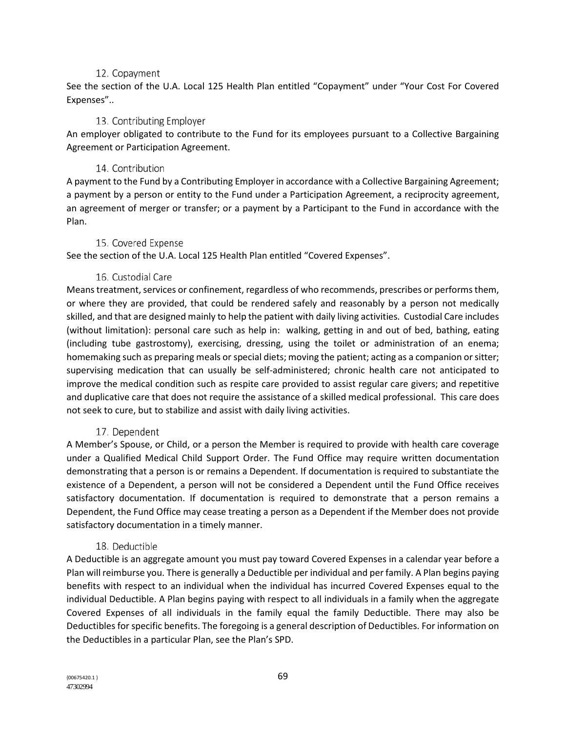### 12. Copayment

See the section of the U.A. Local 125 Health Plan entitled "Copayment" under "Your Cost For Covered Expenses"..

### 13. Contributing Employer

An employer obligated to contribute to the Fund for its employees pursuant to a Collective Bargaining Agreement or Participation Agreement.

### 14. Contribution

A payment to the Fund by a Contributing Employer in accordance with a Collective Bargaining Agreement; a payment by a person or entity to the Fund under a Participation Agreement, a reciprocity agreement, an agreement of merger or transfer; or a payment by a Participant to the Fund in accordance with the Plan.

### 15. Covered Expense

See the section of the U.A. Local 125 Health Plan entitled "Covered Expenses".

### 16. Custodial Care

Means treatment, services or confinement, regardless of who recommends, prescribes or performs them, or where they are provided, that could be rendered safely and reasonably by a person not medically skilled, and that are designed mainly to help the patient with daily living activities. Custodial Care includes (without limitation): personal care such as help in: walking, getting in and out of bed, bathing, eating (including tube gastrostomy), exercising, dressing, using the toilet or administration of an enema; homemaking such as preparing meals or special diets; moving the patient; acting as a companion or sitter; supervising medication that can usually be self-administered; chronic health care not anticipated to improve the medical condition such as respite care provided to assist regular care givers; and repetitive and duplicative care that does not require the assistance of a skilled medical professional. This care does not seek to cure, but to stabilize and assist with daily living activities.

### 17. Dependent

A Member's Spouse, or Child, or a person the Member is required to provide with health care coverage under a Qualified Medical Child Support Order. The Fund Office may require written documentation demonstrating that a person is or remains a Dependent. If documentation is required to substantiate the existence of a Dependent, a person will not be considered a Dependent until the Fund Office receives satisfactory documentation. If documentation is required to demonstrate that a person remains a Dependent, the Fund Office may cease treating a person as a Dependent if the Member does not provide satisfactory documentation in a timely manner.

### 18. Deductible

A Deductible is an aggregate amount you must pay toward Covered Expenses in a calendar year before a Plan will reimburse you. There is generally a Deductible per individual and per family. A Plan begins paying benefits with respect to an individual when the individual has incurred Covered Expenses equal to the individual Deductible. A Plan begins paying with respect to all individuals in a family when the aggregate Covered Expenses of all individuals in the family equal the family Deductible. There may also be Deductibles for specific benefits. The foregoing is a general description of Deductibles. For information on the Deductibles in a particular Plan, see the Plan's SPD.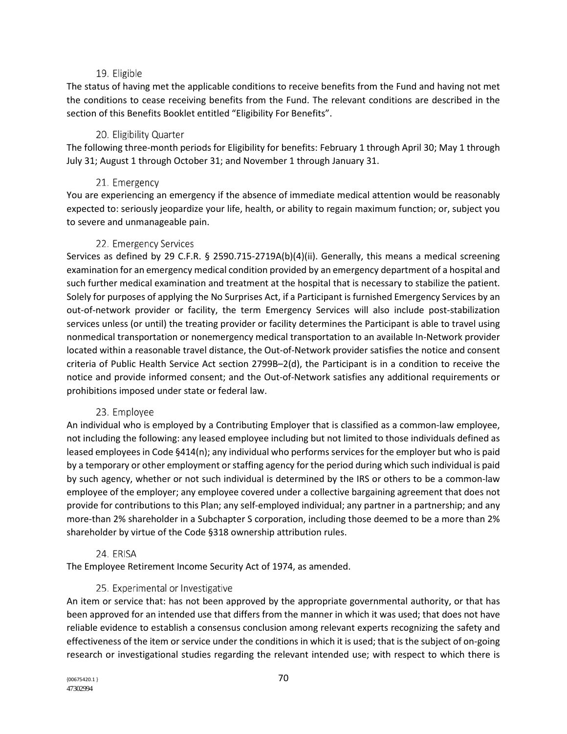### 19. Eligible

The status of having met the applicable conditions to receive benefits from the Fund and having not met the conditions to cease receiving benefits from the Fund. The relevant conditions are described in the section of this Benefits Booklet entitled "Eligibility For Benefits".

### 20. Eligibility Quarter

The following three-month periods for Eligibility for benefits: February 1 through April 30; May 1 through July 31; August 1 through October 31; and November 1 through January 31.

### 21. Emergency

You are experiencing an emergency if the absence of immediate medical attention would be reasonably expected to: seriously jeopardize your life, health, or ability to regain maximum function; or, subject you to severe and unmanageable pain.

### 22. Emergency Services

Services as defined by 29 C.F.R. § 2590.715-2719A(b)(4)(ii). Generally, this means a medical screening examination for an emergency medical condition provided by an emergency department of a hospital and such further medical examination and treatment at the hospital that is necessary to stabilize the patient. Solely for purposes of applying the No Surprises Act, if a Participant is furnished Emergency Services by an out-of-network provider or facility, the term Emergency Services will also include post-stabilization services unless (or until) the treating provider or facility determines the Participant is able to travel using nonmedical transportation or nonemergency medical transportation to an available In-Network provider located within a reasonable travel distance, the Out-of-Network provider satisfies the notice and consent criteria of Public Health Service Act section 2799B–2(d), the Participant is in a condition to receive the notice and provide informed consent; and the Out-of-Network satisfies any additional requirements or prohibitions imposed under state or federal law.

### 23. Employee

An individual who is employed by a Contributing Employer that is classified as a common-law employee, not including the following: any leased employee including but not limited to those individuals defined as leased employees in Code §414(n); any individual who performs services for the employer but who is paid by a temporary or other employment or staffing agency for the period during which such individual is paid by such agency, whether or not such individual is determined by the IRS or others to be a common-law employee of the employer; any employee covered under a collective bargaining agreement that does not provide for contributions to this Plan; any self-employed individual; any partner in a partnership; and any more-than 2% shareholder in a Subchapter S corporation, including those deemed to be a more than 2% shareholder by virtue of the Code §318 ownership attribution rules.

### 24. ERISA

The Employee Retirement Income Security Act of 1974, as amended.

### 25. Experimental or Investigative

An item or service that: has not been approved by the appropriate governmental authority, or that has been approved for an intended use that differs from the manner in which it was used; that does not have reliable evidence to establish a consensus conclusion among relevant experts recognizing the safety and effectiveness of the item or service under the conditions in which it is used; that is the subject of on-going research or investigational studies regarding the relevant intended use; with respect to which there is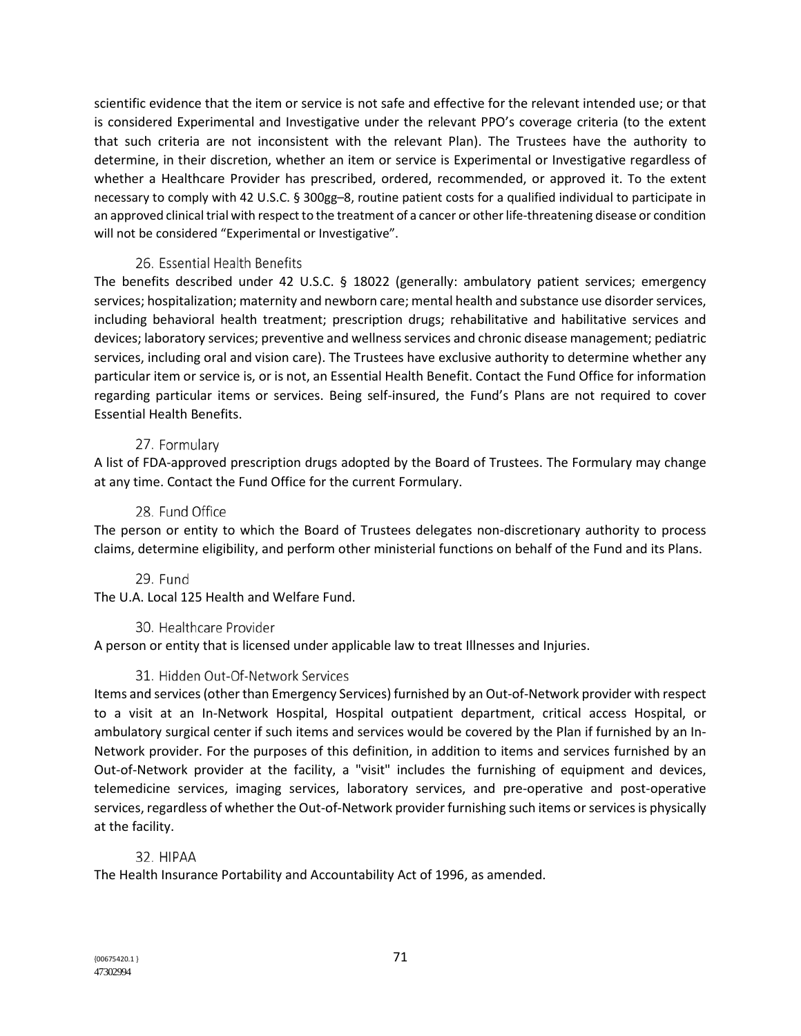scientific evidence that the item or service is not safe and effective for the relevant intended use; or that is considered Experimental and Investigative under the relevant PPO's coverage criteria (to the extent that such criteria are not inconsistent with the relevant Plan). The Trustees have the authority to determine, in their discretion, whether an item or service is Experimental or Investigative regardless of whether a Healthcare Provider has prescribed, ordered, recommended, or approved it. To the extent necessary to comply with 42 U.S.C. § 300gg–8, routine patient costs for a qualified individual to participate in an approved clinical trial with respect to the treatment of a cancer or other life-threatening disease or condition will not be considered "Experimental or Investigative".

### 26. Essential Health Benefits

The benefits described under 42 U.S.C. § 18022 (generally: ambulatory patient services; emergency services; hospitalization; maternity and newborn care; mental health and substance use disorder services, including behavioral health treatment; prescription drugs; rehabilitative and habilitative services and devices; laboratory services; preventive and wellness services and chronic disease management; pediatric services, including oral and vision care). The Trustees have exclusive authority to determine whether any particular item or service is, or is not, an Essential Health Benefit. Contact the Fund Office for information regarding particular items or services. Being self-insured, the Fund's Plans are not required to cover Essential Health Benefits.

### 27. Formulary

A list of FDA-approved prescription drugs adopted by the Board of Trustees. The Formulary may change at any time. Contact the Fund Office for the current Formulary.

### 28. Fund Office

The person or entity to which the Board of Trustees delegates non-discretionary authority to process claims, determine eligibility, and perform other ministerial functions on behalf of the Fund and its Plans.

### 29. Fund

The U.A. Local 125 Health and Welfare Fund.

### 30. Healthcare Provider

A person or entity that is licensed under applicable law to treat Illnesses and Injuries.

### 31. Hidden Out-Of-Network Services

Items and services (other than Emergency Services) furnished by an Out-of-Network provider with respect to a visit at an In-Network Hospital, Hospital outpatient department, critical access Hospital, or ambulatory surgical center if such items and services would be covered by the Plan if furnished by an In-Network provider. For the purposes of this definition, in addition to items and services furnished by an Out-of-Network provider at the facility, a "visit" includes the furnishing of equipment and devices, telemedicine services, imaging services, laboratory services, and pre-operative and post-operative services, regardless of whether the Out-of-Network provider furnishing such items or services is physically at the facility.

### 32. HIPAA

The Health Insurance Portability and Accountability Act of 1996, as amended.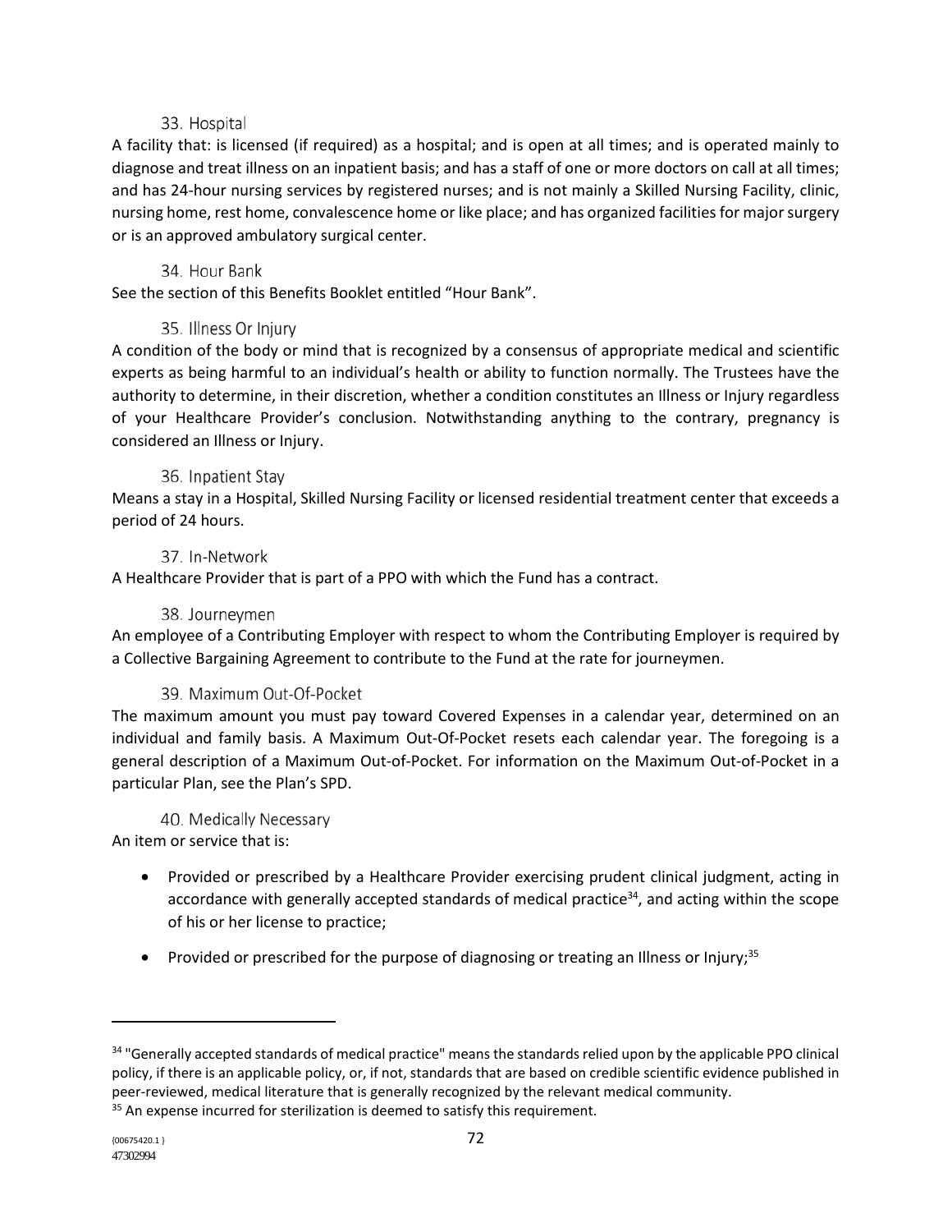### 33. Hospital

A facility that: is licensed (if required) as a hospital; and is open at all times; and is operated mainly to diagnose and treat illness on an inpatient basis; and has a staff of one or more doctors on call at all times; and has 24-hour nursing services by registered nurses; and is not mainly a Skilled Nursing Facility, clinic, nursing home, rest home, convalescence home or like place; and has organized facilities for major surgery or is an approved ambulatory surgical center.

### 34. Hour Bank

See the section of this Benefits Booklet entitled "Hour Bank".

### 35. Illness Or Injury

A condition of the body or mind that is recognized by a consensus of appropriate medical and scientific experts as being harmful to an individual's health or ability to function normally. The Trustees have the authority to determine, in their discretion, whether a condition constitutes an Illness or Injury regardless of your Healthcare Provider's conclusion. Notwithstanding anything to the contrary, pregnancy is considered an Illness or Injury.

### 36. Inpatient Stay

Means a stay in a Hospital, Skilled Nursing Facility or licensed residential treatment center that exceeds a period of 24 hours.

### 37. In-Network

A Healthcare Provider that is part of a PPO with which the Fund has a contract.

### 38. Journeymen

An employee of a Contributing Employer with respect to whom the Contributing Employer is required by a Collective Bargaining Agreement to contribute to the Fund at the rate for journeymen.

### 39. Maximum Out-Of-Pocket

The maximum amount you must pay toward Covered Expenses in a calendar year, determined on an individual and family basis. A Maximum Out-Of-Pocket resets each calendar year. The foregoing is a general description of a Maximum Out-of-Pocket. For information on the Maximum Out-of-Pocket in a particular Plan, see the Plan's SPD.

### 40. Medically Necessary

An item or service that is:

- Provided or prescribed by a Healthcare Provider exercising prudent clinical judgment, acting in accordance with generally accepted standards of medical practice[34], and acting within the scope of his or her license to practice;
- Provided or prescribed for the purpose of diagnosing or treating an Illness or Injury;[35]

---

[34] "Generally accepted standards of medical practice" means the standards relied upon by the applicable PPO clinical policy, if there is an applicable policy, or, if not, standards that are based on credible scientific evidence published in peer-reviewed, medical literature that is generally recognized by the relevant medical community.

[35] An expense incurred for sterilization is deemed to satisfy this requirement.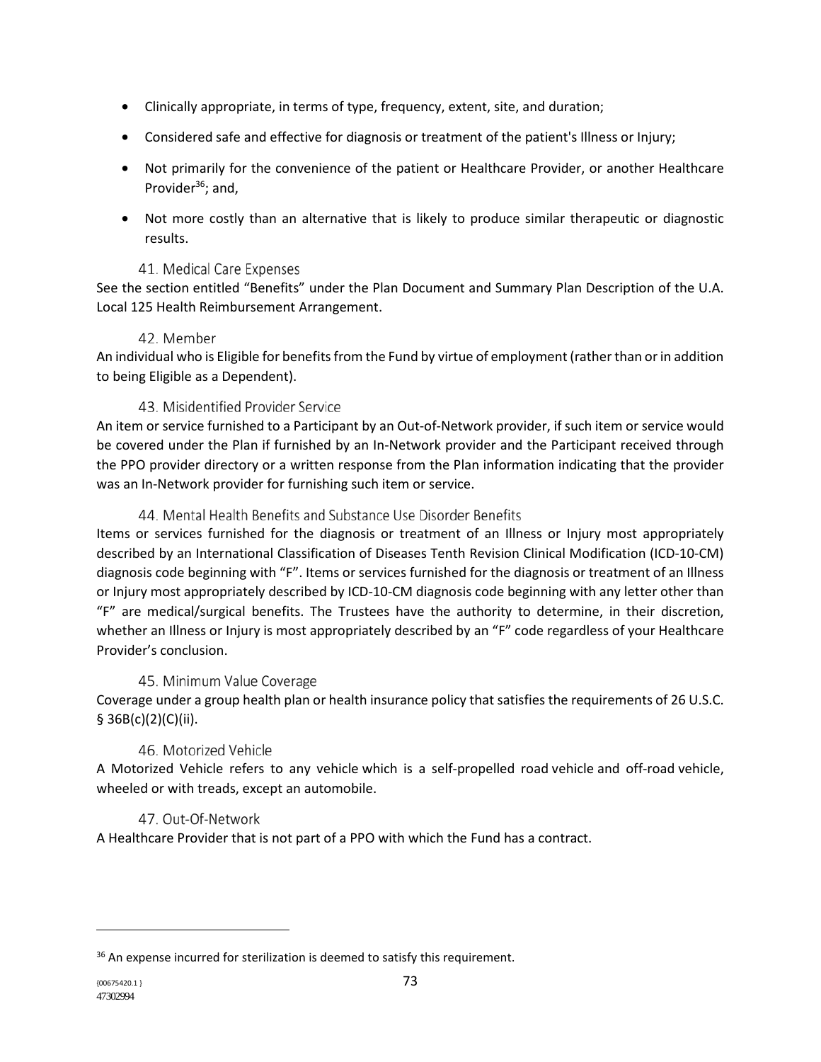- Clinically appropriate, in terms of type, frequency, extent, site, and duration;
- Considered safe and effective for diagnosis or treatment of the patient's Illness or Injury;
- Not primarily for the convenience of the patient or Healthcare Provider, or another Healthcare Provider[36]; and,
- Not more costly than an alternative that is likely to produce similar therapeutic or diagnostic results.

### 41. Medical Care Expenses

See the section entitled "Benefits" under the Plan Document and Summary Plan Description of the U.A. Local 125 Health Reimbursement Arrangement.

### 42. Member

An individual who is Eligible for benefits from the Fund by virtue of employment (rather than or in addition to being Eligible as a Dependent).

### 43. Misidentified Provider Service

An item or service furnished to a Participant by an Out-of-Network provider, if such item or service would be covered under the Plan if furnished by an In-Network provider and the Participant received through the PPO provider directory or a written response from the Plan information indicating that the provider was an In-Network provider for furnishing such item or service.

### 44. Mental Health Benefits and Substance Use Disorder Benefits

Items or services furnished for the diagnosis or treatment of an Illness or Injury most appropriately described by an International Classification of Diseases Tenth Revision Clinical Modification (ICD-10-CM) diagnosis code beginning with "F". Items or services furnished for the diagnosis or treatment of an Illness or Injury most appropriately described by ICD-10-CM diagnosis code beginning with any letter other than "F" are medical/surgical benefits. The Trustees have the authority to determine, in their discretion, whether an Illness or Injury is most appropriately described by an "F" code regardless of your Healthcare Provider's conclusion.

### 45. Minimum Value Coverage

Coverage under a group health plan or health insurance policy that satisfies the requirements of 26 U.S.C. § 36B(c)(2)(C)(ii).

### 46. Motorized Vehicle

A Motorized Vehicle refers to any vehicle which is a self-propelled road vehicle and off-road vehicle, wheeled or with treads, except an automobile.

### 47. Out-Of-Network

A Healthcare Provider that is not part of a PPO with which the Fund has a contract.

---

[36] An expense incurred for sterilization is deemed to satisfy this requirement.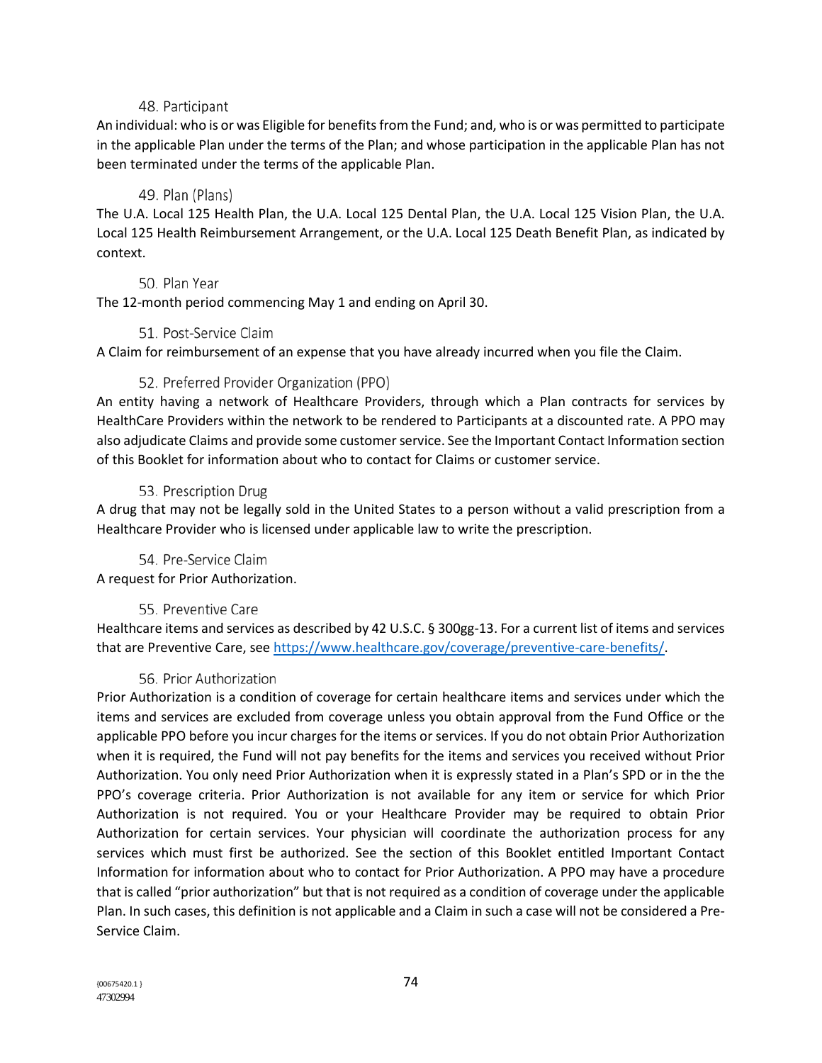### 48. Participant

An individual: who is or was Eligible for benefits from the Fund; and, who is or was permitted to participate in the applicable Plan under the terms of the Plan; and whose participation in the applicable Plan has not been terminated under the terms of the applicable Plan.

### 49. Plan (Plans)

The U.A. Local 125 Health Plan, the U.A. Local 125 Dental Plan, the U.A. Local 125 Vision Plan, the U.A. Local 125 Health Reimbursement Arrangement, or the U.A. Local 125 Death Benefit Plan, as indicated by context.

### 50. Plan Year

The 12-month period commencing May 1 and ending on April 30.

### 51. Post-Service Claim

A Claim for reimbursement of an expense that you have already incurred when you file the Claim.

### 52. Preferred Provider Organization (PPO)

An entity having a network of Healthcare Providers, through which a Plan contracts for services by HealthCare Providers within the network to be rendered to Participants at a discounted rate. A PPO may also adjudicate Claims and provide some customer service. See the Important Contact Information section of this Booklet for information about who to contact for Claims or customer service.

### 53. Prescription Drug

A drug that may not be legally sold in the United States to a person without a valid prescription from a Healthcare Provider who is licensed under applicable law to write the prescription.

### 54. Pre-Service Claim

A request for Prior Authorization.

### 55. Preventive Care

Healthcare items and services as described by 42 U.S.C. § 300gg-13. For a current list of items and services that are Preventive Care, see [https://www.healthcare.gov/coverage/preventive-care-benefits/](https://www.healthcare.gov/coverage/preventive-care-benefits/).

### 56. Prior Authorization

Prior Authorization is a condition of coverage for certain healthcare items and services under which the items and services are excluded from coverage unless you obtain approval from the Fund Office or the applicable PPO before you incur charges for the items or services. If you do not obtain Prior Authorization when it is required, the Fund will not pay benefits for the items and services you received without Prior Authorization. You only need Prior Authorization when it is expressly stated in a Plan's SPD or in the the PPO's coverage criteria. Prior Authorization is not available for any item or service for which Prior Authorization is not required. You or your Healthcare Provider may be required to obtain Prior Authorization for certain services. Your physician will coordinate the authorization process for any services which must first be authorized. See the section of this Booklet entitled Important Contact Information for information about who to contact for Prior Authorization. A PPO may have a procedure that is called "prior authorization" but that is not required as a condition of coverage under the applicable Plan. In such cases, this definition is not applicable and a Claim in such a case will not be considered a Pre-Service Claim.

{00675420.1 }
47302994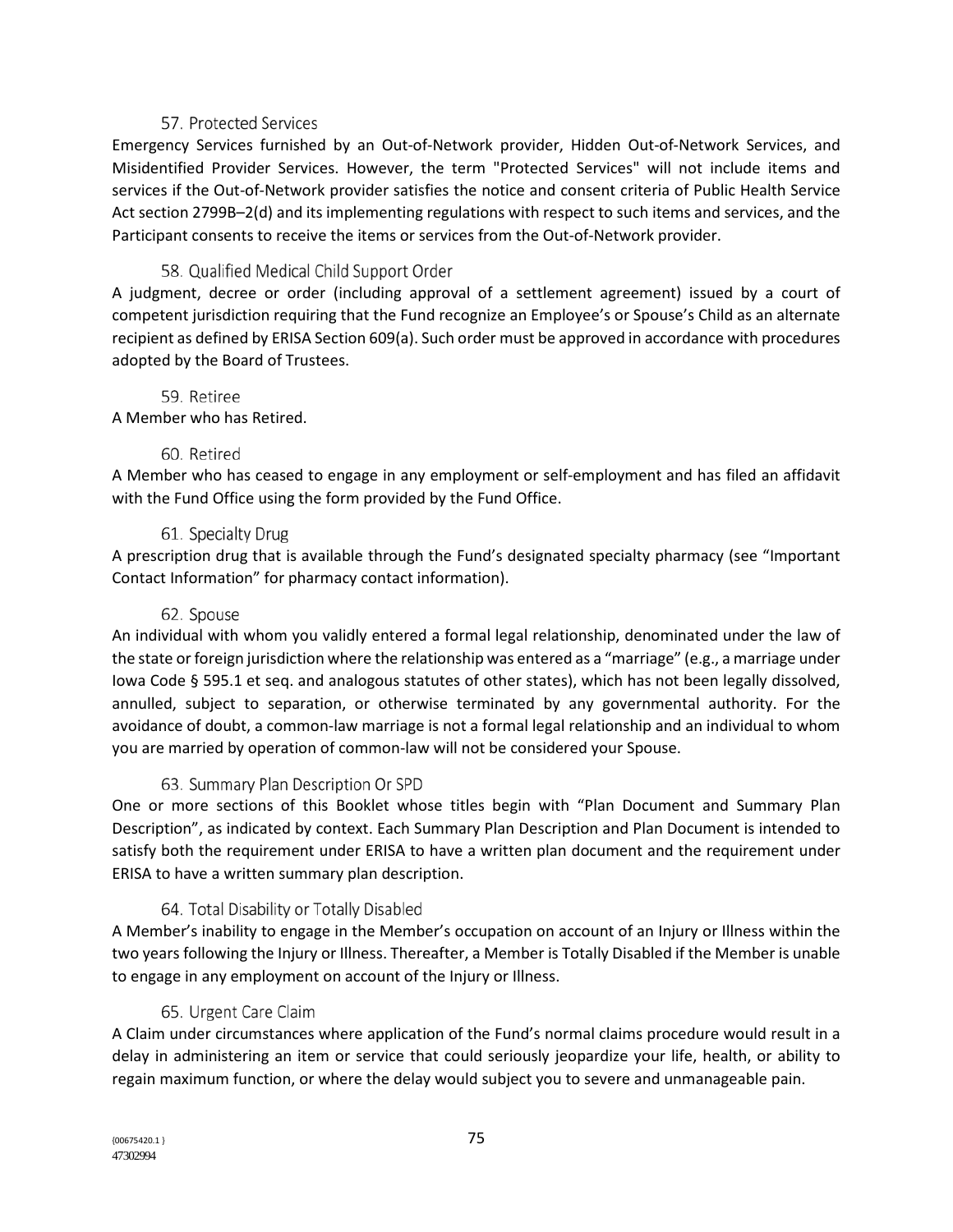### 57. Protected Services

Emergency Services furnished by an Out-of-Network provider, Hidden Out-of-Network Services, and Misidentified Provider Services. However, the term "Protected Services" will not include items and services if the Out-of-Network provider satisfies the notice and consent criteria of Public Health Service Act section 2799B–2(d) and its implementing regulations with respect to such items and services, and the Participant consents to receive the items or services from the Out-of-Network provider.

### 58. Qualified Medical Child Support Order

A judgment, decree or order (including approval of a settlement agreement) issued by a court of competent jurisdiction requiring that the Fund recognize an Employee's or Spouse's Child as an alternate recipient as defined by ERISA Section 609(a). Such order must be approved in accordance with procedures adopted by the Board of Trustees.

### 59. Retiree

A Member who has Retired.

### 60. Retired

A Member who has ceased to engage in any employment or self-employment and has filed an affidavit with the Fund Office using the form provided by the Fund Office.

### 61. Specialty Drug

A prescription drug that is available through the Fund's designated specialty pharmacy (see "Important Contact Information" for pharmacy contact information).

### 62. Spouse

An individual with whom you validly entered a formal legal relationship, denominated under the law of the state or foreign jurisdiction where the relationship was entered as a "marriage" (e.g., a marriage under Iowa Code § 595.1 et seq. and analogous statutes of other states), which has not been legally dissolved, annulled, subject to separation, or otherwise terminated by any governmental authority. For the avoidance of doubt, a common-law marriage is not a formal legal relationship and an individual to whom you are married by operation of common-law will not be considered your Spouse.

### 63. Summary Plan Description Or SPD

One or more sections of this Booklet whose titles begin with "Plan Document and Summary Plan Description", as indicated by context. Each Summary Plan Description and Plan Document is intended to satisfy both the requirement under ERISA to have a written plan document and the requirement under ERISA to have a written summary plan description.

### 64. Total Disability or Totally Disabled

A Member's inability to engage in the Member's occupation on account of an Injury or Illness within the two years following the Injury or Illness. Thereafter, a Member is Totally Disabled if the Member is unable to engage in any employment on account of the Injury or Illness.

### 65. Urgent Care Claim

A Claim under circumstances where application of the Fund's normal claims procedure would result in a delay in administering an item or service that could seriously jeopardize your life, health, or ability to regain maximum function, or where the delay would subject you to severe and unmanageable pain.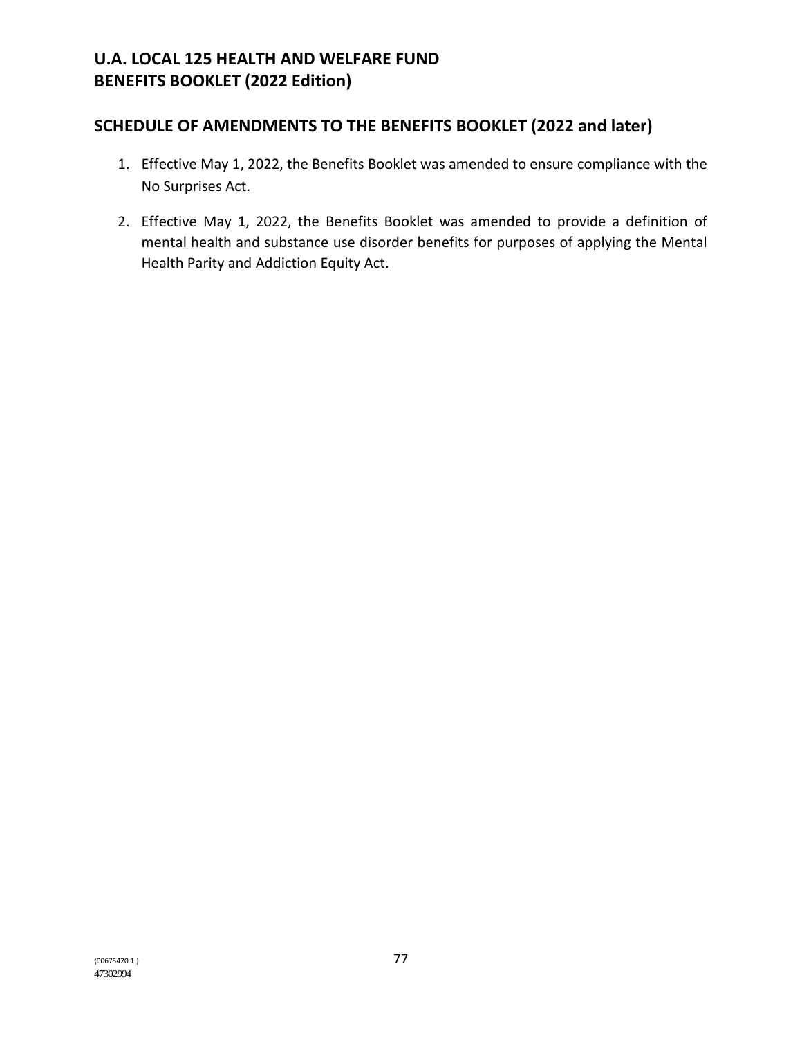# U.A. LOCAL 125 HEALTH AND WELFARE FUND
# BENEFITS BOOKLET (2022 Edition)

## SCHEDULE OF AMENDMENTS TO THE BENEFITS BOOKLET (2022 and later)

1. Effective May 1, 2022, the Benefits Booklet was amended to ensure compliance with the No Surprises Act.

2. Effective May 1, 2022, the Benefits Booklet was amended to provide a definition of mental health and substance use disorder benefits for purposes of applying the Mental Health Parity and Addiction Equity Act.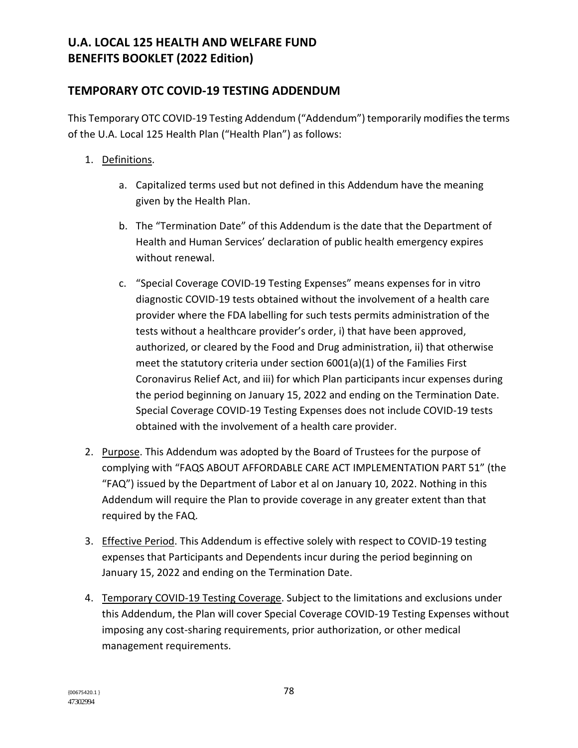# U.A. LOCAL 125 HEALTH AND WELFARE FUND BENEFITS BOOKLET (2022 Edition)

## TEMPORARY OTC COVID-19 TESTING ADDENDUM

This Temporary OTC COVID-19 Testing Addendum ("Addendum") temporarily modifies the terms of the U.A. Local 125 Health Plan ("Health Plan") as follows:

1. Definitions.

   a. Capitalized terms used but not defined in this Addendum have the meaning given by the Health Plan.

   b. The "Termination Date" of this Addendum is the date that the Department of Health and Human Services' declaration of public health emergency expires without renewal.

   c. "Special Coverage COVID-19 Testing Expenses" means expenses for in vitro diagnostic COVID-19 tests obtained without the involvement of a health care provider where the FDA labelling for such tests permits administration of the tests without a healthcare provider's order, i) that have been approved, authorized, or cleared by the Food and Drug administration, ii) that otherwise meet the statutory criteria under section 6001(a)(1) of the Families First Coronavirus Relief Act, and iii) for which Plan participants incur expenses during the period beginning on January 15, 2022 and ending on the Termination Date. Special Coverage COVID-19 Testing Expenses does not include COVID-19 tests obtained with the involvement of a health care provider.

2. Purpose. This Addendum was adopted by the Board of Trustees for the purpose of complying with "FAQS ABOUT AFFORDABLE CARE ACT IMPLEMENTATION PART 51" (the "FAQ") issued by the Department of Labor et al on January 10, 2022. Nothing in this Addendum will require the Plan to provide coverage in any greater extent than that required by the FAQ.

3. Effective Period. This Addendum is effective solely with respect to COVID-19 testing expenses that Participants and Dependents incur during the period beginning on January 15, 2022 and ending on the Termination Date.

4. Temporary COVID-19 Testing Coverage. Subject to the limitations and exclusions under this Addendum, the Plan will cover Special Coverage COVID-19 Testing Expenses without imposing any cost-sharing requirements, prior authorization, or other medical management requirements.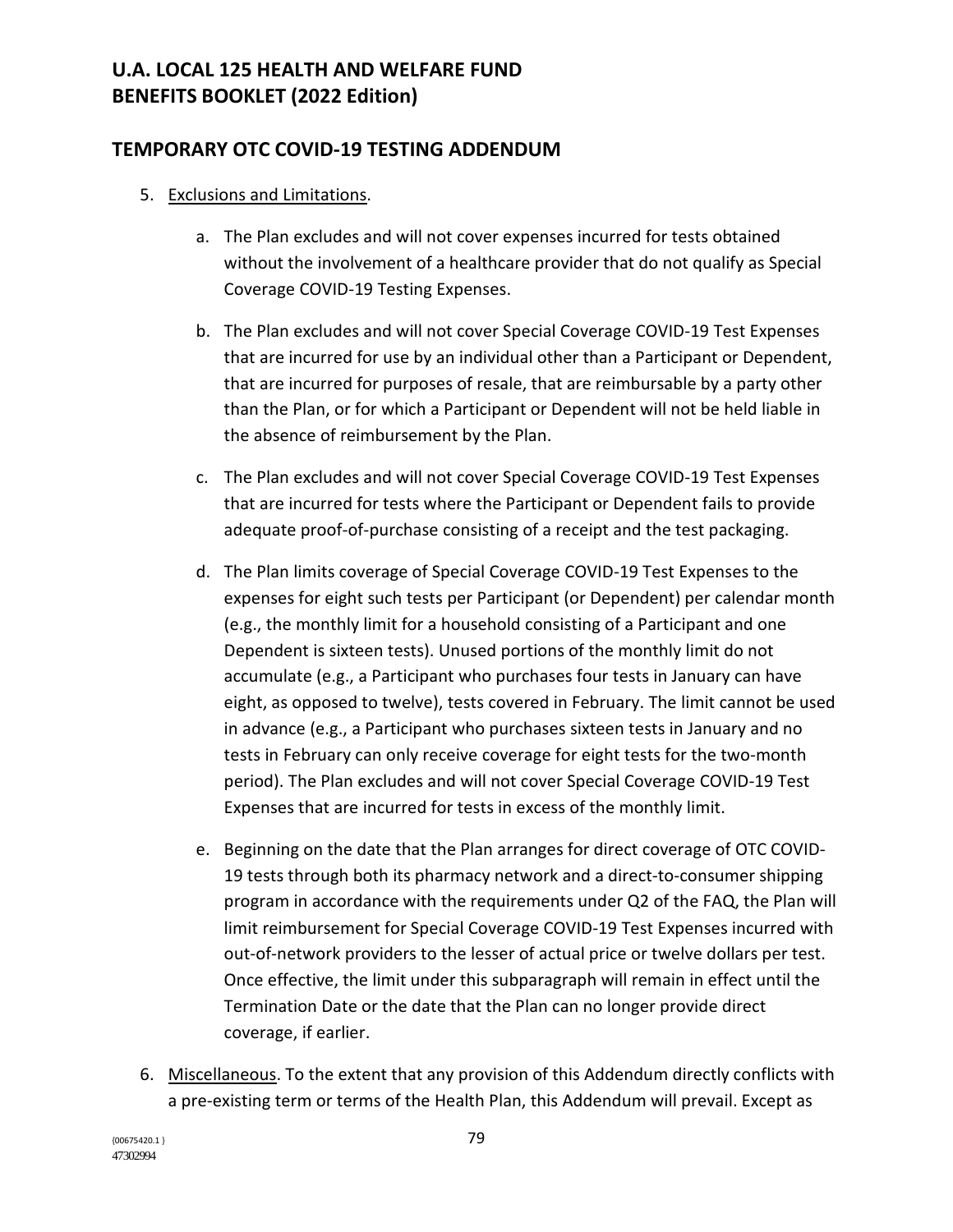## TEMPORARY OTC COVID-19 TESTING ADDENDUM

5. Exclusions and Limitations.

   a. The Plan excludes and will not cover expenses incurred for tests obtained without the involvement of a healthcare provider that do not qualify as Special Coverage COVID-19 Testing Expenses.

   b. The Plan excludes and will not cover Special Coverage COVID-19 Test Expenses that are incurred for use by an individual other than a Participant or Dependent, that are incurred for purposes of resale, that are reimbursable by a party other than the Plan, or for which a Participant or Dependent will not be held liable in the absence of reimbursement by the Plan.

   c. The Plan excludes and will not cover Special Coverage COVID-19 Test Expenses that are incurred for tests where the Participant or Dependent fails to provide adequate proof-of-purchase consisting of a receipt and the test packaging.

   d. The Plan limits coverage of Special Coverage COVID-19 Test Expenses to the expenses for eight such tests per Participant (or Dependent) per calendar month (e.g., the monthly limit for a household consisting of a Participant and one Dependent is sixteen tests). Unused portions of the monthly limit do not accumulate (e.g., a Participant who purchases four tests in January can have eight, as opposed to twelve), tests covered in February. The limit cannot be used in advance (e.g., a Participant who purchases sixteen tests in January and no tests in February can only receive coverage for eight tests for the two-month period). The Plan excludes and will not cover Special Coverage COVID-19 Test Expenses that are incurred for tests in excess of the monthly limit.

   e. Beginning on the date that the Plan arranges for direct coverage of OTC COVID-19 tests through both its pharmacy network and a direct-to-consumer shipping program in accordance with the requirements under Q2 of the FAQ, the Plan will limit reimbursement for Special Coverage COVID-19 Test Expenses incurred with out-of-network providers to the lesser of actual price or twelve dollars per test. Once effective, the limit under this subparagraph will remain in effect until the Termination Date or the date that the Plan can no longer provide direct coverage, if earlier.

6. Miscellaneous. To the extent that any provision of this Addendum directly conflicts with a pre-existing term or terms of the Health Plan, this Addendum will prevail. Except as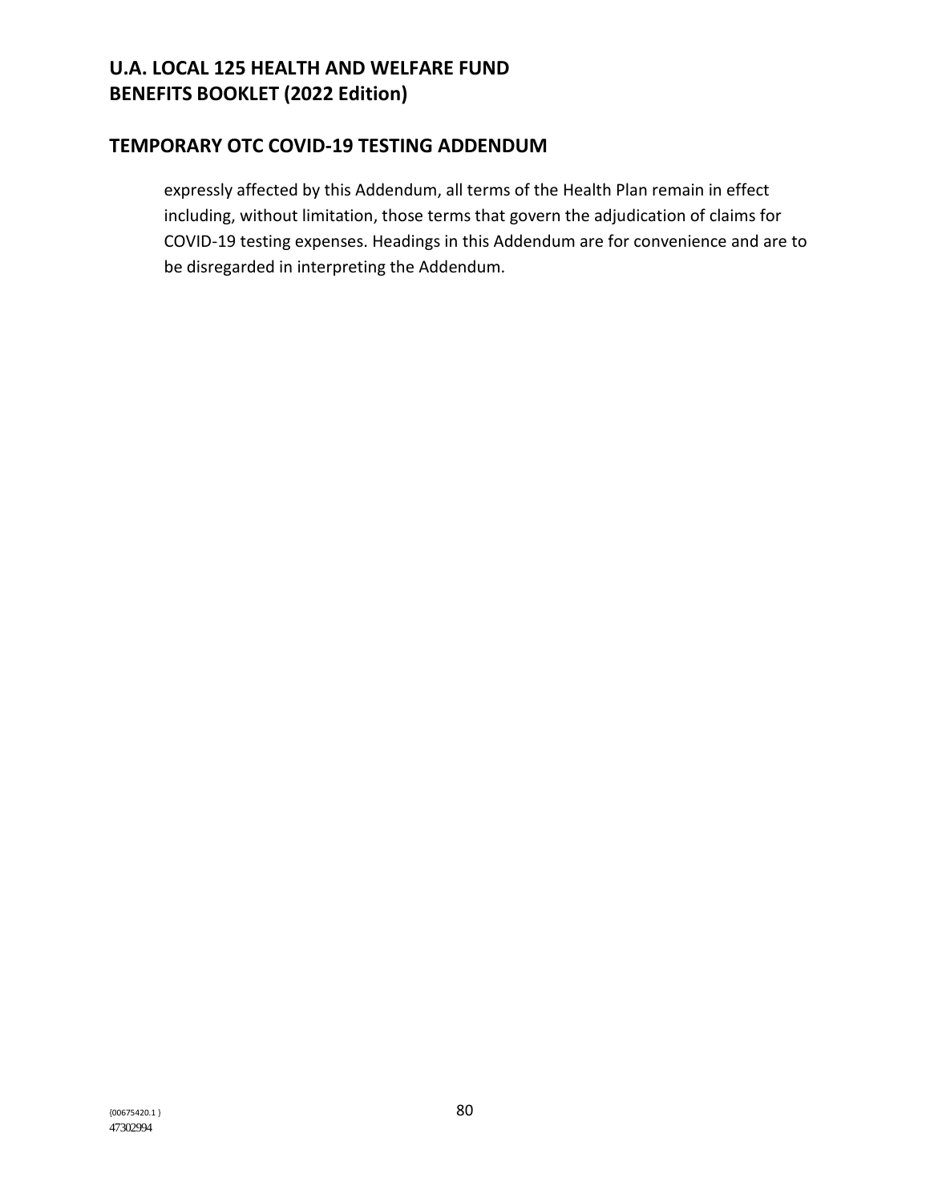expressly affected by this Addendum, all terms of the Health Plan remain in effect including, without limitation, those terms that govern the adjudication of claims for COVID-19 testing expenses. Headings in this Addendum are for convenience and are to be disregarded in interpreting the Addendum.